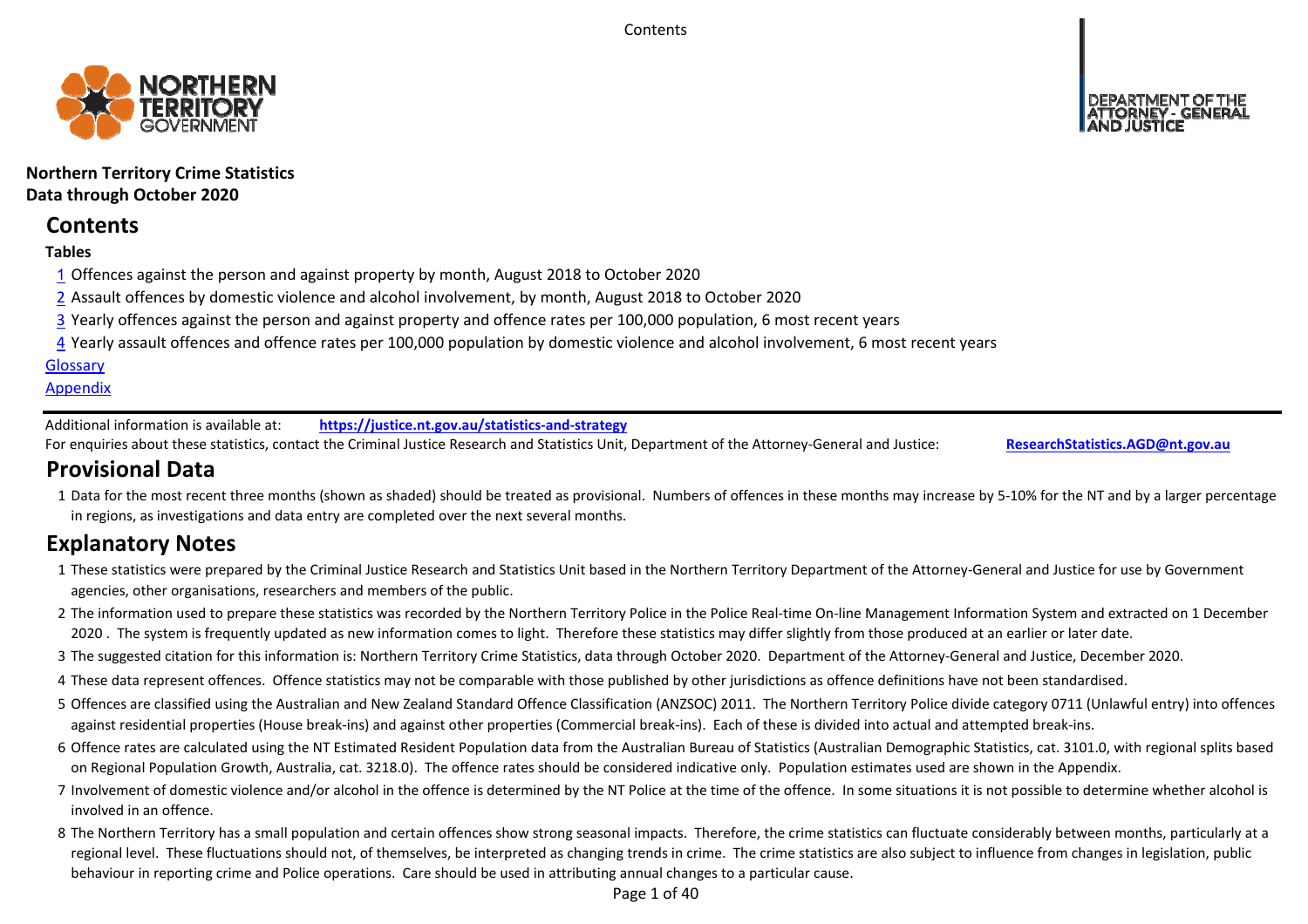**Northern Territory Crime Statistics**
**Data through October 2020**

## Contents

**Tables**

1 Offences against the person and against property by month, August 2018 to October 2020

2 Assault offences by domestic violence and alcohol involvement, by month, August 2018 to October 2020

3 Yearly offences against the person and against property and offence rates per 100,000 population, 6 most recent years

4 Yearly assault offences and offence rates per 100,000 population by domestic violence and alcohol involvement, 6 most recent years

Glossary

Appendix

Additional information is available at: **https://justice.nt.gov.au/statistics-and-strategy**

For enquiries about these statistics, contact the Criminal Justice Research and Statistics Unit, Department of the Attorney-General and Justice: **ResearchStatistics.AGD@nt.gov.au**

## Provisional Data

1 Data for the most recent three months (shown as shaded) should be treated as provisional. Numbers of offences in these months may increase by 5-10% for the NT and by a larger percentage in regions, as investigations and data entry are completed over the next several months.

## Explanatory Notes

1 These statistics were prepared by the Criminal Justice Research and Statistics Unit based in the Northern Territory Department of the Attorney-General and Justice for use by Government agencies, other organisations, researchers and members of the public.

2 The information used to prepare these statistics was recorded by the Northern Territory Police in the Police Real-time On-line Management Information System and extracted on 1 December 2020 . The system is frequently updated as new information comes to light. Therefore these statistics may differ slightly from those produced at an earlier or later date.

3 The suggested citation for this information is: Northern Territory Crime Statistics, data through October 2020. Department of the Attorney-General and Justice, December 2020.

4 These data represent offences. Offence statistics may not be comparable with those published by other jurisdictions as offence definitions have not been standardised.

5 Offences are classified using the Australian and New Zealand Standard Offence Classification (ANZSOC) 2011. The Northern Territory Police divide category 0711 (Unlawful entry) into offences against residential properties (House break-ins) and against other properties (Commercial break-ins). Each of these is divided into actual and attempted break-ins.

6 Offence rates are calculated using the NT Estimated Resident Population data from the Australian Bureau of Statistics (Australian Demographic Statistics, cat. 3101.0, with regional splits based on Regional Population Growth, Australia, cat. 3218.0). The offence rates should be considered indicative only. Population estimates used are shown in the Appendix.

7 Involvement of domestic violence and/or alcohol in the offence is determined by the NT Police at the time of the offence. In some situations it is not possible to determine whether alcohol is involved in an offence.

8 The Northern Territory has a small population and certain offences show strong seasonal impacts. Therefore, the crime statistics can fluctuate considerably between months, particularly at a regional level. These fluctuations should not, of themselves, be interpreted as changing trends in crime. The crime statistics are also subject to influence from changes in legislation, public behaviour in reporting crime and Police operations. Care should be used in attributing annual changes to a particular cause.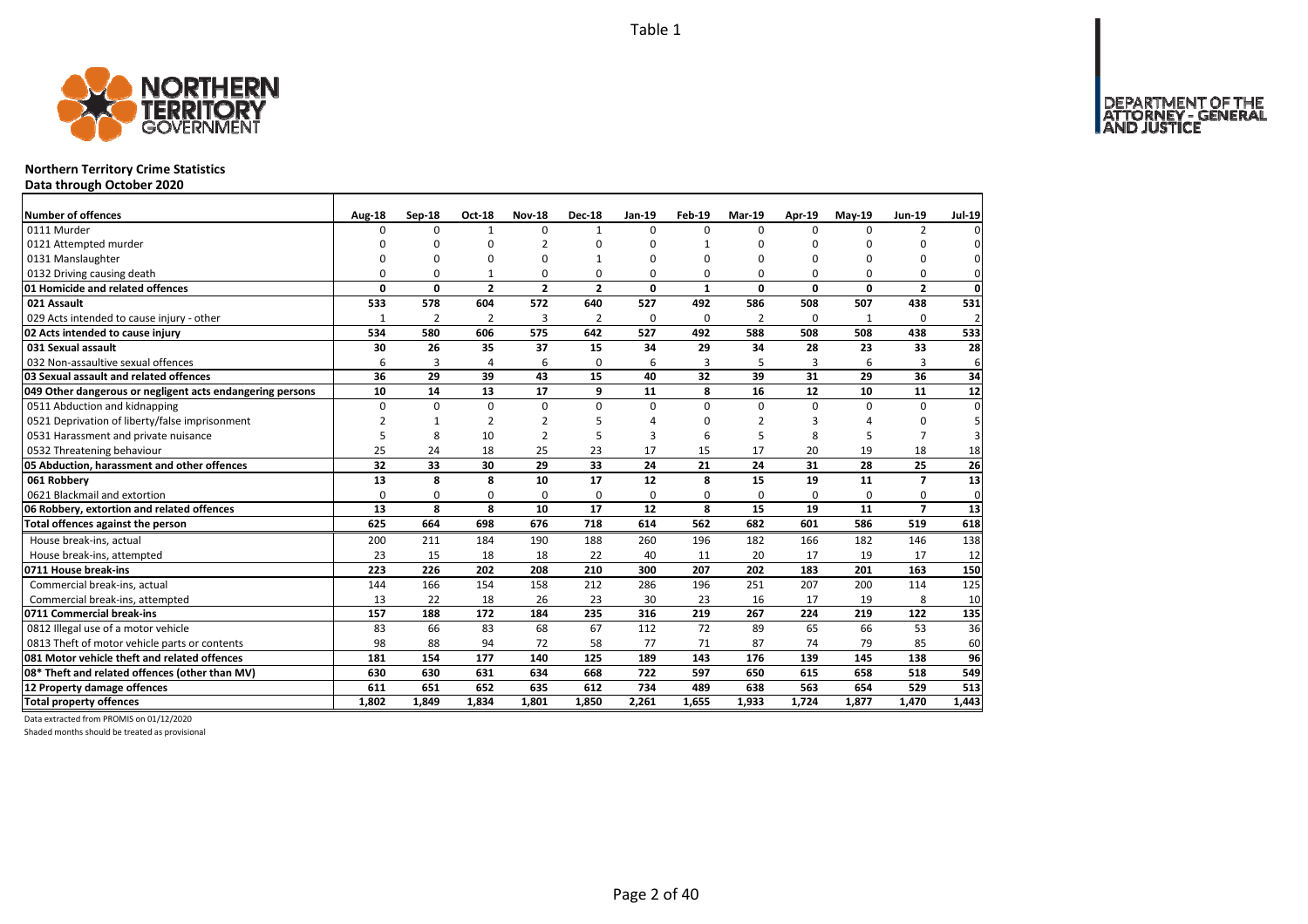Table 1

# Northern Territory Crime Statistics

**Data through October 2020**

| Number of offences | Aug-18 | Sep-18 | Oct-18 | Nov-18 | Dec-18 | Jan-19 | Feb-19 | Mar-19 | Apr-19 | May-19 | Jun-19 | Jul-19 |
|---|---|---|---|---|---|---|---|---|---|---|---|---|
| 0111 Murder | 0 | 0 | 1 | 0 | 1 | 0 | 0 | 0 | 0 | 0 | 2 | 0 |
| 0121 Attempted murder | 0 | 0 | 0 | 2 | 0 | 0 | 1 | 0 | 0 | 0 | 0 | 0 |
| 0131 Manslaughter | 0 | 0 | 0 | 0 | 1 | 0 | 0 | 0 | 0 | 0 | 0 | 0 |
| 0132 Driving causing death | 0 | 0 | 1 | 0 | 0 | 0 | 0 | 0 | 0 | 0 | 0 | 0 |
| **01 Homicide and related offences** | **0** | **0** | **2** | **2** | **2** | **0** | **1** | **0** | **0** | **0** | **2** | **0** |
| **021 Assault** | **533** | **578** | **604** | **572** | **640** | **527** | **492** | **586** | **508** | **507** | **438** | **531** |
| 029 Acts intended to cause injury - other | 1 | 2 | 2 | 3 | 2 | 0 | 0 | 2 | 0 | 1 | 0 | 2 |
| **02 Acts intended to cause injury** | **534** | **580** | **606** | **575** | **642** | **527** | **492** | **588** | **508** | **508** | **438** | **533** |
| **031 Sexual assault** | **30** | **26** | **35** | **37** | **15** | **34** | **29** | **34** | **28** | **23** | **33** | **28** |
| 032 Non-assaultive sexual offences | 6 | 3 | 4 | 6 | 0 | 6 | 3 | 5 | 3 | 6 | 3 | 6 |
| **03 Sexual assault and related offences** | **36** | **29** | **39** | **43** | **15** | **40** | **32** | **39** | **31** | **29** | **36** | **34** |
| **049 Other dangerous or negligent acts endangering persons** | **10** | **14** | **13** | **17** | **9** | **11** | **8** | **16** | **12** | **10** | **11** | **12** |
| 0511 Abduction and kidnapping | 0 | 0 | 0 | 0 | 0 | 0 | 0 | 0 | 0 | 0 | 0 | 0 |
| 0521 Deprivation of liberty/false imprisonment | 2 | 1 | 2 | 2 | 5 | 4 | 0 | 2 | 3 | 4 | 0 | 5 |
| 0531 Harassment and private nuisance | 5 | 8 | 10 | 2 | 5 | 3 | 6 | 5 | 8 | 5 | 7 | 3 |
| 0532 Threatening behaviour | 25 | 24 | 18 | 25 | 23 | 17 | 15 | 17 | 20 | 19 | 18 | 18 |
| **05 Abduction, harassment and other offences** | **32** | **33** | **30** | **29** | **33** | **24** | **21** | **24** | **31** | **28** | **25** | **26** |
| **061 Robbery** | **13** | **8** | **8** | **10** | **17** | **12** | **8** | **15** | **19** | **11** | **7** | **13** |
| 0621 Blackmail and extortion | 0 | 0 | 0 | 0 | 0 | 0 | 0 | 0 | 0 | 0 | 0 | 0 |
| **06 Robbery, extortion and related offences** | **13** | **8** | **8** | **10** | **17** | **12** | **8** | **15** | **19** | **11** | **7** | **13** |
| **Total offences against the person** | **625** | **664** | **698** | **676** | **718** | **614** | **562** | **682** | **601** | **586** | **519** | **618** |
| House break-ins, actual | 200 | 211 | 184 | 190 | 188 | 260 | 196 | 182 | 166 | 182 | 146 | 138 |
| House break-ins, attempted | 23 | 15 | 18 | 18 | 22 | 40 | 11 | 20 | 17 | 19 | 17 | 12 |
| **0711 House break-ins** | **223** | **226** | **202** | **208** | **210** | **300** | **207** | **202** | **183** | **201** | **163** | **150** |
| Commercial break-ins, actual | 144 | 166 | 154 | 158 | 212 | 286 | 196 | 251 | 207 | 200 | 114 | 125 |
| Commercial break-ins, attempted | 13 | 22 | 18 | 26 | 23 | 30 | 23 | 16 | 17 | 19 | 8 | 10 |
| **0711 Commercial break-ins** | **157** | **188** | **172** | **184** | **235** | **316** | **219** | **267** | **224** | **219** | **122** | **135** |
| 0812 Illegal use of a motor vehicle | 83 | 66 | 83 | 68 | 67 | 112 | 72 | 89 | 65 | 66 | 53 | 36 |
| 0813 Theft of motor vehicle parts or contents | 98 | 88 | 94 | 72 | 58 | 77 | 71 | 87 | 74 | 79 | 85 | 60 |
| **081 Motor vehicle theft and related offences** | **181** | **154** | **177** | **140** | **125** | **189** | **143** | **176** | **139** | **145** | **138** | **96** |
| **08* Theft and related offences (other than MV)** | **630** | **630** | **631** | **634** | **668** | **722** | **597** | **650** | **615** | **658** | **518** | **549** |
| **12 Property damage offences** | **611** | **651** | **652** | **635** | **612** | **734** | **489** | **638** | **563** | **654** | **529** | **513** |
| **Total property offences** | **1,802** | **1,849** | **1,834** | **1,801** | **1,850** | **2,261** | **1,655** | **1,933** | **1,724** | **1,877** | **1,470** | **1,443** |

Data extracted from PROMIS on 01/12/2020

Shaded months should be treated as provisional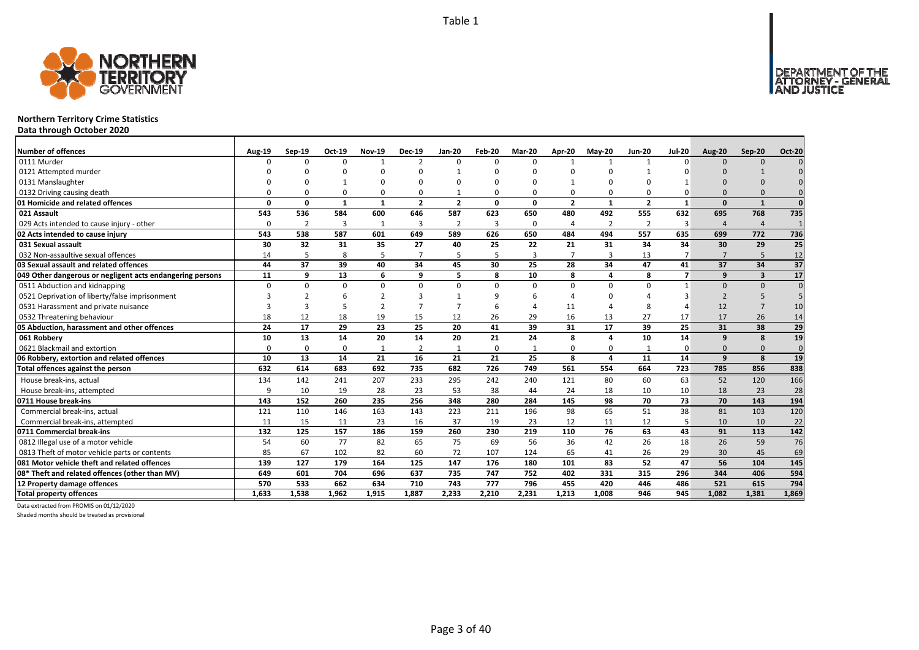Table 1

**Northern Territory Crime Statistics**
**Data through October 2020**

| Number of offences | Aug-19 | Sep-19 | Oct-19 | Nov-19 | Dec-19 | Jan-20 | Feb-20 | Mar-20 | Apr-20 | May-20 | Jun-20 | Jul-20 | Aug-20 | Sep-20 | Oct-20 |
|---|---|---|---|---|---|---|---|---|---|---|---|---|---|---|---|
| 0111 Murder | 0 | 0 | 0 | 1 | 2 | 0 | 0 | 0 | 1 | 1 | 1 | 0 | 0 | 0 | 0 |
| 0121 Attempted murder | 0 | 0 | 0 | 0 | 0 | 1 | 0 | 0 | 0 | 0 | 1 | 0 | 0 | 1 | 0 |
| 0131 Manslaughter | 0 | 0 | 1 | 0 | 0 | 0 | 0 | 0 | 1 | 0 | 0 | 1 | 0 | 0 | 0 |
| 0132 Driving causing death | 0 | 0 | 0 | 0 | 0 | 1 | 0 | 0 | 0 | 0 | 0 | 0 | 0 | 0 | 0 |
| **01 Homicide and related offences** | **0** | **0** | **1** | **1** | **2** | **2** | **0** | **0** | **2** | **1** | **2** | **1** | **0** | **1** | **0** |
| **021 Assault** | **543** | **536** | **584** | **600** | **646** | **587** | **623** | **650** | **480** | **492** | **555** | **632** | **695** | **768** | **735** |
| 029 Acts intended to cause injury - other | 0 | 2 | 3 | 1 | 3 | 2 | 3 | 0 | 4 | 2 | 2 | 3 | 4 | 4 | 1 |
| **02 Acts intended to cause injury** | **543** | **538** | **587** | **601** | **649** | **589** | **626** | **650** | **484** | **494** | **557** | **635** | **699** | **772** | **736** |
| **031 Sexual assault** | **30** | **32** | **31** | **35** | **27** | **40** | **25** | **22** | **21** | **31** | **34** | **34** | **30** | **29** | **25** |
| 032 Non-assaultive sexual offences | 14 | 5 | 8 | 5 | 7 | 5 | 5 | 3 | 7 | 3 | 13 | 7 | 7 | 5 | 12 |
| **03 Sexual assault and related offences** | **44** | **37** | **39** | **40** | **34** | **45** | **30** | **25** | **28** | **34** | **47** | **41** | **37** | **34** | **37** |
| **049 Other dangerous or negligent acts endangering persons** | **11** | **9** | **13** | **6** | **9** | **5** | **8** | **10** | **8** | **4** | **8** | **7** | **9** | **3** | **17** |
| 0511 Abduction and kidnapping | 0 | 0 | 0 | 0 | 0 | 0 | 0 | 0 | 0 | 0 | 0 | 1 | 0 | 0 | 0 |
| 0521 Deprivation of liberty/false imprisonment | 3 | 2 | 6 | 2 | 3 | 1 | 9 | 6 | 4 | 0 | 4 | 3 | 2 | 5 | 5 |
| 0531 Harassment and private nuisance | 3 | 3 | 5 | 2 | 7 | 7 | 6 | 4 | 11 | 4 | 8 | 4 | 12 | 7 | 10 |
| 0532 Threatening behaviour | 18 | 12 | 18 | 19 | 15 | 12 | 26 | 29 | 16 | 13 | 27 | 17 | 17 | 26 | 14 |
| **05 Abduction, harassment and other offences** | **24** | **17** | **29** | **23** | **25** | **20** | **41** | **39** | **31** | **17** | **39** | **25** | **31** | **38** | **29** |
| **061 Robbery** | **10** | **13** | **14** | **20** | **14** | **20** | **21** | **24** | **8** | **4** | **10** | **14** | **9** | **8** | **19** |
| 0621 Blackmail and extortion | 0 | 0 | 0 | 1 | 2 | 1 | 0 | 1 | 0 | 0 | 1 | 0 | 0 | 0 | 0 |
| **06 Robbery, extortion and related offences** | **10** | **13** | **14** | **21** | **16** | **21** | **21** | **25** | **8** | **4** | **11** | **14** | **9** | **8** | **19** |
| **Total offences against the person** | **632** | **614** | **683** | **692** | **735** | **682** | **726** | **749** | **561** | **554** | **664** | **723** | **785** | **856** | **838** |
| House break-ins, actual | 134 | 142 | 241 | 207 | 233 | 295 | 242 | 240 | 121 | 80 | 60 | 63 | 52 | 120 | 166 |
| House break-ins, attempted | 9 | 10 | 19 | 28 | 23 | 53 | 38 | 44 | 24 | 18 | 10 | 10 | 18 | 23 | 28 |
| **0711 House break-ins** | **143** | **152** | **260** | **235** | **256** | **348** | **280** | **284** | **145** | **98** | **70** | **73** | **70** | **143** | **194** |
| Commercial break-ins, actual | 121 | 110 | 146 | 163 | 143 | 223 | 211 | 196 | 98 | 65 | 51 | 38 | 81 | 103 | 120 |
| Commercial break-ins, attempted | 11 | 15 | 11 | 23 | 16 | 37 | 19 | 23 | 12 | 11 | 12 | 5 | 10 | 10 | 22 |
| **0711 Commercial break-ins** | **132** | **125** | **157** | **186** | **159** | **260** | **230** | **219** | **110** | **76** | **63** | **43** | **91** | **113** | **142** |
| 0812 Illegal use of a motor vehicle | 54 | 60 | 77 | 82 | 65 | 75 | 69 | 56 | 36 | 42 | 26 | 18 | 26 | 59 | 76 |
| 0813 Theft of motor vehicle parts or contents | 85 | 67 | 102 | 82 | 60 | 72 | 107 | 124 | 65 | 41 | 26 | 29 | 30 | 45 | 69 |
| **081 Motor vehicle theft and related offences** | **139** | **127** | **179** | **164** | **125** | **147** | **176** | **180** | **101** | **83** | **52** | **47** | **56** | **104** | **145** |
| **08* Theft and related offences (other than MV)** | **649** | **601** | **704** | **696** | **637** | **735** | **747** | **752** | **402** | **331** | **315** | **296** | **344** | **406** | **594** |
| **12 Property damage offences** | **570** | **533** | **662** | **634** | **710** | **743** | **777** | **796** | **455** | **420** | **446** | **486** | **521** | **615** | **794** |
| **Total property offences** | **1,633** | **1,538** | **1,962** | **1,915** | **1,887** | **2,233** | **2,210** | **2,231** | **1,213** | **1,008** | **946** | **945** | **1,082** | **1,381** | **1,869** |

Data extracted from PROMIS on 01/12/2020

Shaded months should be treated as provisional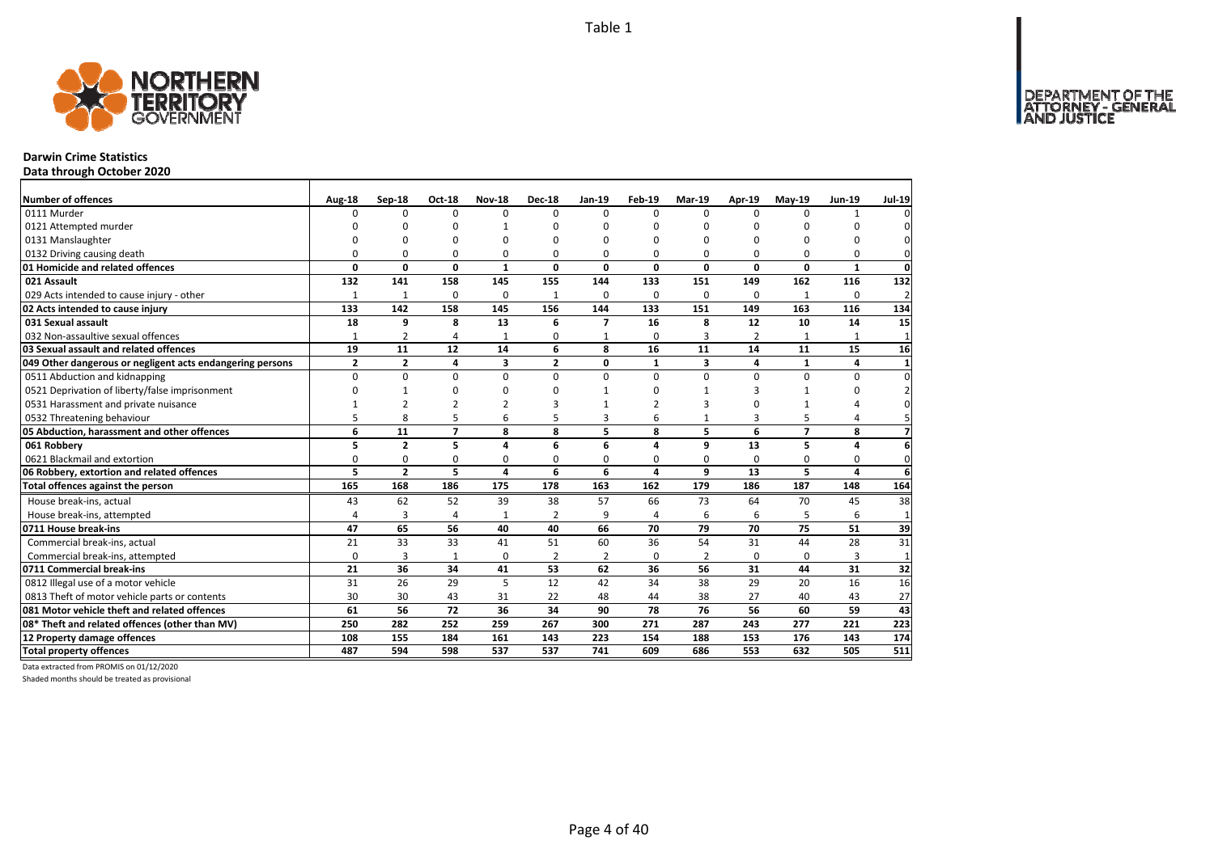Table 1

# Darwin Crime Statistics

**Data through October 2020**

| Number of offences | Aug-18 | Sep-18 | Oct-18 | Nov-18 | Dec-18 | Jan-19 | Feb-19 | Mar-19 | Apr-19 | May-19 | Jun-19 | Jul-19 |
|---|---|---|---|---|---|---|---|---|---|---|---|---|
| 0111 Murder | 0 | 0 | 0 | 0 | 0 | 0 | 0 | 0 | 0 | 0 | 1 | 0 |
| 0121 Attempted murder | 0 | 0 | 0 | 1 | 0 | 0 | 0 | 0 | 0 | 0 | 0 | 0 |
| 0131 Manslaughter | 0 | 0 | 0 | 0 | 0 | 0 | 0 | 0 | 0 | 0 | 0 | 0 |
| 0132 Driving causing death | 0 | 0 | 0 | 0 | 0 | 0 | 0 | 0 | 0 | 0 | 0 | 0 |
| **01 Homicide and related offences** | **0** | **0** | **0** | **1** | **0** | **0** | **0** | **0** | **0** | **0** | **1** | **0** |
| **021 Assault** | **132** | **141** | **158** | **145** | **155** | **144** | **133** | **151** | **149** | **162** | **116** | **132** |
| 029 Acts intended to cause injury - other | 1 | 1 | 0 | 0 | 1 | 0 | 0 | 0 | 0 | 1 | 0 | 2 |
| **02 Acts intended to cause injury** | **133** | **142** | **158** | **145** | **156** | **144** | **133** | **151** | **149** | **163** | **116** | **134** |
| **031 Sexual assault** | **18** | **9** | **8** | **13** | **6** | **7** | **16** | **8** | **12** | **10** | **14** | **15** |
| 032 Non-assaultive sexual offences | 1 | 2 | 4 | 1 | 0 | 1 | 0 | 3 | 2 | 1 | 1 | 1 |
| **03 Sexual assault and related offences** | **19** | **11** | **12** | **14** | **6** | **8** | **16** | **11** | **14** | **11** | **15** | **16** |
| **049 Other dangerous or negligent acts endangering persons** | **2** | **2** | **4** | **3** | **2** | **0** | **1** | **3** | **4** | **1** | **4** | **1** |
| 0511 Abduction and kidnapping | 0 | 0 | 0 | 0 | 0 | 0 | 0 | 0 | 0 | 0 | 0 | 0 |
| 0521 Deprivation of liberty/false imprisonment | 0 | 1 | 0 | 0 | 0 | 1 | 0 | 1 | 3 | 1 | 0 | 2 |
| 0531 Harassment and private nuisance | 1 | 2 | 2 | 2 | 3 | 1 | 2 | 3 | 0 | 1 | 4 | 0 |
| 0532 Threatening behaviour | 5 | 8 | 5 | 6 | 5 | 3 | 6 | 1 | 3 | 5 | 4 | 5 |
| **05 Abduction, harassment and other offences** | **6** | **11** | **7** | **8** | **8** | **5** | **8** | **5** | **6** | **7** | **8** | **7** |
| **061 Robbery** | **5** | **2** | **5** | **4** | **6** | **6** | **4** | **9** | **13** | **5** | **4** | **6** |
| 0621 Blackmail and extortion | 0 | 0 | 0 | 0 | 0 | 0 | 0 | 0 | 0 | 0 | 0 | 0 |
| **06 Robbery, extortion and related offences** | **5** | **2** | **5** | **4** | **6** | **6** | **4** | **9** | **13** | **5** | **4** | **6** |
| **Total offences against the person** | **165** | **168** | **186** | **175** | **178** | **163** | **162** | **179** | **186** | **187** | **148** | **164** |
| House break-ins, actual | 43 | 62 | 52 | 39 | 38 | 57 | 66 | 73 | 64 | 70 | 45 | 38 |
| House break-ins, attempted | 4 | 3 | 4 | 1 | 2 | 9 | 4 | 6 | 6 | 5 | 6 | 1 |
| **0711 House break-ins** | **47** | **65** | **56** | **40** | **40** | **66** | **70** | **79** | **70** | **75** | **51** | **39** |
| Commercial break-ins, actual | 21 | 33 | 33 | 41 | 51 | 60 | 36 | 54 | 31 | 44 | 28 | 31 |
| Commercial break-ins, attempted | 0 | 3 | 1 | 0 | 2 | 2 | 0 | 2 | 0 | 0 | 3 | 1 |
| **0711 Commercial break-ins** | **21** | **36** | **34** | **41** | **53** | **62** | **36** | **56** | **31** | **44** | **31** | **32** |
| 0812 Illegal use of a motor vehicle | 31 | 26 | 29 | 5 | 12 | 42 | 34 | 38 | 29 | 20 | 16 | 16 |
| 0813 Theft of motor vehicle parts or contents | 30 | 30 | 43 | 31 | 22 | 48 | 44 | 38 | 27 | 40 | 43 | 27 |
| **081 Motor vehicle theft and related offences** | **61** | **56** | **72** | **36** | **34** | **90** | **78** | **76** | **56** | **60** | **59** | **43** |
| **08* Theft and related offences (other than MV)** | **250** | **282** | **252** | **259** | **267** | **300** | **271** | **287** | **243** | **277** | **221** | **223** |
| **12 Property damage offences** | **108** | **155** | **184** | **161** | **143** | **223** | **154** | **188** | **153** | **176** | **143** | **174** |
| **Total property offences** | **487** | **594** | **598** | **537** | **537** | **741** | **609** | **686** | **553** | **632** | **505** | **511** |

Data extracted from PROMIS on 01/12/2020

Shaded months should be treated as provisional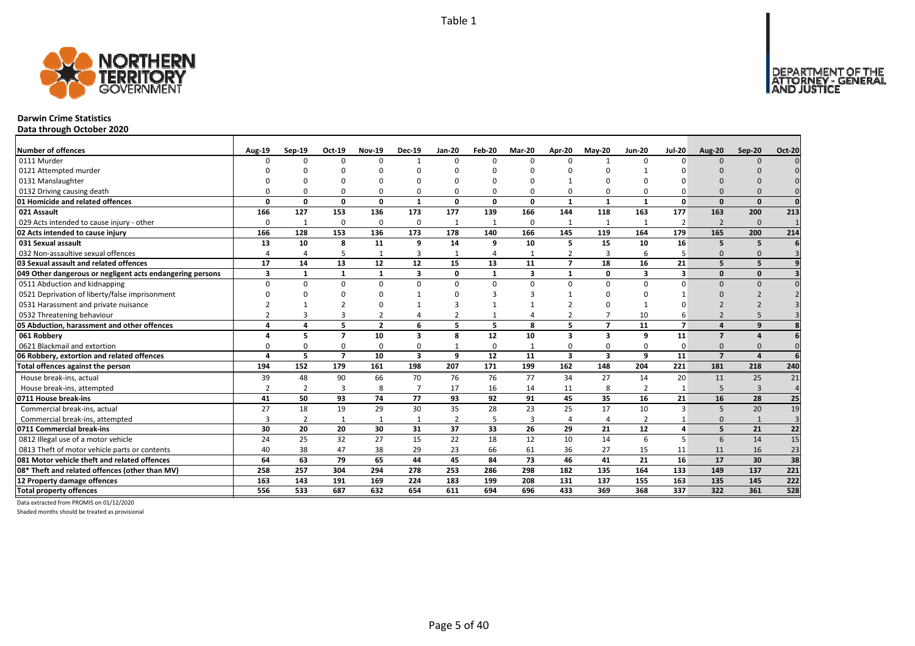Table 1

NORTHERN TERRITORY GOVERNMENT

DEPARTMENT OF THE ATTORNEY - GENERAL AND JUSTICE

## Darwin Crime Statistics

**Data through October 2020**

| Number of offences | Aug-19 | Sep-19 | Oct-19 | Nov-19 | Dec-19 | Jan-20 | Feb-20 | Mar-20 | Apr-20 | May-20 | Jun-20 | Jul-20 | Aug-20 | Sep-20 | Oct-20 |
|---|---|---|---|---|---|---|---|---|---|---|---|---|---|---|---|
| 0111 Murder | 0 | 0 | 0 | 0 | 1 | 0 | 0 | 0 | 0 | 1 | 0 | 0 | 0 | 0 | 0 |
| 0121 Attempted murder | 0 | 0 | 0 | 0 | 0 | 0 | 0 | 0 | 0 | 0 | 1 | 0 | 0 | 0 | 0 |
| 0131 Manslaughter | 0 | 0 | 0 | 0 | 0 | 0 | 0 | 0 | 1 | 0 | 0 | 0 | 0 | 0 | 0 |
| 0132 Driving causing death | 0 | 0 | 0 | 0 | 0 | 0 | 0 | 0 | 0 | 0 | 0 | 0 | 0 | 0 | 0 |
| **01 Homicide and related offences** | **0** | **0** | **0** | **0** | **1** | **0** | **0** | **0** | **1** | **1** | **1** | **0** | **0** | **0** | **0** |
| **021 Assault** | **166** | **127** | **153** | **136** | **173** | **177** | **139** | **166** | **144** | **118** | **163** | **177** | **163** | **200** | **213** |
| 029 Acts intended to cause injury - other | 0 | 1 | 0 | 0 | 0 | 1 | 1 | 0 | 1 | 1 | 1 | 2 | 2 | 0 | 1 |
| **02 Acts intended to cause injury** | **166** | **128** | **153** | **136** | **173** | **178** | **140** | **166** | **145** | **119** | **164** | **179** | **165** | **200** | **214** |
| **031 Sexual assault** | **13** | **10** | **8** | **11** | **9** | **14** | **9** | **10** | **5** | **15** | **10** | **16** | **5** | **5** | **6** |
| 032 Non-assaultive sexual offences | 4 | 4 | 5 | 1 | 3 | 1 | 4 | 1 | 2 | 3 | 6 | 5 | 0 | 0 | 3 |
| **03 Sexual assault and related offences** | **17** | **14** | **13** | **12** | **12** | **15** | **13** | **11** | **7** | **18** | **16** | **21** | **5** | **5** | **9** |
| **049 Other dangerous or negligent acts endangering persons** | **3** | **1** | **1** | **1** | **3** | **0** | **1** | **3** | **1** | **0** | **3** | **3** | **0** | **0** | **3** |
| 0511 Abduction and kidnapping | 0 | 0 | 0 | 0 | 0 | 0 | 0 | 0 | 0 | 0 | 0 | 0 | 0 | 0 | 0 |
| 0521 Deprivation of liberty/false imprisonment | 0 | 0 | 0 | 0 | 1 | 0 | 3 | 3 | 1 | 0 | 0 | 1 | 0 | 2 | 2 |
| 0531 Harassment and private nuisance | 2 | 1 | 2 | 0 | 1 | 3 | 1 | 1 | 2 | 0 | 1 | 0 | 2 | 2 | 3 |
| 0532 Threatening behaviour | 2 | 3 | 3 | 2 | 4 | 2 | 1 | 4 | 2 | 7 | 10 | 6 | 2 | 5 | 3 |
| **05 Abduction, harassment and other offences** | **4** | **4** | **5** | **2** | **6** | **5** | **5** | **8** | **5** | **7** | **11** | **7** | **4** | **9** | **8** |
| **061 Robbery** | **4** | **5** | **7** | **10** | **3** | **8** | **12** | **10** | **3** | **3** | **9** | **11** | **7** | **4** | **6** |
| 0621 Blackmail and extortion | 0 | 0 | 0 | 0 | 0 | 1 | 0 | 1 | 0 | 0 | 0 | 0 | 0 | 0 | 0 |
| **06 Robbery, extortion and related offences** | **4** | **5** | **7** | **10** | **3** | **9** | **12** | **11** | **3** | **3** | **9** | **11** | **7** | **4** | **6** |
| **Total offences against the person** | **194** | **152** | **179** | **161** | **198** | **207** | **171** | **199** | **162** | **148** | **204** | **221** | **181** | **218** | **240** |
| House break-ins, actual | 39 | 48 | 90 | 66 | 70 | 76 | 76 | 77 | 34 | 27 | 14 | 20 | 11 | 25 | 21 |
| House break-ins, attempted | 2 | 2 | 3 | 8 | 7 | 17 | 16 | 14 | 11 | 8 | 2 | 1 | 5 | 3 | 4 |
| **0711 House break-ins** | **41** | **50** | **93** | **74** | **77** | **93** | **92** | **91** | **45** | **35** | **16** | **21** | **16** | **28** | **25** |
| Commercial break-ins, actual | 27 | 18 | 19 | 29 | 30 | 35 | 28 | 23 | 25 | 17 | 10 | 3 | 5 | 20 | 19 |
| Commercial break-ins, attempted | 3 | 2 | 1 | 1 | 1 | 2 | 5 | 3 | 4 | 4 | 2 | 1 | 0 | 1 | 3 |
| **0711 Commercial break-ins** | **30** | **20** | **20** | **30** | **31** | **37** | **33** | **26** | **29** | **21** | **12** | **4** | **5** | **21** | **22** |
| 0812 Illegal use of a motor vehicle | 24 | 25 | 32 | 27 | 15 | 22 | 18 | 12 | 10 | 14 | 6 | 5 | 6 | 14 | 15 |
| 0813 Theft of motor vehicle parts or contents | 40 | 38 | 47 | 38 | 29 | 23 | 66 | 61 | 36 | 27 | 15 | 11 | 11 | 16 | 23 |
| **081 Motor vehicle theft and related offences** | **64** | **63** | **79** | **65** | **44** | **45** | **84** | **73** | **46** | **41** | **21** | **16** | **17** | **30** | **38** |
| **08* Theft and related offences (other than MV)** | **258** | **257** | **304** | **294** | **278** | **253** | **286** | **298** | **182** | **135** | **164** | **133** | **149** | **137** | **221** |
| **12 Property damage offences** | **163** | **143** | **191** | **169** | **224** | **183** | **199** | **208** | **131** | **137** | **155** | **163** | **135** | **145** | **222** |
| **Total property offences** | **556** | **533** | **687** | **632** | **654** | **611** | **694** | **696** | **433** | **369** | **368** | **337** | **322** | **361** | **528** |

Data extracted from PROMIS on 01/12/2020

Shaded months should be treated as provisional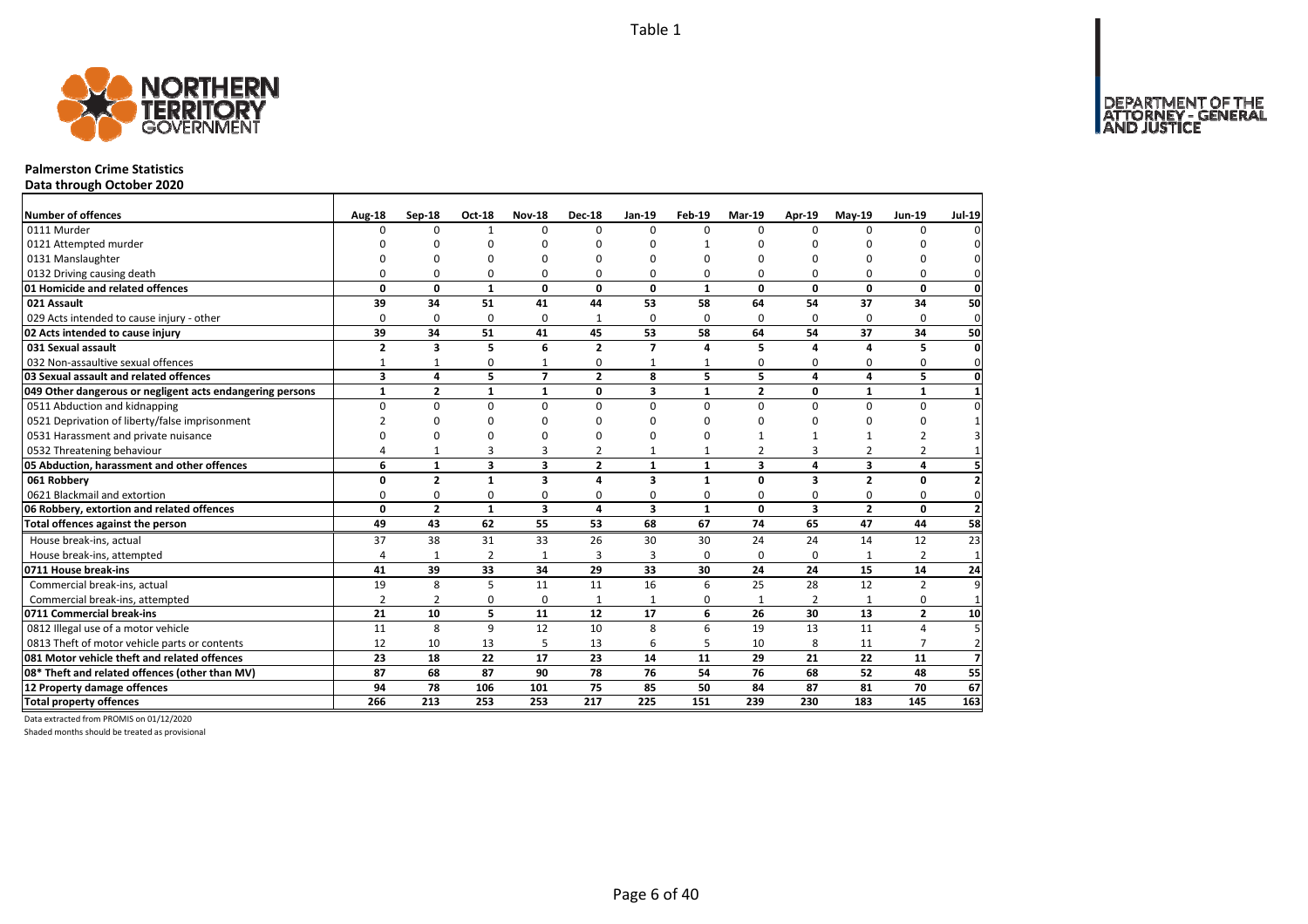Table 1

# Palmerston Crime Statistics

## Data through October 2020

| Number of offences | Aug-18 | Sep-18 | Oct-18 | Nov-18 | Dec-18 | Jan-19 | Feb-19 | Mar-19 | Apr-19 | May-19 | Jun-19 | Jul-19 |
|---|---|---|---|---|---|---|---|---|---|---|---|---|
| 0111 Murder | 0 | 0 | 1 | 0 | 0 | 0 | 0 | 0 | 0 | 0 | 0 | 0 |
| 0121 Attempted murder | 0 | 0 | 0 | 0 | 0 | 0 | 1 | 0 | 0 | 0 | 0 | 0 |
| 0131 Manslaughter | 0 | 0 | 0 | 0 | 0 | 0 | 0 | 0 | 0 | 0 | 0 | 0 |
| 0132 Driving causing death | 0 | 0 | 0 | 0 | 0 | 0 | 0 | 0 | 0 | 0 | 0 | 0 |
| **01 Homicide and related offences** | **0** | **0** | **1** | **0** | **0** | **0** | **1** | **0** | **0** | **0** | **0** | **0** |
| **021 Assault** | **39** | **34** | **51** | **41** | **44** | **53** | **58** | **64** | **54** | **37** | **34** | **50** |
| 029 Acts intended to cause injury - other | 0 | 0 | 0 | 0 | 1 | 0 | 0 | 0 | 0 | 0 | 0 | 0 |
| **02 Acts intended to cause injury** | **39** | **34** | **51** | **41** | **45** | **53** | **58** | **64** | **54** | **37** | **34** | **50** |
| **031 Sexual assault** | **2** | **3** | **5** | **6** | **2** | **7** | **4** | **5** | **4** | **4** | **5** | **0** |
| 032 Non-assaultive sexual offences | 1 | 1 | 0 | 1 | 0 | 1 | 1 | 0 | 0 | 0 | 0 | 0 |
| **03 Sexual assault and related offences** | **3** | **4** | **5** | **7** | **2** | **8** | **5** | **5** | **4** | **4** | **5** | **0** |
| **049 Other dangerous or negligent acts endangering persons** | **1** | **2** | **1** | **1** | **0** | **3** | **1** | **2** | **0** | **1** | **1** | **1** |
| 0511 Abduction and kidnapping | 0 | 0 | 0 | 0 | 0 | 0 | 0 | 0 | 0 | 0 | 0 | 0 |
| 0521 Deprivation of liberty/false imprisonment | 2 | 0 | 0 | 0 | 0 | 0 | 0 | 0 | 0 | 0 | 0 | 1 |
| 0531 Harassment and private nuisance | 0 | 0 | 0 | 0 | 0 | 0 | 0 | 1 | 1 | 1 | 2 | 3 |
| 0532 Threatening behaviour | 4 | 1 | 3 | 3 | 2 | 1 | 1 | 2 | 3 | 2 | 2 | 1 |
| **05 Abduction, harassment and other offences** | **6** | **1** | **3** | **3** | **2** | **1** | **1** | **3** | **4** | **3** | **4** | **5** |
| **061 Robbery** | **0** | **2** | **1** | **3** | **4** | **3** | **1** | **0** | **3** | **2** | **0** | **2** |
| 0621 Blackmail and extortion | 0 | 0 | 0 | 0 | 0 | 0 | 0 | 0 | 0 | 0 | 0 | 0 |
| **06 Robbery, extortion and related offences** | **0** | **2** | **1** | **3** | **4** | **3** | **1** | **0** | **3** | **2** | **0** | **2** |
| **Total offences against the person** | **49** | **43** | **62** | **55** | **53** | **68** | **67** | **74** | **65** | **47** | **44** | **58** |
| House break-ins, actual | 37 | 38 | 31 | 33 | 26 | 30 | 30 | 24 | 24 | 14 | 12 | 23 |
| House break-ins, attempted | 4 | 1 | 2 | 1 | 3 | 3 | 0 | 0 | 0 | 1 | 2 | 1 |
| **0711 House break-ins** | **41** | **39** | **33** | **34** | **29** | **33** | **30** | **24** | **24** | **15** | **14** | **24** |
| Commercial break-ins, actual | 19 | 8 | 5 | 11 | 11 | 16 | 6 | 25 | 28 | 12 | 2 | 9 |
| Commercial break-ins, attempted | 2 | 2 | 0 | 0 | 1 | 1 | 0 | 1 | 2 | 1 | 0 | 1 |
| **0711 Commercial break-ins** | **21** | **10** | **5** | **11** | **12** | **17** | **6** | **26** | **30** | **13** | **2** | **10** |
| 0812 Illegal use of a motor vehicle | 11 | 8 | 9 | 12 | 10 | 8 | 6 | 19 | 13 | 11 | 4 | 5 |
| 0813 Theft of motor vehicle parts or contents | 12 | 10 | 13 | 5 | 13 | 6 | 5 | 10 | 8 | 11 | 7 | 2 |
| **081 Motor vehicle theft and related offences** | **23** | **18** | **22** | **17** | **23** | **14** | **11** | **29** | **21** | **22** | **11** | **7** |
| **08* Theft and related offences (other than MV)** | **87** | **68** | **87** | **90** | **78** | **76** | **54** | **76** | **68** | **52** | **48** | **55** |
| **12 Property damage offences** | **94** | **78** | **106** | **101** | **75** | **85** | **50** | **84** | **87** | **81** | **70** | **67** |
| **Total property offences** | **266** | **213** | **253** | **253** | **217** | **225** | **151** | **239** | **230** | **183** | **145** | **163** |

Data extracted from PROMIS on 01/12/2020

Shaded months should be treated as provisional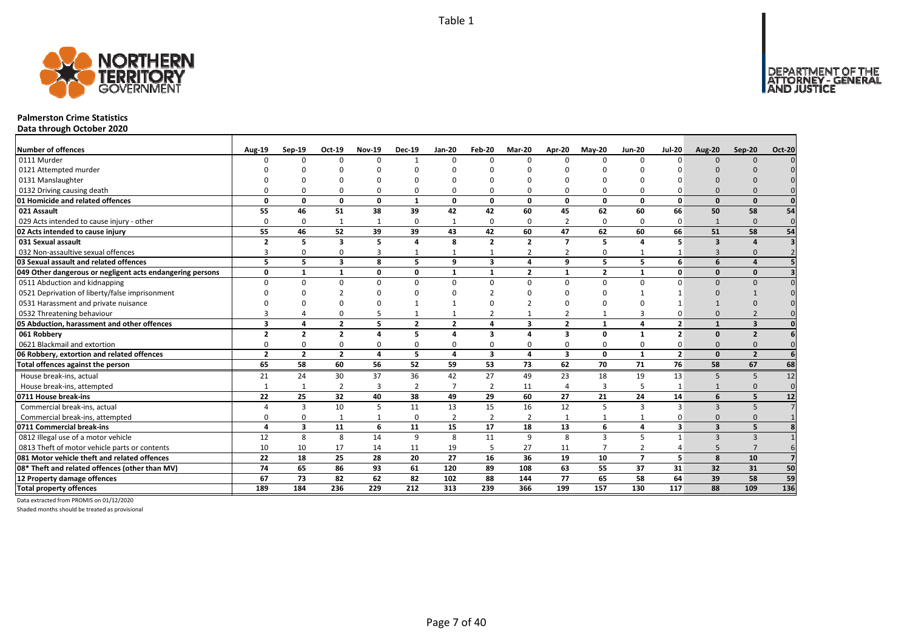Table 1

## Palmerston Crime Statistics

**Data through October 2020**

| Number of offences | Aug-19 | Sep-19 | Oct-19 | Nov-19 | Dec-19 | Jan-20 | Feb-20 | Mar-20 | Apr-20 | May-20 | Jun-20 | Jul-20 | Aug-20 | Sep-20 | Oct-20 |
|---|---|---|---|---|---|---|---|---|---|---|---|---|---|---|---|
| 0111 Murder | 0 | 0 | 0 | 0 | 1 | 0 | 0 | 0 | 0 | 0 | 0 | 0 | 0 | 0 | 0 |
| 0121 Attempted murder | 0 | 0 | 0 | 0 | 0 | 0 | 0 | 0 | 0 | 0 | 0 | 0 | 0 | 0 | 0 |
| 0131 Manslaughter | 0 | 0 | 0 | 0 | 0 | 0 | 0 | 0 | 0 | 0 | 0 | 0 | 0 | 0 | 0 |
| 0132 Driving causing death | 0 | 0 | 0 | 0 | 0 | 0 | 0 | 0 | 0 | 0 | 0 | 0 | 0 | 0 | 0 |
| **01 Homicide and related offences** | **0** | **0** | **0** | **0** | **1** | **0** | **0** | **0** | **0** | **0** | **0** | **0** | **0** | **0** | **0** |
| **021 Assault** | **55** | **46** | **51** | **38** | **39** | **42** | **42** | **60** | **45** | **62** | **60** | **66** | **50** | **58** | **54** |
| 029 Acts intended to cause injury - other | 0 | 0 | 1 | 1 | 0 | 1 | 0 | 0 | 2 | 0 | 0 | 0 | 1 | 0 | 0 |
| **02 Acts intended to cause injury** | **55** | **46** | **52** | **39** | **39** | **43** | **42** | **60** | **47** | **62** | **60** | **66** | **51** | **58** | **54** |
| **031 Sexual assault** | **2** | **5** | **3** | **5** | **4** | **8** | **2** | **2** | **7** | **5** | **4** | **5** | **3** | **4** | **3** |
| 032 Non-assaultive sexual offences | 3 | 0 | 0 | 3 | 1 | 1 | 1 | 2 | 2 | 0 | 1 | 1 | 3 | 0 | 2 |
| **03 Sexual assault and related offences** | **5** | **5** | **3** | **8** | **5** | **9** | **3** | **4** | **9** | **5** | **5** | **6** | **6** | **4** | **5** |
| **049 Other dangerous or negligent acts endangering persons** | **0** | **1** | **1** | **0** | **0** | **1** | **1** | **2** | **1** | **2** | **1** | **0** | **0** | **0** | **3** |
| 0511 Abduction and kidnapping | 0 | 0 | 0 | 0 | 0 | 0 | 0 | 0 | 0 | 0 | 0 | 0 | 0 | 0 | 0 |
| 0521 Deprivation of liberty/false imprisonment | 0 | 0 | 2 | 0 | 0 | 0 | 2 | 0 | 0 | 0 | 1 | 1 | 0 | 1 | 0 |
| 0531 Harassment and private nuisance | 0 | 0 | 0 | 0 | 1 | 1 | 0 | 2 | 0 | 0 | 0 | 1 | 1 | 0 | 0 |
| 0532 Threatening behaviour | 3 | 4 | 0 | 5 | 1 | 1 | 2 | 1 | 2 | 1 | 3 | 0 | 0 | 2 | 0 |
| **05 Abduction, harassment and other offences** | **3** | **4** | **2** | **5** | **2** | **2** | **4** | **3** | **2** | **1** | **4** | **2** | **1** | **3** | **0** |
| **061 Robbery** | **2** | **2** | **2** | **4** | **5** | **4** | **3** | **4** | **3** | **0** | **1** | **2** | **0** | **2** | **6** |
| 0621 Blackmail and extortion | 0 | 0 | 0 | 0 | 0 | 0 | 0 | 0 | 0 | 0 | 0 | 0 | 0 | 0 | 0 |
| **06 Robbery, extortion and related offences** | **2** | **2** | **2** | **4** | **5** | **4** | **3** | **4** | **3** | **0** | **1** | **2** | **0** | **2** | **6** |
| **Total offences against the person** | **65** | **58** | **60** | **56** | **52** | **59** | **53** | **73** | **62** | **70** | **71** | **76** | **58** | **67** | **68** |
| House break-ins, actual | 21 | 24 | 30 | 37 | 36 | 42 | 27 | 49 | 23 | 18 | 19 | 13 | 5 | 5 | 12 |
| House break-ins, attempted | 1 | 1 | 2 | 3 | 2 | 7 | 2 | 11 | 4 | 3 | 5 | 1 | 1 | 0 | 0 |
| **0711 House break-ins** | **22** | **25** | **32** | **40** | **38** | **49** | **29** | **60** | **27** | **21** | **24** | **14** | **6** | **5** | **12** |
| Commercial break-ins, actual | 4 | 3 | 10 | 5 | 11 | 13 | 15 | 16 | 12 | 5 | 3 | 3 | 3 | 5 | 7 |
| Commercial break-ins, attempted | 0 | 0 | 1 | 1 | 0 | 2 | 2 | 2 | 1 | 1 | 1 | 0 | 0 | 0 | 1 |
| **0711 Commercial break-ins** | **4** | **3** | **11** | **6** | **11** | **15** | **17** | **18** | **13** | **6** | **4** | **3** | **3** | **5** | **8** |
| 0812 Illegal use of a motor vehicle | 12 | 8 | 8 | 14 | 9 | 8 | 11 | 9 | 8 | 3 | 5 | 1 | 3 | 3 | 1 |
| 0813 Theft of motor vehicle parts or contents | 10 | 10 | 17 | 14 | 11 | 19 | 5 | 27 | 11 | 7 | 2 | 4 | 5 | 7 | 6 |
| **081 Motor vehicle theft and related offences** | **22** | **18** | **25** | **28** | **20** | **27** | **16** | **36** | **19** | **10** | **7** | **5** | **8** | **10** | **7** |
| **08* Theft and related offences (other than MV)** | **74** | **65** | **86** | **93** | **61** | **120** | **89** | **108** | **63** | **55** | **37** | **31** | **32** | **31** | **50** |
| **12 Property damage offences** | **67** | **73** | **82** | **62** | **82** | **102** | **88** | **144** | **77** | **65** | **58** | **64** | **39** | **58** | **59** |
| **Total property offences** | **189** | **184** | **236** | **229** | **212** | **313** | **239** | **366** | **199** | **157** | **130** | **117** | **88** | **109** | **136** |

Data extracted from PROMIS on 01/12/2020

Shaded months should be treated as provisional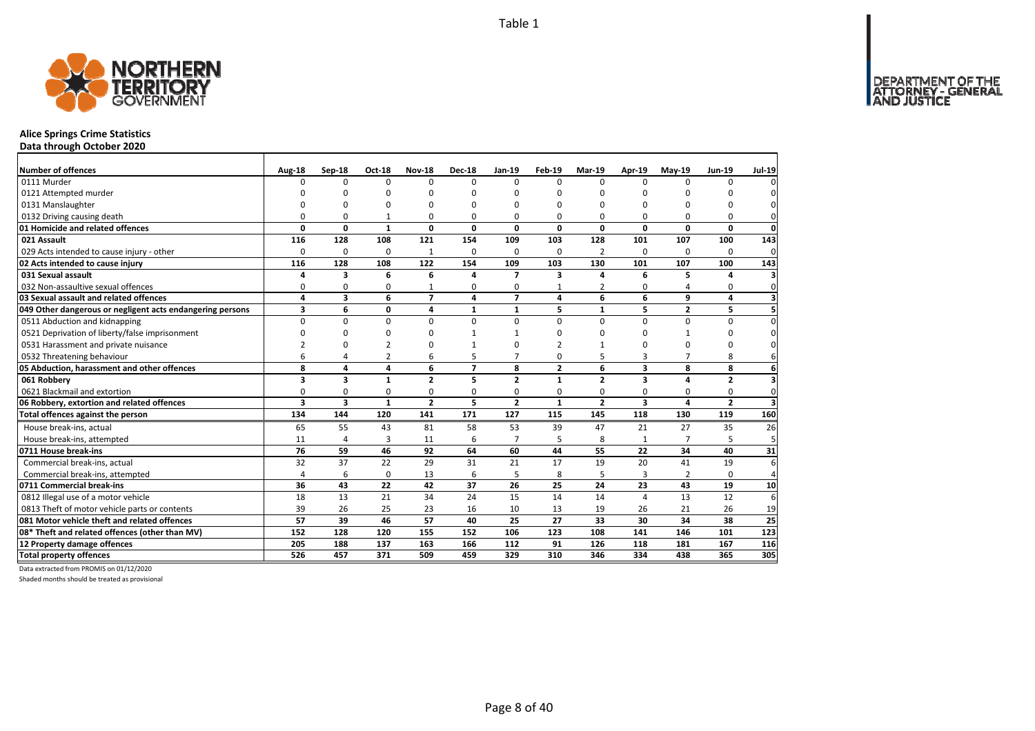Table 1

## Alice Springs Crime Statistics

**Data through October 2020**

| Number of offences | Aug-18 | Sep-18 | Oct-18 | Nov-18 | Dec-18 | Jan-19 | Feb-19 | Mar-19 | Apr-19 | May-19 | Jun-19 | Jul-19 |
|---|---|---|---|---|---|---|---|---|---|---|---|---|
| 0111 Murder | 0 | 0 | 0 | 0 | 0 | 0 | 0 | 0 | 0 | 0 | 0 | 0 |
| 0121 Attempted murder | 0 | 0 | 0 | 0 | 0 | 0 | 0 | 0 | 0 | 0 | 0 | 0 |
| 0131 Manslaughter | 0 | 0 | 0 | 0 | 0 | 0 | 0 | 0 | 0 | 0 | 0 | 0 |
| 0132 Driving causing death | 0 | 0 | 1 | 0 | 0 | 0 | 0 | 0 | 0 | 0 | 0 | 0 |
| **01 Homicide and related offences** | **0** | **0** | **1** | **0** | **0** | **0** | **0** | **0** | **0** | **0** | **0** | **0** |
| **021 Assault** | **116** | **128** | **108** | **121** | **154** | **109** | **103** | **128** | **101** | **107** | **100** | **143** |
| 029 Acts intended to cause injury - other | 0 | 0 | 0 | 1 | 0 | 0 | 0 | 2 | 0 | 0 | 0 | 0 |
| **02 Acts intended to cause injury** | **116** | **128** | **108** | **122** | **154** | **109** | **103** | **130** | **101** | **107** | **100** | **143** |
| **031 Sexual assault** | **4** | **3** | **6** | **6** | **4** | **7** | **3** | **4** | **6** | **5** | **4** | **3** |
| 032 Non-assaultive sexual offences | 0 | 0 | 0 | 1 | 0 | 0 | 1 | 2 | 0 | 4 | 0 | 0 |
| **03 Sexual assault and related offences** | **4** | **3** | **6** | **7** | **4** | **7** | **4** | **6** | **6** | **9** | **4** | **3** |
| **049 Other dangerous or negligent acts endangering persons** | **3** | **6** | **0** | **4** | **1** | **1** | **5** | **1** | **5** | **2** | **5** | **5** |
| 0511 Abduction and kidnapping | 0 | 0 | 0 | 0 | 0 | 0 | 0 | 0 | 0 | 0 | 0 | 0 |
| 0521 Deprivation of liberty/false imprisonment | 0 | 0 | 0 | 0 | 1 | 1 | 0 | 0 | 0 | 1 | 0 | 0 |
| 0531 Harassment and private nuisance | 2 | 0 | 2 | 0 | 1 | 0 | 2 | 1 | 0 | 0 | 0 | 0 |
| 0532 Threatening behaviour | 6 | 4 | 2 | 6 | 5 | 7 | 0 | 5 | 3 | 7 | 8 | 6 |
| **05 Abduction, harassment and other offences** | **8** | **4** | **4** | **6** | **7** | **8** | **2** | **6** | **3** | **8** | **8** | **6** |
| **061 Robbery** | **3** | **3** | **1** | **2** | **5** | **2** | **1** | **2** | **3** | **4** | **2** | **3** |
| 0621 Blackmail and extortion | 0 | 0 | 0 | 0 | 0 | 0 | 0 | 0 | 0 | 0 | 0 | 0 |
| **06 Robbery, extortion and related offences** | **3** | **3** | **1** | **2** | **5** | **2** | **1** | **2** | **3** | **4** | **2** | **3** |
| **Total offences against the person** | **134** | **144** | **120** | **141** | **171** | **127** | **115** | **145** | **118** | **130** | **119** | **160** |
| House break-ins, actual | 65 | 55 | 43 | 81 | 58 | 53 | 39 | 47 | 21 | 27 | 35 | 26 |
| House break-ins, attempted | 11 | 4 | 3 | 11 | 6 | 7 | 5 | 8 | 1 | 7 | 5 | 5 |
| **0711 House break-ins** | **76** | **59** | **46** | **92** | **64** | **60** | **44** | **55** | **22** | **34** | **40** | **31** |
| Commercial break-ins, actual | 32 | 37 | 22 | 29 | 31 | 21 | 17 | 19 | 20 | 41 | 19 | 6 |
| Commercial break-ins, attempted | 4 | 6 | 0 | 13 | 6 | 5 | 8 | 5 | 3 | 2 | 0 | 4 |
| **0711 Commercial break-ins** | **36** | **43** | **22** | **42** | **37** | **26** | **25** | **24** | **23** | **43** | **19** | **10** |
| 0812 Illegal use of a motor vehicle | 18 | 13 | 21 | 34 | 24 | 15 | 14 | 14 | 4 | 13 | 12 | 6 |
| 0813 Theft of motor vehicle parts or contents | 39 | 26 | 25 | 23 | 16 | 10 | 13 | 19 | 26 | 21 | 26 | 19 |
| **081 Motor vehicle theft and related offences** | **57** | **39** | **46** | **57** | **40** | **25** | **27** | **33** | **30** | **34** | **38** | **25** |
| **08* Theft and related offences (other than MV)** | **152** | **128** | **120** | **155** | **152** | **106** | **123** | **108** | **141** | **146** | **101** | **123** |
| **12 Property damage offences** | **205** | **188** | **137** | **163** | **166** | **112** | **91** | **126** | **118** | **181** | **167** | **116** |
| **Total property offences** | **526** | **457** | **371** | **509** | **459** | **329** | **310** | **346** | **334** | **438** | **365** | **305** |

Data extracted from PROMIS on 01/12/2020

Shaded months should be treated as provisional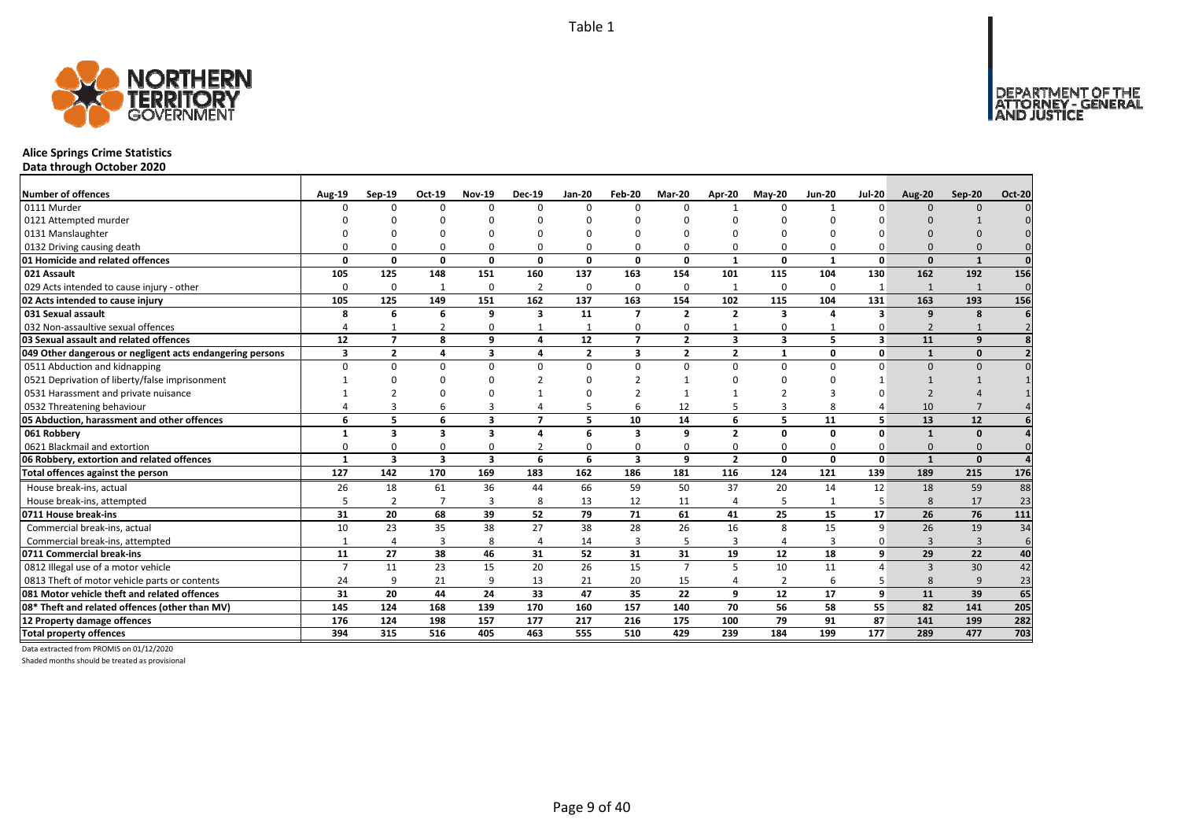# Alice Springs Crime Statistics

**Data through October 2020**

| Number of offences | Aug-19 | Sep-19 | Oct-19 | Nov-19 | Dec-19 | Jan-20 | Feb-20 | Mar-20 | Apr-20 | May-20 | Jun-20 | Jul-20 | Aug-20 | Sep-20 | Oct-20 |
|---|---|---|---|---|---|---|---|---|---|---|---|---|---|---|---|
| 0111 Murder | 0 | 0 | 0 | 0 | 0 | 0 | 0 | 0 | 1 | 0 | 1 | 0 | 0 | 0 | 0 |
| 0121 Attempted murder | 0 | 0 | 0 | 0 | 0 | 0 | 0 | 0 | 0 | 0 | 0 | 0 | 0 | 1 | 0 |
| 0131 Manslaughter | 0 | 0 | 0 | 0 | 0 | 0 | 0 | 0 | 0 | 0 | 0 | 0 | 0 | 0 | 0 |
| 0132 Driving causing death | 0 | 0 | 0 | 0 | 0 | 0 | 0 | 0 | 0 | 0 | 0 | 0 | 0 | 0 | 0 |
| **01 Homicide and related offences** | **0** | **0** | **0** | **0** | **0** | **0** | **0** | **0** | **1** | **0** | **1** | **0** | **0** | **1** | **0** |
| **021 Assault** | **105** | **125** | **148** | **151** | **160** | **137** | **163** | **154** | **101** | **115** | **104** | **130** | **162** | **192** | **156** |
| 029 Acts intended to cause injury - other | 0 | 0 | 1 | 0 | 2 | 0 | 0 | 0 | 1 | 0 | 0 | 1 | 1 | 1 | 0 |
| **02 Acts intended to cause injury** | **105** | **125** | **149** | **151** | **162** | **137** | **163** | **154** | **102** | **115** | **104** | **131** | **163** | **193** | **156** |
| **031 Sexual assault** | **8** | **6** | **6** | **9** | **3** | **11** | **7** | **2** | **2** | **3** | **4** | **3** | **9** | **8** | **6** |
| 032 Non-assaultive sexual offences | 4 | 1 | 2 | 0 | 1 | 1 | 0 | 0 | 1 | 0 | 1 | 0 | 2 | 1 | 2 |
| **03 Sexual assault and related offences** | **12** | **7** | **8** | **9** | **4** | **12** | **7** | **2** | **3** | **3** | **5** | **3** | **11** | **9** | **8** |
| **049 Other dangerous or negligent acts endangering persons** | **3** | **2** | **4** | **3** | **4** | **2** | **3** | **2** | **2** | **1** | **0** | **0** | **1** | **0** | **2** |
| 0511 Abduction and kidnapping | 0 | 0 | 0 | 0 | 0 | 0 | 0 | 0 | 0 | 0 | 0 | 0 | 0 | 0 | 0 |
| 0521 Deprivation of liberty/false imprisonment | 1 | 0 | 0 | 0 | 2 | 0 | 2 | 1 | 0 | 0 | 0 | 1 | 1 | 1 | 1 |
| 0531 Harassment and private nuisance | 1 | 2 | 0 | 0 | 1 | 0 | 2 | 1 | 1 | 2 | 3 | 0 | 2 | 4 | 1 |
| 0532 Threatening behaviour | 4 | 3 | 6 | 3 | 4 | 5 | 6 | 12 | 5 | 3 | 8 | 4 | 10 | 7 | 4 |
| **05 Abduction, harassment and other offences** | **6** | **5** | **6** | **3** | **7** | **5** | **10** | **14** | **6** | **5** | **11** | **5** | **13** | **12** | **6** |
| **061 Robbery** | **1** | **3** | **3** | **3** | **4** | **6** | **3** | **9** | **2** | **0** | **0** | **0** | **1** | **0** | **4** |
| 0621 Blackmail and extortion | 0 | 0 | 0 | 0 | 2 | 0 | 0 | 0 | 0 | 0 | 0 | 0 | 0 | 0 | 0 |
| **06 Robbery, extortion and related offences** | **1** | **3** | **3** | **3** | **6** | **6** | **3** | **9** | **2** | **0** | **0** | **0** | **1** | **0** | **4** |
| **Total offences against the person** | **127** | **142** | **170** | **169** | **183** | **162** | **186** | **181** | **116** | **124** | **121** | **139** | **189** | **215** | **176** |
| House break-ins, actual | 26 | 18 | 61 | 36 | 44 | 66 | 59 | 50 | 37 | 20 | 14 | 12 | 18 | 59 | 88 |
| House break-ins, attempted | 5 | 2 | 7 | 3 | 8 | 13 | 12 | 11 | 4 | 5 | 1 | 5 | 8 | 17 | 23 |
| **0711 House break-ins** | **31** | **20** | **68** | **39** | **52** | **79** | **71** | **61** | **41** | **25** | **15** | **17** | **26** | **76** | **111** |
| Commercial break-ins, actual | 10 | 23 | 35 | 38 | 27 | 38 | 28 | 26 | 16 | 8 | 15 | 9 | 26 | 19 | 34 |
| Commercial break-ins, attempted | 1 | 4 | 3 | 8 | 4 | 14 | 3 | 5 | 3 | 4 | 3 | 0 | 3 | 3 | 6 |
| **0711 Commercial break-ins** | **11** | **27** | **38** | **46** | **31** | **52** | **31** | **31** | **19** | **12** | **18** | **9** | **29** | **22** | **40** |
| 0812 Illegal use of a motor vehicle | 7 | 11 | 23 | 15 | 20 | 26 | 15 | 7 | 5 | 10 | 11 | 4 | 3 | 30 | 42 |
| 0813 Theft of motor vehicle parts or contents | 24 | 9 | 21 | 9 | 13 | 21 | 20 | 15 | 4 | 2 | 6 | 5 | 8 | 9 | 23 |
| **081 Motor vehicle theft and related offences** | **31** | **20** | **44** | **24** | **33** | **47** | **35** | **22** | **9** | **12** | **17** | **9** | **11** | **39** | **65** |
| **08* Theft and related offences (other than MV)** | **145** | **124** | **168** | **139** | **170** | **160** | **157** | **140** | **70** | **56** | **58** | **55** | **82** | **141** | **205** |
| **12 Property damage offences** | **176** | **124** | **198** | **157** | **177** | **217** | **216** | **175** | **100** | **79** | **91** | **87** | **141** | **199** | **282** |
| **Total property offences** | **394** | **315** | **516** | **405** | **463** | **555** | **510** | **429** | **239** | **184** | **199** | **177** | **289** | **477** | **703** |

Data extracted from PROMIS on 01/12/2020

Shaded months should be treated as provisional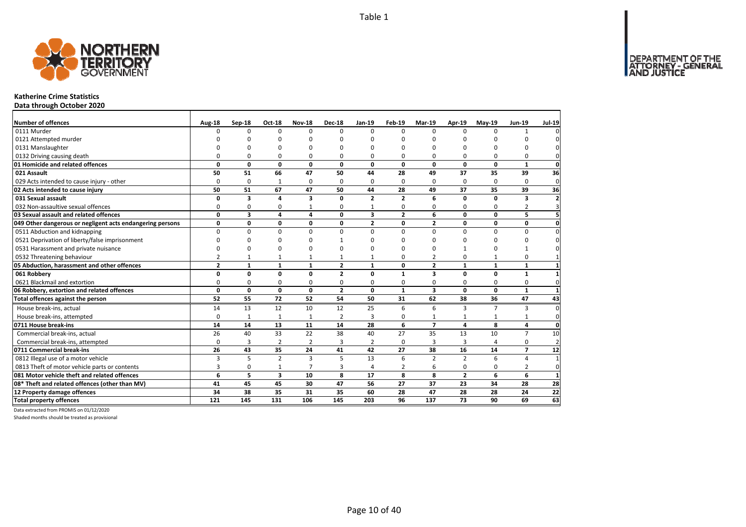Table 1

# Katherine Crime Statistics

**Data through October 2020**

| Number of offences | Aug-18 | Sep-18 | Oct-18 | Nov-18 | Dec-18 | Jan-19 | Feb-19 | Mar-19 | Apr-19 | May-19 | Jun-19 | Jul-19 |
|---|---|---|---|---|---|---|---|---|---|---|---|---|
| 0111 Murder | 0 | 0 | 0 | 0 | 0 | 0 | 0 | 0 | 0 | 0 | 1 | 0 |
| 0121 Attempted murder | 0 | 0 | 0 | 0 | 0 | 0 | 0 | 0 | 0 | 0 | 0 | 0 |
| 0131 Manslaughter | 0 | 0 | 0 | 0 | 0 | 0 | 0 | 0 | 0 | 0 | 0 | 0 |
| 0132 Driving causing death | 0 | 0 | 0 | 0 | 0 | 0 | 0 | 0 | 0 | 0 | 0 | 0 |
| **01 Homicide and related offences** | **0** | **0** | **0** | **0** | **0** | **0** | **0** | **0** | **0** | **0** | **1** | **0** |
| **021 Assault** | **50** | **51** | **66** | **47** | **50** | **44** | **28** | **49** | **37** | **35** | **39** | **36** |
| 029 Acts intended to cause injury - other | 0 | 0 | 1 | 0 | 0 | 0 | 0 | 0 | 0 | 0 | 0 | 0 |
| **02 Acts intended to cause injury** | **50** | **51** | **67** | **47** | **50** | **44** | **28** | **49** | **37** | **35** | **39** | **36** |
| **031 Sexual assault** | **0** | **3** | **4** | **3** | **0** | **2** | **2** | **6** | **0** | **0** | **3** | **2** |
| 032 Non-assaultive sexual offences | 0 | 0 | 0 | 1 | 0 | 1 | 0 | 0 | 0 | 0 | 2 | 3 |
| **03 Sexual assault and related offences** | **0** | **3** | **4** | **4** | **0** | **3** | **2** | **6** | **0** | **0** | **5** | **5** |
| **049 Other dangerous or negligent acts endangering persons** | **0** | **0** | **0** | **0** | **0** | **2** | **0** | **2** | **0** | **0** | **0** | **0** |
| 0511 Abduction and kidnapping | 0 | 0 | 0 | 0 | 0 | 0 | 0 | 0 | 0 | 0 | 0 | 0 |
| 0521 Deprivation of liberty/false imprisonment | 0 | 0 | 0 | 0 | 1 | 0 | 0 | 0 | 0 | 0 | 0 | 0 |
| 0531 Harassment and private nuisance | 0 | 0 | 0 | 0 | 0 | 0 | 0 | 0 | 1 | 0 | 1 | 0 |
| 0532 Threatening behaviour | 2 | 1 | 1 | 1 | 1 | 1 | 0 | 2 | 0 | 1 | 0 | 1 |
| **05 Abduction, harassment and other offences** | **2** | **1** | **1** | **1** | **2** | **1** | **0** | **2** | **1** | **1** | **1** | **1** |
| **061 Robbery** | **0** | **0** | **0** | **0** | **2** | **0** | **1** | **3** | **0** | **0** | **1** | **1** |
| 0621 Blackmail and extortion | 0 | 0 | 0 | 0 | 0 | 0 | 0 | 0 | 0 | 0 | 0 | 0 |
| **06 Robbery, extortion and related offences** | **0** | **0** | **0** | **0** | **2** | **0** | **1** | **3** | **0** | **0** | **1** | **1** |
| **Total offences against the person** | **52** | **55** | **72** | **52** | **54** | **50** | **31** | **62** | **38** | **36** | **47** | **43** |
| House break-ins, actual | 14 | 13 | 12 | 10 | 12 | 25 | 6 | 6 | 3 | 7 | 3 | 0 |
| House break-ins, attempted | 0 | 1 | 1 | 1 | 2 | 3 | 0 | 1 | 1 | 1 | 1 | 0 |
| **0711 House break-ins** | **14** | **14** | **13** | **11** | **14** | **28** | **6** | **7** | **4** | **8** | **4** | **0** |
| Commercial break-ins, actual | 26 | 40 | 33 | 22 | 38 | 40 | 27 | 35 | 13 | 10 | 7 | 10 |
| Commercial break-ins, attempted | 0 | 3 | 2 | 2 | 3 | 2 | 0 | 3 | 3 | 4 | 0 | 2 |
| **0711 Commercial break-ins** | **26** | **43** | **35** | **24** | **41** | **42** | **27** | **38** | **16** | **14** | **7** | **12** |
| 0812 Illegal use of a motor vehicle | 3 | 5 | 2 | 3 | 5 | 13 | 6 | 2 | 2 | 6 | 4 | 1 |
| 0813 Theft of motor vehicle parts or contents | 3 | 0 | 1 | 7 | 3 | 4 | 2 | 6 | 0 | 0 | 2 | 0 |
| **081 Motor vehicle theft and related offences** | **6** | **5** | **3** | **10** | **8** | **17** | **8** | **8** | **2** | **6** | **6** | **1** |
| **08\* Theft and related offences (other than MV)** | **41** | **45** | **45** | **30** | **47** | **56** | **27** | **37** | **23** | **34** | **28** | **28** |
| **12 Property damage offences** | **34** | **38** | **35** | **31** | **35** | **60** | **28** | **47** | **28** | **28** | **24** | **22** |
| **Total property offences** | **121** | **145** | **131** | **106** | **145** | **203** | **96** | **137** | **73** | **90** | **69** | **63** |

Data extracted from PROMIS on 01/12/2020

Shaded months should be treated as provisional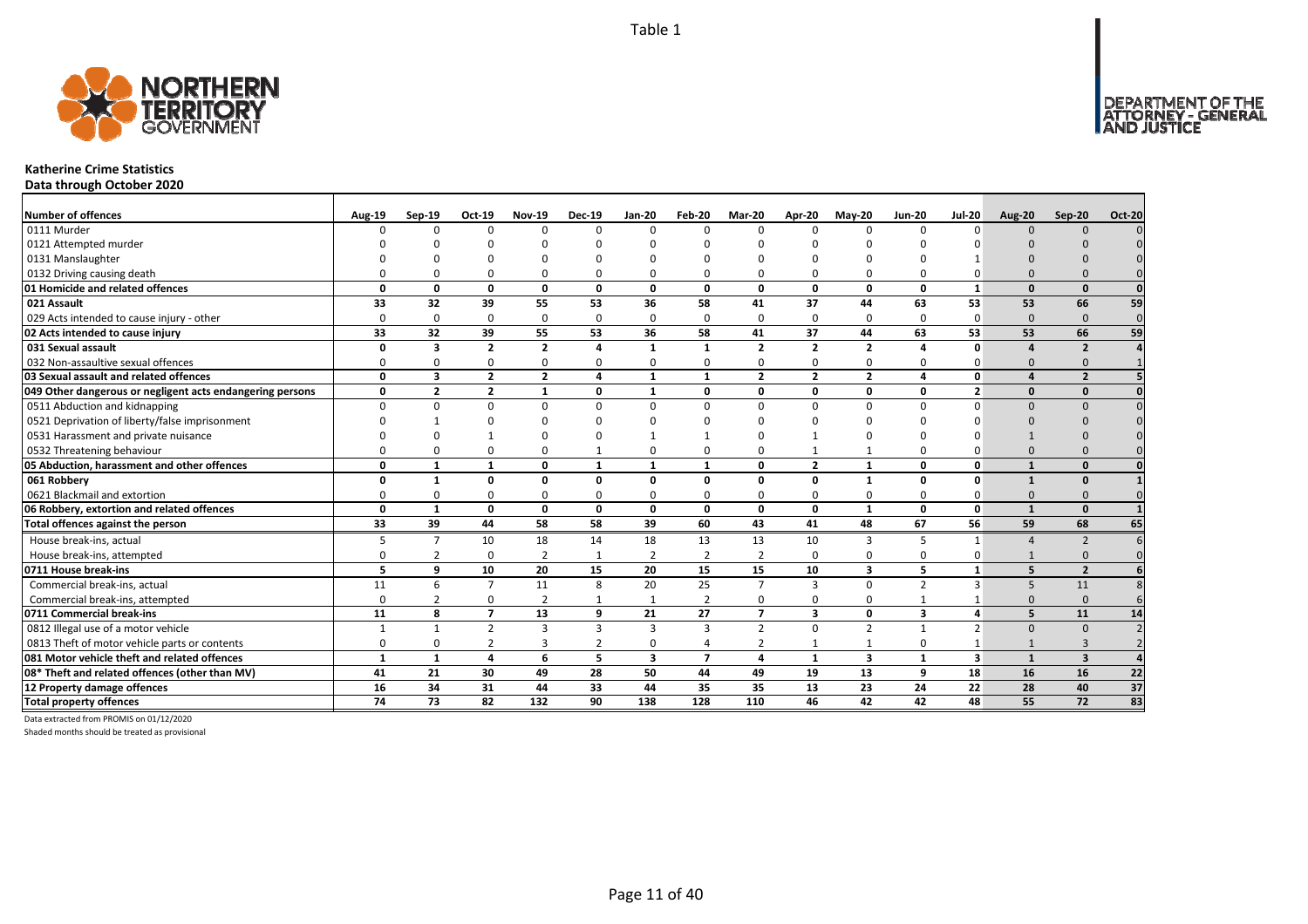# Katherine Crime Statistics

**Data through October 2020**

| Number of offences | Aug-19 | Sep-19 | Oct-19 | Nov-19 | Dec-19 | Jan-20 | Feb-20 | Mar-20 | Apr-20 | May-20 | Jun-20 | Jul-20 | Aug-20 | Sep-20 | Oct-20 |
|---|---|---|---|---|---|---|---|---|---|---|---|---|---|---|---|
| 0111 Murder | 0 | 0 | 0 | 0 | 0 | 0 | 0 | 0 | 0 | 0 | 0 | 0 | 0 | 0 | 0 |
| 0121 Attempted murder | 0 | 0 | 0 | 0 | 0 | 0 | 0 | 0 | 0 | 0 | 0 | 0 | 0 | 0 | 0 |
| 0131 Manslaughter | 0 | 0 | 0 | 0 | 0 | 0 | 0 | 0 | 0 | 0 | 0 | 1 | 0 | 0 | 0 |
| 0132 Driving causing death | 0 | 0 | 0 | 0 | 0 | 0 | 0 | 0 | 0 | 0 | 0 | 0 | 0 | 0 | 0 |
| **01 Homicide and related offences** | **0** | **0** | **0** | **0** | **0** | **0** | **0** | **0** | **0** | **0** | **0** | **1** | **0** | **0** | **0** |
| **021 Assault** | **33** | **32** | **39** | **55** | **53** | **36** | **58** | **41** | **37** | **44** | **63** | **53** | **53** | **66** | **59** |
| 029 Acts intended to cause injury - other | 0 | 0 | 0 | 0 | 0 | 0 | 0 | 0 | 0 | 0 | 0 | 0 | 0 | 0 | 0 |
| **02 Acts intended to cause injury** | **33** | **32** | **39** | **55** | **53** | **36** | **58** | **41** | **37** | **44** | **63** | **53** | **53** | **66** | **59** |
| **031 Sexual assault** | **0** | **3** | **2** | **2** | **4** | **1** | **1** | **2** | **2** | **2** | **4** | **0** | **4** | **2** | **4** |
| 032 Non-assaultive sexual offences | 0 | 0 | 0 | 0 | 0 | 0 | 0 | 0 | 0 | 0 | 0 | 0 | 0 | 0 | 1 |
| **03 Sexual assault and related offences** | **0** | **3** | **2** | **2** | **4** | **1** | **1** | **2** | **2** | **2** | **4** | **0** | **4** | **2** | **5** |
| **049 Other dangerous or negligent acts endangering persons** | **0** | **2** | **2** | **1** | **0** | **1** | **0** | **0** | **0** | **0** | **0** | **2** | **0** | **0** | **0** |
| 0511 Abduction and kidnapping | 0 | 0 | 0 | 0 | 0 | 0 | 0 | 0 | 0 | 0 | 0 | 0 | 0 | 0 | 0 |
| 0521 Deprivation of liberty/false imprisonment | 0 | 1 | 0 | 0 | 0 | 0 | 0 | 0 | 0 | 0 | 0 | 0 | 0 | 0 | 0 |
| 0531 Harassment and private nuisance | 0 | 0 | 1 | 0 | 0 | 1 | 1 | 0 | 1 | 0 | 0 | 0 | 1 | 0 | 0 |
| 0532 Threatening behaviour | 0 | 0 | 0 | 0 | 1 | 0 | 0 | 0 | 1 | 1 | 0 | 0 | 0 | 0 | 0 |
| **05 Abduction, harassment and other offences** | **0** | **1** | **1** | **0** | **1** | **1** | **1** | **0** | **2** | **1** | **0** | **0** | **1** | **0** | **0** |
| **061 Robbery** | **0** | **1** | **0** | **0** | **0** | **0** | **0** | **0** | **0** | **1** | **0** | **0** | **1** | **0** | **1** |
| 0621 Blackmail and extortion | 0 | 0 | 0 | 0 | 0 | 0 | 0 | 0 | 0 | 0 | 0 | 0 | 0 | 0 | 0 |
| **06 Robbery, extortion and related offences** | **0** | **1** | **0** | **0** | **0** | **0** | **0** | **0** | **0** | **1** | **0** | **0** | **1** | **0** | **1** |
| **Total offences against the person** | **33** | **39** | **44** | **58** | **58** | **39** | **60** | **43** | **41** | **48** | **67** | **56** | **59** | **68** | **65** |
| House break-ins, actual | 5 | 7 | 10 | 18 | 14 | 18 | 13 | 13 | 10 | 3 | 5 | 1 | 4 | 2 | 6 |
| House break-ins, attempted | 0 | 2 | 0 | 2 | 1 | 2 | 2 | 2 | 0 | 0 | 0 | 0 | 1 | 0 | 0 |
| **0711 House break-ins** | **5** | **9** | **10** | **20** | **15** | **20** | **15** | **15** | **10** | **3** | **5** | **1** | **5** | **2** | **6** |
| Commercial break-ins, actual | 11 | 6 | 7 | 11 | 8 | 20 | 25 | 7 | 3 | 0 | 2 | 3 | 5 | 11 | 8 |
| Commercial break-ins, attempted | 0 | 2 | 0 | 2 | 1 | 1 | 2 | 0 | 0 | 0 | 1 | 1 | 0 | 0 | 6 |
| **0711 Commercial break-ins** | **11** | **8** | **7** | **13** | **9** | **21** | **27** | **7** | **3** | **0** | **3** | **4** | **5** | **11** | **14** |
| 0812 Illegal use of a motor vehicle | 1 | 1 | 2 | 3 | 3 | 3 | 3 | 2 | 0 | 2 | 1 | 2 | 0 | 0 | 2 |
| 0813 Theft of motor vehicle parts or contents | 0 | 0 | 2 | 3 | 2 | 0 | 4 | 2 | 1 | 1 | 0 | 1 | 1 | 3 | 2 |
| **081 Motor vehicle theft and related offences** | **1** | **1** | **4** | **6** | **5** | **3** | **7** | **4** | **1** | **3** | **1** | **3** | **1** | **3** | **4** |
| **08\* Theft and related offences (other than MV)** | **41** | **21** | **30** | **49** | **28** | **50** | **44** | **49** | **19** | **13** | **9** | **18** | **16** | **16** | **22** |
| **12 Property damage offences** | **16** | **34** | **31** | **44** | **33** | **44** | **35** | **35** | **13** | **23** | **24** | **22** | **28** | **40** | **37** |
| **Total property offences** | **74** | **73** | **82** | **132** | **90** | **138** | **128** | **110** | **46** | **42** | **42** | **48** | **55** | **72** | **83** |

Data extracted from PROMIS on 01/12/2020

Shaded months should be treated as provisional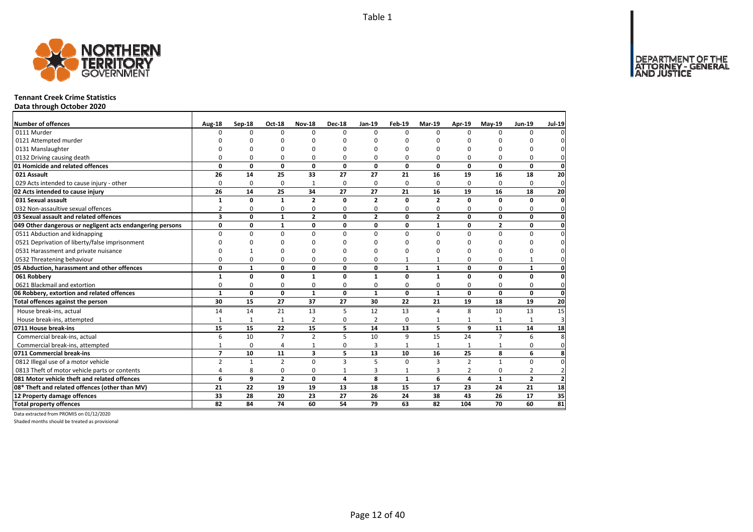Table 1

# Tennant Creek Crime Statistics

**Data through October 2020**

| Number of offences | Aug-18 | Sep-18 | Oct-18 | Nov-18 | Dec-18 | Jan-19 | Feb-19 | Mar-19 | Apr-19 | May-19 | Jun-19 | Jul-19 |
|---|---|---|---|---|---|---|---|---|---|---|---|---|
| 0111 Murder | 0 | 0 | 0 | 0 | 0 | 0 | 0 | 0 | 0 | 0 | 0 | 0 |
| 0121 Attempted murder | 0 | 0 | 0 | 0 | 0 | 0 | 0 | 0 | 0 | 0 | 0 | 0 |
| 0131 Manslaughter | 0 | 0 | 0 | 0 | 0 | 0 | 0 | 0 | 0 | 0 | 0 | 0 |
| 0132 Driving causing death | 0 | 0 | 0 | 0 | 0 | 0 | 0 | 0 | 0 | 0 | 0 | 0 |
| **01 Homicide and related offences** | **0** | **0** | **0** | **0** | **0** | **0** | **0** | **0** | **0** | **0** | **0** | **0** |
| **021 Assault** | **26** | **14** | **25** | **33** | **27** | **27** | **21** | **16** | **19** | **16** | **18** | **20** |
| 029 Acts intended to cause injury - other | 0 | 0 | 0 | 1 | 0 | 0 | 0 | 0 | 0 | 0 | 0 | 0 |
| **02 Acts intended to cause injury** | **26** | **14** | **25** | **34** | **27** | **27** | **21** | **16** | **19** | **16** | **18** | **20** |
| **031 Sexual assault** | **1** | **0** | **1** | **2** | **0** | **2** | **0** | **2** | **0** | **0** | **0** | **0** |
| 032 Non-assaultive sexual offences | 2 | 0 | 0 | 0 | 0 | 0 | 0 | 0 | 0 | 0 | 0 | 0 |
| **03 Sexual assault and related offences** | **3** | **0** | **1** | **2** | **0** | **2** | **0** | **2** | **0** | **0** | **0** | **0** |
| **049 Other dangerous or negligent acts endangering persons** | **0** | **0** | **1** | **0** | **0** | **0** | **0** | **1** | **0** | **2** | **0** | **0** |
| 0511 Abduction and kidnapping | 0 | 0 | 0 | 0 | 0 | 0 | 0 | 0 | 0 | 0 | 0 | 0 |
| 0521 Deprivation of liberty/false imprisonment | 0 | 0 | 0 | 0 | 0 | 0 | 0 | 0 | 0 | 0 | 0 | 0 |
| 0531 Harassment and private nuisance | 0 | 1 | 0 | 0 | 0 | 0 | 0 | 0 | 0 | 0 | 0 | 0 |
| 0532 Threatening behaviour | 0 | 0 | 0 | 0 | 0 | 0 | 1 | 1 | 0 | 0 | 1 | 0 |
| **05 Abduction, harassment and other offences** | **0** | **1** | **0** | **0** | **0** | **0** | **1** | **1** | **0** | **0** | **1** | **0** |
| **061 Robbery** | **1** | **0** | **0** | **1** | **0** | **1** | **0** | **1** | **0** | **0** | **0** | **0** |
| 0621 Blackmail and extortion | 0 | 0 | 0 | 0 | 0 | 0 | 0 | 0 | 0 | 0 | 0 | 0 |
| **06 Robbery, extortion and related offences** | **1** | **0** | **0** | **1** | **0** | **1** | **0** | **1** | **0** | **0** | **0** | **0** |
| **Total offences against the person** | **30** | **15** | **27** | **37** | **27** | **30** | **22** | **21** | **19** | **18** | **19** | **20** |
| House break-ins, actual | 14 | 14 | 21 | 13 | 5 | 12 | 13 | 4 | 8 | 10 | 13 | 15 |
| House break-ins, attempted | 1 | 1 | 1 | 2 | 0 | 2 | 0 | 1 | 1 | 1 | 1 | 3 |
| **0711 House break-ins** | **15** | **15** | **22** | **15** | **5** | **14** | **13** | **5** | **9** | **11** | **14** | **18** |
| Commercial break-ins, actual | 6 | 10 | 7 | 2 | 5 | 10 | 9 | 15 | 24 | 7 | 6 | 8 |
| Commercial break-ins, attempted | 1 | 0 | 4 | 1 | 0 | 3 | 1 | 1 | 1 | 1 | 0 | 0 |
| **0711 Commercial break-ins** | **7** | **10** | **11** | **3** | **5** | **13** | **10** | **16** | **25** | **8** | **6** | **8** |
| 0812 Illegal use of a motor vehicle | 2 | 1 | 2 | 0 | 3 | 5 | 0 | 3 | 2 | 1 | 0 | 0 |
| 0813 Theft of motor vehicle parts or contents | 4 | 8 | 0 | 0 | 1 | 3 | 1 | 3 | 2 | 0 | 2 | 2 |
| **081 Motor vehicle theft and related offences** | **6** | **9** | **2** | **0** | **4** | **8** | **1** | **6** | **4** | **1** | **2** | **2** |
| **08* Theft and related offences (other than MV)** | **21** | **22** | **19** | **19** | **13** | **18** | **15** | **17** | **23** | **24** | **21** | **18** |
| **12 Property damage offences** | **33** | **28** | **20** | **23** | **27** | **26** | **24** | **38** | **43** | **26** | **17** | **35** |
| **Total property offences** | **82** | **84** | **74** | **60** | **54** | **79** | **63** | **82** | **104** | **70** | **60** | **81** |

Data extracted from PROMIS on 01/12/2020

Shaded months should be treated as provisional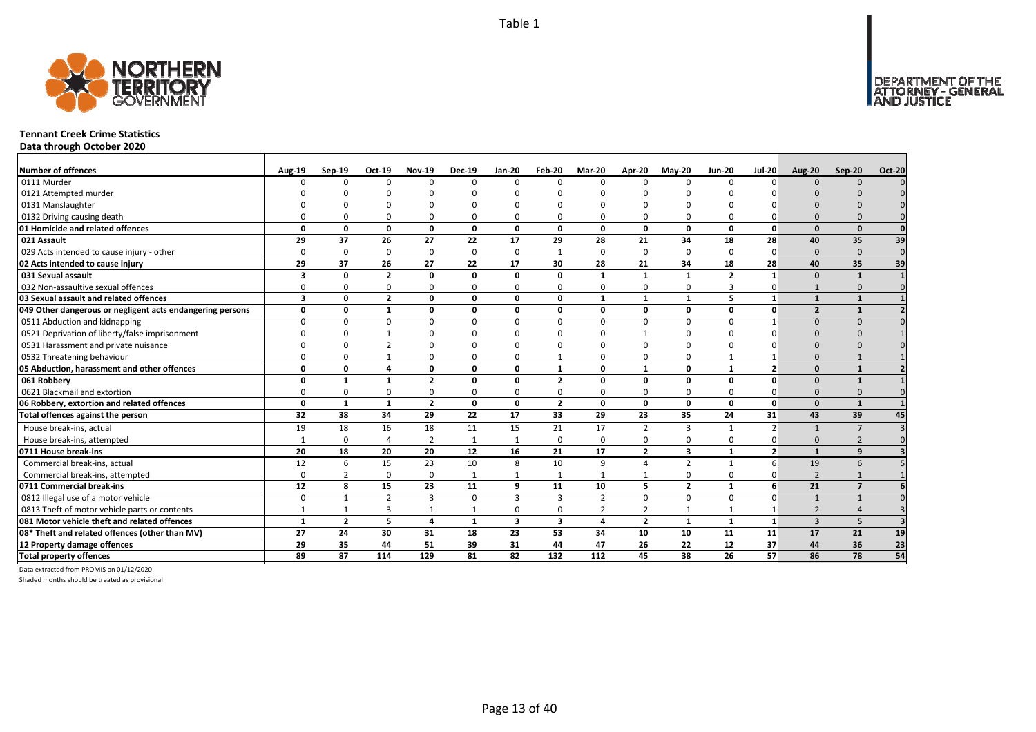Table 1

# Tennant Creek Crime Statistics

**Data through October 2020**

| Number of offences | Aug-19 | Sep-19 | Oct-19 | Nov-19 | Dec-19 | Jan-20 | Feb-20 | Mar-20 | Apr-20 | May-20 | Jun-20 | Jul-20 | Aug-20 | Sep-20 | Oct-20 |
|---|---|---|---|---|---|---|---|---|---|---|---|---|---|---|---|
| 0111 Murder | 0 | 0 | 0 | 0 | 0 | 0 | 0 | 0 | 0 | 0 | 0 | 0 | 0 | 0 | 0 |
| 0121 Attempted murder | 0 | 0 | 0 | 0 | 0 | 0 | 0 | 0 | 0 | 0 | 0 | 0 | 0 | 0 | 0 |
| 0131 Manslaughter | 0 | 0 | 0 | 0 | 0 | 0 | 0 | 0 | 0 | 0 | 0 | 0 | 0 | 0 | 0 |
| 0132 Driving causing death | 0 | 0 | 0 | 0 | 0 | 0 | 0 | 0 | 0 | 0 | 0 | 0 | 0 | 0 | 0 |
| **01 Homicide and related offences** | **0** | **0** | **0** | **0** | **0** | **0** | **0** | **0** | **0** | **0** | **0** | **0** | **0** | **0** | **0** |
| **021 Assault** | **29** | **37** | **26** | **27** | **22** | **17** | **29** | **28** | **21** | **34** | **18** | **28** | **40** | **35** | **39** |
| 029 Acts intended to cause injury - other | 0 | 0 | 0 | 0 | 0 | 0 | 1 | 0 | 0 | 0 | 0 | 0 | 0 | 0 | 0 |
| **02 Acts intended to cause injury** | **29** | **37** | **26** | **27** | **22** | **17** | **30** | **28** | **21** | **34** | **18** | **28** | **40** | **35** | **39** |
| **031 Sexual assault** | **3** | **0** | **2** | **0** | **0** | **0** | **0** | **1** | **1** | **1** | **2** | **1** | **0** | **1** | **1** |
| 032 Non-assaultive sexual offences | 0 | 0 | 0 | 0 | 0 | 0 | 0 | 0 | 0 | 0 | 3 | 0 | 1 | 0 | 0 |
| **03 Sexual assault and related offences** | **3** | **0** | **2** | **0** | **0** | **0** | **0** | **1** | **1** | **1** | **5** | **1** | **1** | **1** | **1** |
| **049 Other dangerous or negligent acts endangering persons** | **0** | **0** | **1** | **0** | **0** | **0** | **0** | **0** | **0** | **0** | **0** | **0** | **2** | **1** | **2** |
| 0511 Abduction and kidnapping | 0 | 0 | 0 | 0 | 0 | 0 | 0 | 0 | 0 | 0 | 0 | 1 | 0 | 0 | 0 |
| 0521 Deprivation of liberty/false imprisonment | 0 | 0 | 1 | 0 | 0 | 0 | 0 | 0 | 1 | 0 | 0 | 0 | 0 | 0 | 1 |
| 0531 Harassment and private nuisance | 0 | 0 | 2 | 0 | 0 | 0 | 0 | 0 | 0 | 0 | 0 | 0 | 0 | 0 | 0 |
| 0532 Threatening behaviour | 0 | 0 | 1 | 0 | 0 | 0 | 1 | 0 | 0 | 0 | 1 | 1 | 0 | 1 | 1 |
| **05 Abduction, harassment and other offences** | **0** | **0** | **4** | **0** | **0** | **0** | **1** | **0** | **1** | **0** | **1** | **2** | **0** | **1** | **2** |
| **061 Robbery** | **0** | **1** | **1** | **2** | **0** | **0** | **2** | **0** | **0** | **0** | **0** | **0** | **0** | **1** | **1** |
| 0621 Blackmail and extortion | 0 | 0 | 0 | 0 | 0 | 0 | 0 | 0 | 0 | 0 | 0 | 0 | 0 | 0 | 0 |
| **06 Robbery, extortion and related offences** | **0** | **1** | **1** | **2** | **0** | **0** | **2** | **0** | **0** | **0** | **0** | **0** | **0** | **1** | **1** |
| **Total offences against the person** | **32** | **38** | **34** | **29** | **22** | **17** | **33** | **29** | **23** | **35** | **24** | **31** | **43** | **39** | **45** |
| House break-ins, actual | 19 | 18 | 16 | 18 | 11 | 15 | 21 | 17 | 2 | 3 | 1 | 2 | 1 | 7 | 3 |
| House break-ins, attempted | 1 | 0 | 4 | 2 | 1 | 1 | 0 | 0 | 0 | 0 | 0 | 0 | 0 | 2 | 0 |
| **0711 House break-ins** | **20** | **18** | **20** | **20** | **12** | **16** | **21** | **17** | **2** | **3** | **1** | **2** | **1** | **9** | **3** |
| Commercial break-ins, actual | 12 | 6 | 15 | 23 | 10 | 8 | 10 | 9 | 4 | 2 | 1 | 6 | 19 | 6 | 5 |
| Commercial break-ins, attempted | 0 | 2 | 0 | 0 | 1 | 1 | 1 | 1 | 1 | 0 | 0 | 0 | 2 | 1 | 1 |
| **0711 Commercial break-ins** | **12** | **8** | **15** | **23** | **11** | **9** | **11** | **10** | **5** | **2** | **1** | **6** | **21** | **7** | **6** |
| 0812 Illegal use of a motor vehicle | 0 | 1 | 2 | 3 | 0 | 3 | 3 | 2 | 0 | 0 | 0 | 0 | 1 | 1 | 0 |
| 0813 Theft of motor vehicle parts or contents | 1 | 1 | 3 | 1 | 1 | 0 | 0 | 2 | 2 | 1 | 1 | 1 | 2 | 4 | 3 |
| **081 Motor vehicle theft and related offences** | **1** | **2** | **5** | **4** | **1** | **3** | **3** | **4** | **2** | **1** | **1** | **1** | **3** | **5** | **3** |
| **08* Theft and related offences (other than MV)** | **27** | **24** | **30** | **31** | **18** | **23** | **53** | **34** | **10** | **10** | **11** | **11** | **17** | **21** | **19** |
| **12 Property damage offences** | **29** | **35** | **44** | **51** | **39** | **31** | **44** | **47** | **26** | **22** | **12** | **37** | **44** | **36** | **23** |
| **Total property offences** | **89** | **87** | **114** | **129** | **81** | **82** | **132** | **112** | **45** | **38** | **26** | **57** | **86** | **78** | **54** |

Data extracted from PROMIS on 01/12/2020

Shaded months should be treated as provisional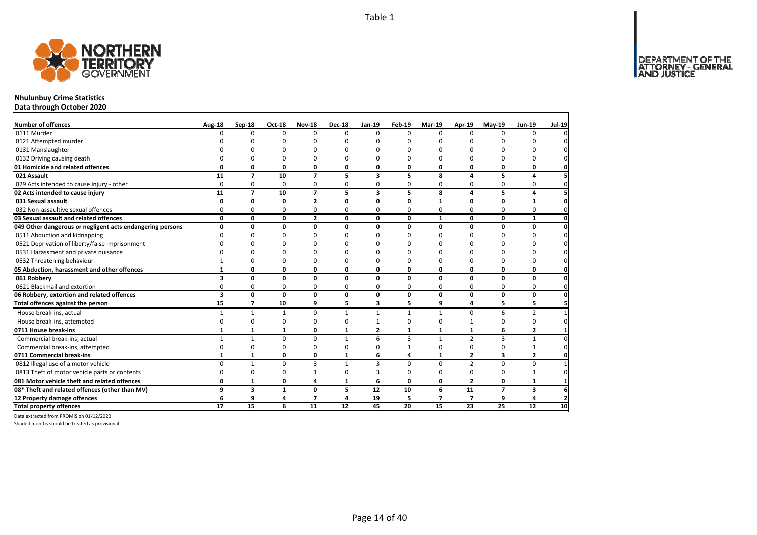Table 1

## Nhulunbuy Crime Statistics

**Data through October 2020**

| Number of offences | Aug-18 | Sep-18 | Oct-18 | Nov-18 | Dec-18 | Jan-19 | Feb-19 | Mar-19 | Apr-19 | May-19 | Jun-19 | Jul-19 |
|---|---|---|---|---|---|---|---|---|---|---|---|---|
| 0111 Murder | 0 | 0 | 0 | 0 | 0 | 0 | 0 | 0 | 0 | 0 | 0 | 0 |
| 0121 Attempted murder | 0 | 0 | 0 | 0 | 0 | 0 | 0 | 0 | 0 | 0 | 0 | 0 |
| 0131 Manslaughter | 0 | 0 | 0 | 0 | 0 | 0 | 0 | 0 | 0 | 0 | 0 | 0 |
| 0132 Driving causing death | 0 | 0 | 0 | 0 | 0 | 0 | 0 | 0 | 0 | 0 | 0 | 0 |
| **01 Homicide and related offences** | **0** | **0** | **0** | **0** | **0** | **0** | **0** | **0** | **0** | **0** | **0** | **0** |
| **021 Assault** | **11** | **7** | **10** | **7** | **5** | **3** | **5** | **8** | **4** | **5** | **4** | **5** |
| 029 Acts intended to cause injury - other | 0 | 0 | 0 | 0 | 0 | 0 | 0 | 0 | 0 | 0 | 0 | 0 |
| **02 Acts intended to cause injury** | **11** | **7** | **10** | **7** | **5** | **3** | **5** | **8** | **4** | **5** | **4** | **5** |
| **031 Sexual assault** | **0** | **0** | **0** | **2** | **0** | **0** | **0** | **1** | **0** | **0** | **1** | **0** |
| 032 Non-assaultive sexual offences | 0 | 0 | 0 | 0 | 0 | 0 | 0 | 0 | 0 | 0 | 0 | 0 |
| **03 Sexual assault and related offences** | **0** | **0** | **0** | **2** | **0** | **0** | **0** | **1** | **0** | **0** | **1** | **0** |
| **049 Other dangerous or negligent acts endangering persons** | **0** | **0** | **0** | **0** | **0** | **0** | **0** | **0** | **0** | **0** | **0** | **0** |
| 0511 Abduction and kidnapping | 0 | 0 | 0 | 0 | 0 | 0 | 0 | 0 | 0 | 0 | 0 | 0 |
| 0521 Deprivation of liberty/false imprisonment | 0 | 0 | 0 | 0 | 0 | 0 | 0 | 0 | 0 | 0 | 0 | 0 |
| 0531 Harassment and private nuisance | 0 | 0 | 0 | 0 | 0 | 0 | 0 | 0 | 0 | 0 | 0 | 0 |
| 0532 Threatening behaviour | 1 | 0 | 0 | 0 | 0 | 0 | 0 | 0 | 0 | 0 | 0 | 0 |
| **05 Abduction, harassment and other offences** | **1** | **0** | **0** | **0** | **0** | **0** | **0** | **0** | **0** | **0** | **0** | **0** |
| **061 Robbery** | **3** | **0** | **0** | **0** | **0** | **0** | **0** | **0** | **0** | **0** | **0** | **0** |
| 0621 Blackmail and extortion | 0 | 0 | 0 | 0 | 0 | 0 | 0 | 0 | 0 | 0 | 0 | 0 |
| **06 Robbery, extortion and related offences** | **3** | **0** | **0** | **0** | **0** | **0** | **0** | **0** | **0** | **0** | **0** | **0** |
| **Total offences against the person** | **15** | **7** | **10** | **9** | **5** | **3** | **5** | **9** | **4** | **5** | **5** | **5** |
| House break-ins, actual | 1 | 1 | 1 | 0 | 1 | 1 | 1 | 1 | 0 | 6 | 2 | 1 |
| House break-ins, attempted | 0 | 0 | 0 | 0 | 0 | 1 | 0 | 0 | 1 | 0 | 0 | 0 |
| **0711 House break-ins** | **1** | **1** | **1** | **0** | **1** | **2** | **1** | **1** | **1** | **6** | **2** | **1** |
| Commercial break-ins, actual | 1 | 1 | 0 | 0 | 1 | 6 | 3 | 1 | 2 | 3 | 1 | 0 |
| Commercial break-ins, attempted | 0 | 0 | 0 | 0 | 0 | 0 | 1 | 0 | 0 | 0 | 1 | 0 |
| **0711 Commercial break-ins** | **1** | **1** | **0** | **0** | **1** | **6** | **4** | **1** | **2** | **3** | **2** | **0** |
| 0812 Illegal use of a motor vehicle | 0 | 1 | 0 | 3 | 1 | 3 | 0 | 0 | 2 | 0 | 0 | 1 |
| 0813 Theft of motor vehicle parts or contents | 0 | 0 | 0 | 1 | 0 | 3 | 0 | 0 | 0 | 0 | 1 | 0 |
| **081 Motor vehicle theft and related offences** | **0** | **1** | **0** | **4** | **1** | **6** | **0** | **0** | **2** | **0** | **1** | **1** |
| **08* Theft and related offences (other than MV)** | **9** | **3** | **1** | **0** | **5** | **12** | **10** | **6** | **11** | **7** | **3** | **6** |
| **12 Property damage offences** | **6** | **9** | **4** | **7** | **4** | **19** | **5** | **7** | **7** | **9** | **4** | **2** |
| **Total property offences** | **17** | **15** | **6** | **11** | **12** | **45** | **20** | **15** | **23** | **25** | **12** | **10** |

Data extracted from PROMIS on 01/12/2020

Shaded months should be treated as provisional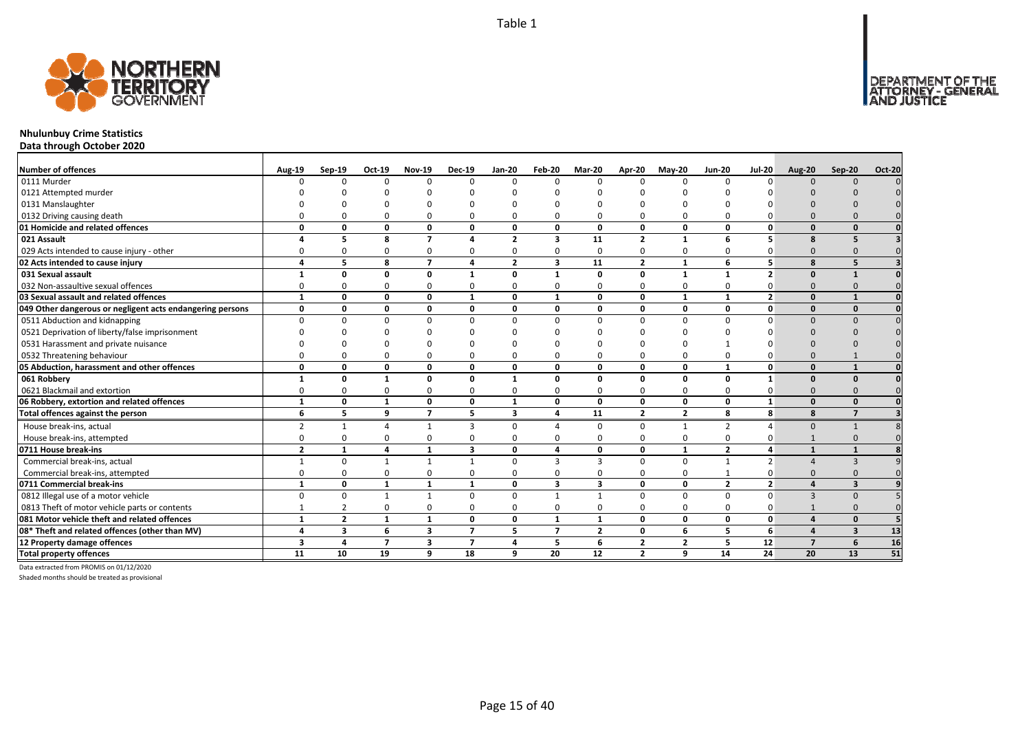Table 1

# Nhulunbuy Crime Statistics

**Data through October 2020**

| Number of offences | Aug-19 | Sep-19 | Oct-19 | Nov-19 | Dec-19 | Jan-20 | Feb-20 | Mar-20 | Apr-20 | May-20 | Jun-20 | Jul-20 | Aug-20 | Sep-20 | Oct-20 |
|---|---|---|---|---|---|---|---|---|---|---|---|---|---|---|---|
| 0111 Murder | 0 | 0 | 0 | 0 | 0 | 0 | 0 | 0 | 0 | 0 | 0 | 0 | 0 | 0 | 0 |
| 0121 Attempted murder | 0 | 0 | 0 | 0 | 0 | 0 | 0 | 0 | 0 | 0 | 0 | 0 | 0 | 0 | 0 |
| 0131 Manslaughter | 0 | 0 | 0 | 0 | 0 | 0 | 0 | 0 | 0 | 0 | 0 | 0 | 0 | 0 | 0 |
| 0132 Driving causing death | 0 | 0 | 0 | 0 | 0 | 0 | 0 | 0 | 0 | 0 | 0 | 0 | 0 | 0 | 0 |
| **01 Homicide and related offences** | **0** | **0** | **0** | **0** | **0** | **0** | **0** | **0** | **0** | **0** | **0** | **0** | **0** | **0** | **0** |
| **021 Assault** | **4** | **5** | **8** | **7** | **4** | **2** | **3** | **11** | **2** | **1** | **6** | **5** | **8** | **5** | **3** |
| 029 Acts intended to cause injury - other | 0 | 0 | 0 | 0 | 0 | 0 | 0 | 0 | 0 | 0 | 0 | 0 | 0 | 0 | 0 |
| **02 Acts intended to cause injury** | **4** | **5** | **8** | **7** | **4** | **2** | **3** | **11** | **2** | **1** | **6** | **5** | **8** | **5** | **3** |
| **031 Sexual assault** | **1** | **0** | **0** | **0** | **1** | **0** | **1** | **0** | **0** | **1** | **1** | **2** | **0** | **1** | **0** |
| 032 Non-assaultive sexual offences | 0 | 0 | 0 | 0 | 0 | 0 | 0 | 0 | 0 | 0 | 0 | 0 | 0 | 0 | 0 |
| **03 Sexual assault and related offences** | **1** | **0** | **0** | **0** | **1** | **0** | **1** | **0** | **0** | **1** | **1** | **2** | **0** | **1** | **0** |
| **049 Other dangerous or negligent acts endangering persons** | **0** | **0** | **0** | **0** | **0** | **0** | **0** | **0** | **0** | **0** | **0** | **0** | **0** | **0** | **0** |
| 0511 Abduction and kidnapping | 0 | 0 | 0 | 0 | 0 | 0 | 0 | 0 | 0 | 0 | 0 | 0 | 0 | 0 | 0 |
| 0521 Deprivation of liberty/false imprisonment | 0 | 0 | 0 | 0 | 0 | 0 | 0 | 0 | 0 | 0 | 0 | 0 | 0 | 0 | 0 |
| 0531 Harassment and private nuisance | 0 | 0 | 0 | 0 | 0 | 0 | 0 | 0 | 0 | 0 | 1 | 0 | 0 | 0 | 0 |
| 0532 Threatening behaviour | 0 | 0 | 0 | 0 | 0 | 0 | 0 | 0 | 0 | 0 | 0 | 0 | 0 | 1 | 0 |
| **05 Abduction, harassment and other offences** | **0** | **0** | **0** | **0** | **0** | **0** | **0** | **0** | **0** | **0** | **1** | **0** | **0** | **1** | **0** |
| **061 Robbery** | **1** | **0** | **1** | **0** | **0** | **1** | **0** | **0** | **0** | **0** | **0** | **1** | **0** | **0** | **0** |
| 0621 Blackmail and extortion | 0 | 0 | 0 | 0 | 0 | 0 | 0 | 0 | 0 | 0 | 0 | 0 | 0 | 0 | 0 |
| **06 Robbery, extortion and related offences** | **1** | **0** | **1** | **0** | **0** | **1** | **0** | **0** | **0** | **0** | **0** | **1** | **0** | **0** | **0** |
| **Total offences against the person** | **6** | **5** | **9** | **7** | **5** | **3** | **4** | **11** | **2** | **2** | **8** | **8** | **8** | **7** | **3** |
| House break-ins, actual | 2 | 1 | 4 | 1 | 3 | 0 | 4 | 0 | 0 | 1 | 2 | 4 | 0 | 1 | 8 |
| House break-ins, attempted | 0 | 0 | 0 | 0 | 0 | 0 | 0 | 0 | 0 | 0 | 0 | 0 | 1 | 0 | 0 |
| **0711 House break-ins** | **2** | **1** | **4** | **1** | **3** | **0** | **4** | **0** | **0** | **1** | **2** | **4** | **1** | **1** | **8** |
| Commercial break-ins, actual | 1 | 0 | 1 | 1 | 1 | 0 | 3 | 3 | 0 | 0 | 1 | 2 | 4 | 3 | 9 |
| Commercial break-ins, attempted | 0 | 0 | 0 | 0 | 0 | 0 | 0 | 0 | 0 | 0 | 1 | 0 | 0 | 0 | 0 |
| **0711 Commercial break-ins** | **1** | **0** | **1** | **1** | **1** | **0** | **3** | **3** | **0** | **0** | **2** | **2** | **4** | **3** | **9** |
| 0812 Illegal use of a motor vehicle | 0 | 0 | 1 | 1 | 0 | 0 | 1 | 1 | 0 | 0 | 0 | 0 | 3 | 0 | 5 |
| 0813 Theft of motor vehicle parts or contents | 1 | 2 | 0 | 0 | 0 | 0 | 0 | 0 | 0 | 0 | 0 | 0 | 1 | 0 | 0 |
| **081 Motor vehicle theft and related offences** | **1** | **2** | **1** | **1** | **0** | **0** | **1** | **1** | **0** | **0** | **0** | **0** | **4** | **0** | **5** |
| **08* Theft and related offences (other than MV)** | **4** | **3** | **6** | **3** | **7** | **5** | **7** | **2** | **0** | **6** | **5** | **6** | **4** | **3** | **13** |
| **12 Property damage offences** | **3** | **4** | **7** | **3** | **7** | **4** | **5** | **6** | **2** | **2** | **5** | **12** | **7** | **6** | **16** |
| **Total property offences** | **11** | **10** | **19** | **9** | **18** | **9** | **20** | **12** | **2** | **9** | **14** | **24** | **20** | **13** | **51** |

Data extracted from PROMIS on 01/12/2020

Shaded months should be treated as provisional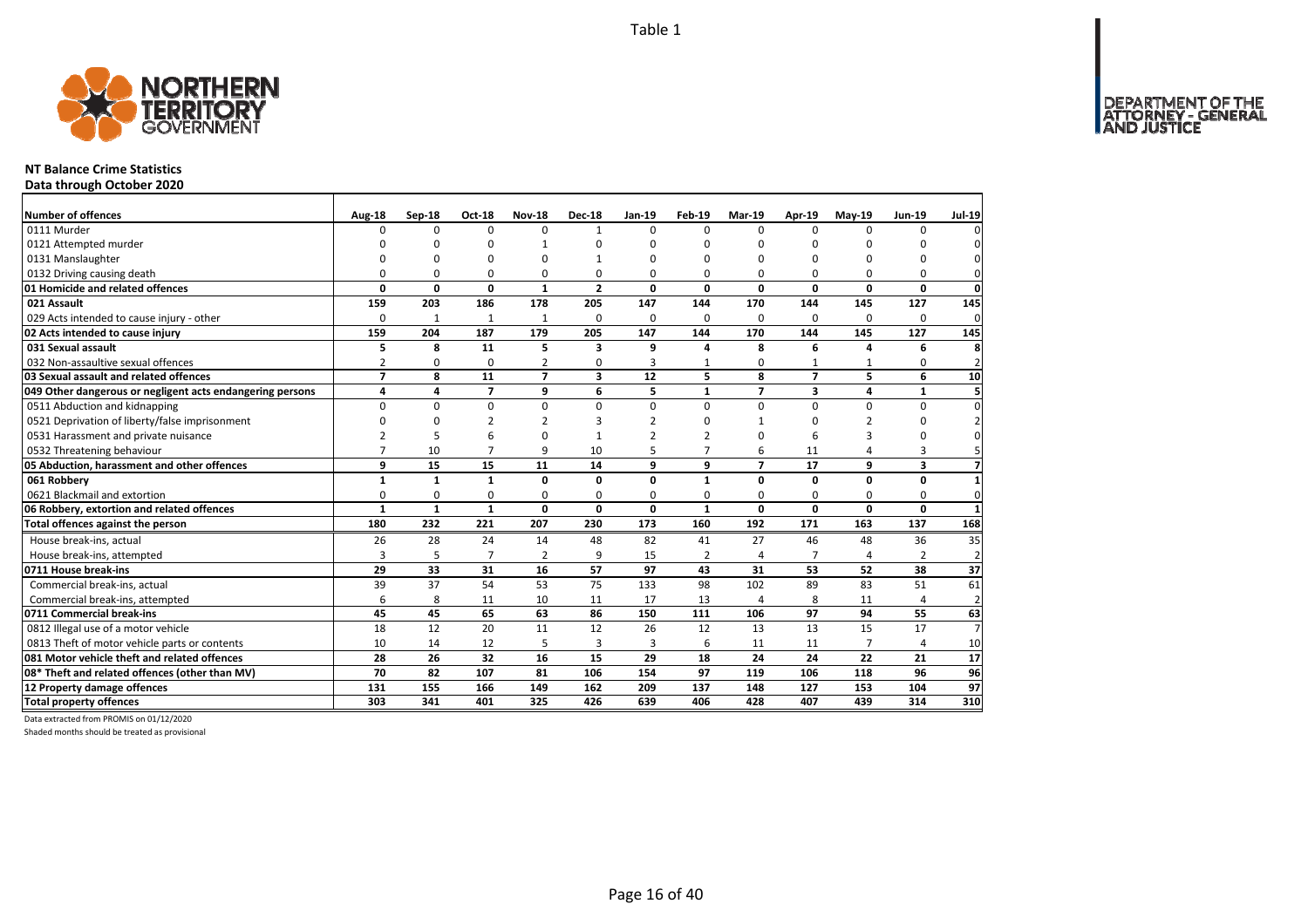Table 1

# NT Balance Crime Statistics

## Data through October 2020

| Number of offences | Aug-18 | Sep-18 | Oct-18 | Nov-18 | Dec-18 | Jan-19 | Feb-19 | Mar-19 | Apr-19 | May-19 | Jun-19 | Jul-19 |
|---|---|---|---|---|---|---|---|---|---|---|---|---|
| 0111 Murder | 0 | 0 | 0 | 0 | 1 | 0 | 0 | 0 | 0 | 0 | 0 | 0 |
| 0121 Attempted murder | 0 | 0 | 0 | 1 | 0 | 0 | 0 | 0 | 0 | 0 | 0 | 0 |
| 0131 Manslaughter | 0 | 0 | 0 | 0 | 1 | 0 | 0 | 0 | 0 | 0 | 0 | 0 |
| 0132 Driving causing death | 0 | 0 | 0 | 0 | 0 | 0 | 0 | 0 | 0 | 0 | 0 | 0 |
| **01 Homicide and related offences** | **0** | **0** | **0** | **1** | **2** | **0** | **0** | **0** | **0** | **0** | **0** | **0** |
| **021 Assault** | **159** | **203** | **186** | **178** | **205** | **147** | **144** | **170** | **144** | **145** | **127** | **145** |
| 029 Acts intended to cause injury - other | 0 | 1 | 1 | 1 | 0 | 0 | 0 | 0 | 0 | 0 | 0 | 0 |
| **02 Acts intended to cause injury** | **159** | **204** | **187** | **179** | **205** | **147** | **144** | **170** | **144** | **145** | **127** | **145** |
| **031 Sexual assault** | **5** | **8** | **11** | **5** | **3** | **9** | **4** | **8** | **6** | **4** | **6** | **8** |
| 032 Non-assaultive sexual offences | 2 | 0 | 0 | 2 | 0 | 3 | 1 | 0 | 1 | 1 | 0 | 2 |
| **03 Sexual assault and related offences** | **7** | **8** | **11** | **7** | **3** | **12** | **5** | **8** | **7** | **5** | **6** | **10** |
| **049 Other dangerous or negligent acts endangering persons** | **4** | **4** | **7** | **9** | **6** | **5** | **1** | **7** | **3** | **4** | **1** | **5** |
| 0511 Abduction and kidnapping | 0 | 0 | 0 | 0 | 0 | 0 | 0 | 0 | 0 | 0 | 0 | 0 |
| 0521 Deprivation of liberty/false imprisonment | 0 | 0 | 2 | 2 | 3 | 2 | 0 | 1 | 0 | 2 | 0 | 2 |
| 0531 Harassment and private nuisance | 2 | 5 | 6 | 0 | 1 | 2 | 2 | 0 | 6 | 3 | 0 | 0 |
| 0532 Threatening behaviour | 7 | 10 | 7 | 9 | 10 | 5 | 7 | 6 | 11 | 4 | 3 | 5 |
| **05 Abduction, harassment and other offences** | **9** | **15** | **15** | **11** | **14** | **9** | **9** | **7** | **17** | **9** | **3** | **7** |
| **061 Robbery** | **1** | **1** | **1** | **0** | **0** | **0** | **1** | **0** | **0** | **0** | **0** | **1** |
| 0621 Blackmail and extortion | 0 | 0 | 0 | 0 | 0 | 0 | 0 | 0 | 0 | 0 | 0 | 0 |
| **06 Robbery, extortion and related offences** | **1** | **1** | **1** | **0** | **0** | **0** | **1** | **0** | **0** | **0** | **0** | **1** |
| **Total offences against the person** | **180** | **232** | **221** | **207** | **230** | **173** | **160** | **192** | **171** | **163** | **137** | **168** |
| House break-ins, actual | 26 | 28 | 24 | 14 | 48 | 82 | 41 | 27 | 46 | 48 | 36 | 35 |
| House break-ins, attempted | 3 | 5 | 7 | 2 | 9 | 15 | 2 | 4 | 7 | 4 | 2 | 2 |
| **0711 House break-ins** | **29** | **33** | **31** | **16** | **57** | **97** | **43** | **31** | **53** | **52** | **38** | **37** |
| Commercial break-ins, actual | 39 | 37 | 54 | 53 | 75 | 133 | 98 | 102 | 89 | 83 | 51 | 61 |
| Commercial break-ins, attempted | 6 | 8 | 11 | 10 | 11 | 17 | 13 | 4 | 8 | 11 | 4 | 2 |
| **0711 Commercial break-ins** | **45** | **45** | **65** | **63** | **86** | **150** | **111** | **106** | **97** | **94** | **55** | **63** |
| 0812 Illegal use of a motor vehicle | 18 | 12 | 20 | 11 | 12 | 26 | 12 | 13 | 13 | 15 | 17 | 7 |
| 0813 Theft of motor vehicle parts or contents | 10 | 14 | 12 | 5 | 3 | 3 | 6 | 11 | 11 | 7 | 4 | 10 |
| **081 Motor vehicle theft and related offences** | **28** | **26** | **32** | **16** | **15** | **29** | **18** | **24** | **24** | **22** | **21** | **17** |
| **08* Theft and related offences (other than MV)** | **70** | **82** | **107** | **81** | **106** | **154** | **97** | **119** | **106** | **118** | **96** | **96** |
| **12 Property damage offences** | **131** | **155** | **166** | **149** | **162** | **209** | **137** | **148** | **127** | **153** | **104** | **97** |
| **Total property offences** | **303** | **341** | **401** | **325** | **426** | **639** | **406** | **428** | **407** | **439** | **314** | **310** |

Data extracted from PROMIS on 01/12/2020

Shaded months should be treated as provisional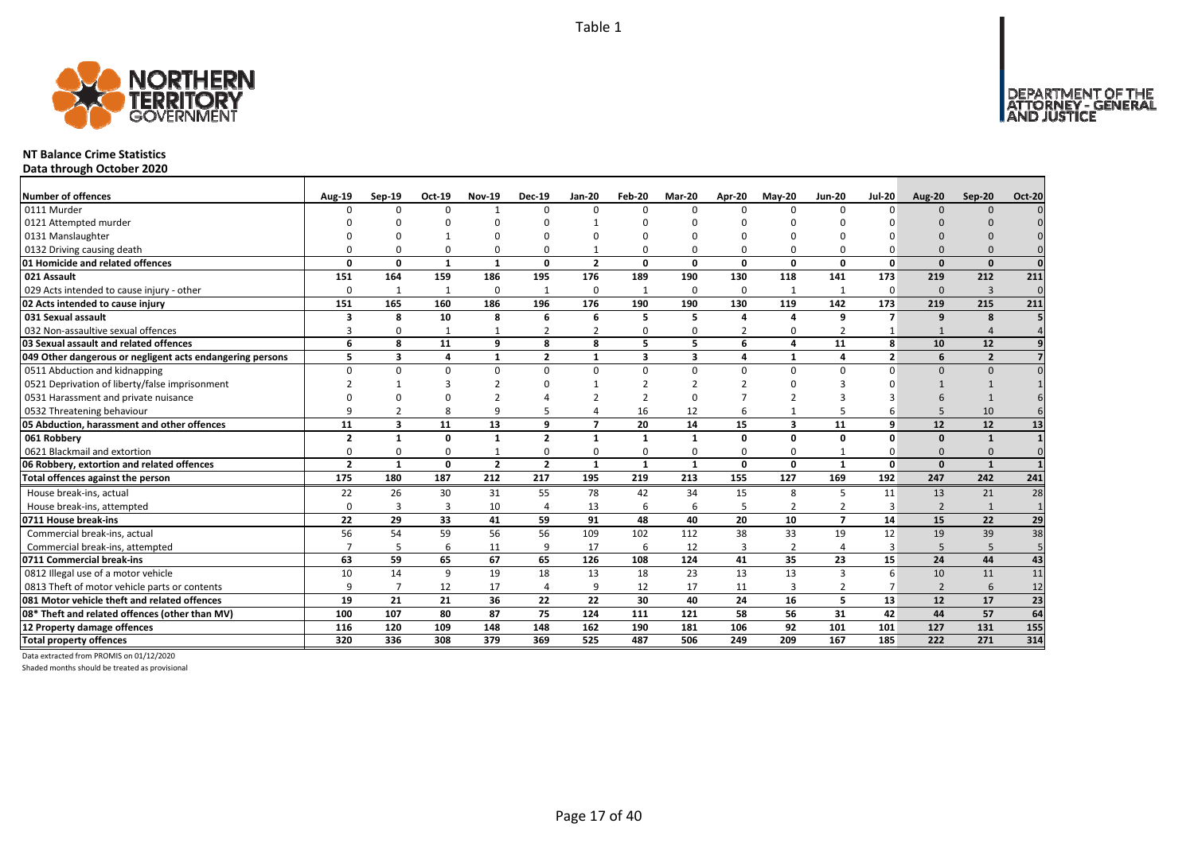Table 1

# NT Balance Crime Statistics

**Data through October 2020**

| Number of offences | Aug-19 | Sep-19 | Oct-19 | Nov-19 | Dec-19 | Jan-20 | Feb-20 | Mar-20 | Apr-20 | May-20 | Jun-20 | Jul-20 | Aug-20 | Sep-20 | Oct-20 |
|---|---|---|---|---|---|---|---|---|---|---|---|---|---|---|---|
| 0111 Murder | 0 | 0 | 0 | 1 | 0 | 0 | 0 | 0 | 0 | 0 | 0 | 0 | 0 | 0 | 0 |
| 0121 Attempted murder | 0 | 0 | 0 | 0 | 0 | 1 | 0 | 0 | 0 | 0 | 0 | 0 | 0 | 0 | 0 |
| 0131 Manslaughter | 0 | 0 | 1 | 0 | 0 | 0 | 0 | 0 | 0 | 0 | 0 | 0 | 0 | 0 | 0 |
| 0132 Driving causing death | 0 | 0 | 0 | 0 | 0 | 1 | 0 | 0 | 0 | 0 | 0 | 0 | 0 | 0 | 0 |
| **01 Homicide and related offences** | **0** | **0** | **1** | **1** | **0** | **2** | **0** | **0** | **0** | **0** | **0** | **0** | **0** | **0** | **0** |
| **021 Assault** | **151** | **164** | **159** | **186** | **195** | **176** | **189** | **190** | **130** | **118** | **141** | **173** | **219** | **212** | **211** |
| 029 Acts intended to cause injury - other | 0 | 1 | 1 | 0 | 1 | 0 | 1 | 0 | 0 | 1 | 1 | 0 | 0 | 3 | 0 |
| **02 Acts intended to cause injury** | **151** | **165** | **160** | **186** | **196** | **176** | **190** | **190** | **130** | **119** | **142** | **173** | **219** | **215** | **211** |
| **031 Sexual assault** | **3** | **8** | **10** | **8** | **6** | **6** | **5** | **5** | **4** | **4** | **9** | **7** | **9** | **8** | **5** |
| 032 Non-assaultive sexual offences | 3 | 0 | 1 | 1 | 2 | 2 | 0 | 0 | 2 | 0 | 2 | 1 | 1 | 4 | 4 |
| **03 Sexual assault and related offences** | **6** | **8** | **11** | **9** | **8** | **8** | **5** | **5** | **6** | **4** | **11** | **8** | **10** | **12** | **9** |
| **049 Other dangerous or negligent acts endangering persons** | **5** | **3** | **4** | **1** | **2** | **1** | **3** | **3** | **4** | **1** | **4** | **2** | **6** | **2** | **7** |
| 0511 Abduction and kidnapping | 0 | 0 | 0 | 0 | 0 | 0 | 0 | 0 | 0 | 0 | 0 | 0 | 0 | 0 | 0 |
| 0521 Deprivation of liberty/false imprisonment | 2 | 1 | 3 | 2 | 0 | 1 | 2 | 2 | 2 | 0 | 3 | 0 | 1 | 1 | 1 |
| 0531 Harassment and private nuisance | 0 | 0 | 0 | 2 | 4 | 2 | 2 | 0 | 7 | 2 | 3 | 3 | 6 | 1 | 6 |
| 0532 Threatening behaviour | 9 | 2 | 8 | 9 | 5 | 4 | 16 | 12 | 6 | 1 | 5 | 6 | 5 | 10 | 6 |
| **05 Abduction, harassment and other offences** | **11** | **3** | **11** | **13** | **9** | **7** | **20** | **14** | **15** | **3** | **11** | **9** | **12** | **12** | **13** |
| **061 Robbery** | **2** | **1** | **0** | **1** | **2** | **1** | **1** | **1** | **0** | **0** | **0** | **0** | **0** | **1** | **1** |
| 0621 Blackmail and extortion | 0 | 0 | 0 | 1 | 0 | 0 | 0 | 0 | 0 | 0 | 1 | 0 | 0 | 0 | 0 |
| **06 Robbery, extortion and related offences** | **2** | **1** | **0** | **2** | **2** | **1** | **1** | **1** | **0** | **0** | **1** | **0** | **0** | **1** | **1** |
| **Total offences against the person** | **175** | **180** | **187** | **212** | **217** | **195** | **219** | **213** | **155** | **127** | **169** | **192** | **247** | **242** | **241** |
| House break-ins, actual | 22 | 26 | 30 | 31 | 55 | 78 | 42 | 34 | 15 | 8 | 5 | 11 | 13 | 21 | 28 |
| House break-ins, attempted | 0 | 3 | 3 | 10 | 4 | 13 | 6 | 6 | 5 | 2 | 2 | 3 | 2 | 1 | 1 |
| **0711 House break-ins** | **22** | **29** | **33** | **41** | **59** | **91** | **48** | **40** | **20** | **10** | **7** | **14** | **15** | **22** | **29** |
| Commercial break-ins, actual | 56 | 54 | 59 | 56 | 56 | 109 | 102 | 112 | 38 | 33 | 19 | 12 | 19 | 39 | 38 |
| Commercial break-ins, attempted | 7 | 5 | 6 | 11 | 9 | 17 | 6 | 12 | 3 | 2 | 4 | 3 | 5 | 5 | 5 |
| **0711 Commercial break-ins** | **63** | **59** | **65** | **67** | **65** | **126** | **108** | **124** | **41** | **35** | **23** | **15** | **24** | **44** | **43** |
| 0812 Illegal use of a motor vehicle | 10 | 14 | 9 | 19 | 18 | 13 | 18 | 23 | 13 | 13 | 3 | 6 | 10 | 11 | 11 |
| 0813 Theft of motor vehicle parts or contents | 9 | 7 | 12 | 17 | 4 | 9 | 12 | 17 | 11 | 3 | 2 | 7 | 2 | 6 | 12 |
| **081 Motor vehicle theft and related offences** | **19** | **21** | **21** | **36** | **22** | **22** | **30** | **40** | **24** | **16** | **5** | **13** | **12** | **17** | **23** |
| **08* Theft and related offences (other than MV)** | **100** | **107** | **80** | **87** | **75** | **124** | **111** | **121** | **58** | **56** | **31** | **42** | **44** | **57** | **64** |
| **12 Property damage offences** | **116** | **120** | **109** | **148** | **148** | **162** | **190** | **181** | **106** | **92** | **101** | **101** | **127** | **131** | **155** |
| **Total property offences** | **320** | **336** | **308** | **379** | **369** | **525** | **487** | **506** | **249** | **209** | **167** | **185** | **222** | **271** | **314** |

Data extracted from PROMIS on 01/12/2020

Shaded months should be treated as provisional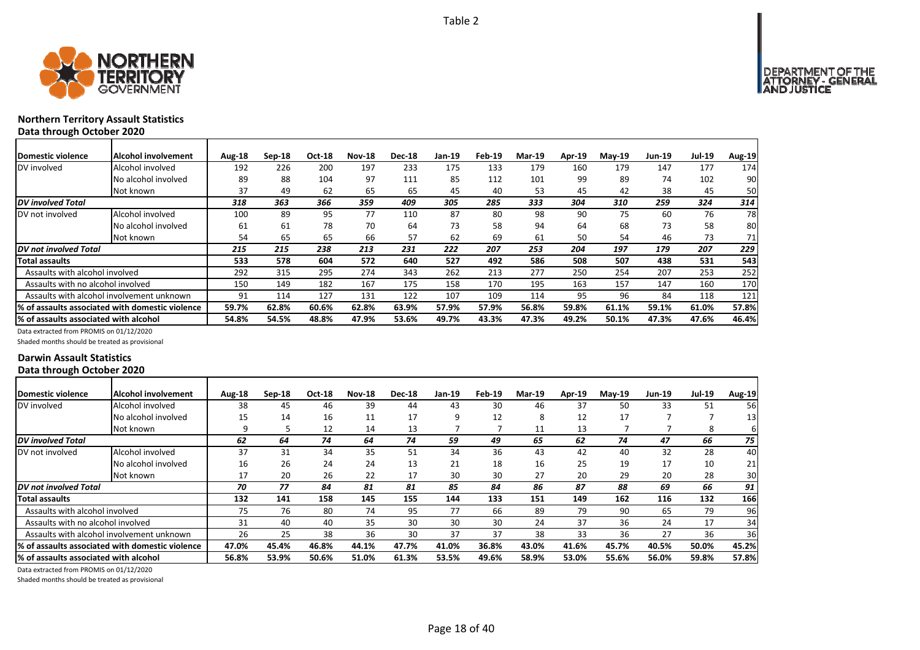Table 2

## Northern Territory Assault Statistics
### Data through October 2020

| Domestic violence | Alcohol involvement | Aug-18 | Sep-18 | Oct-18 | Nov-18 | Dec-18 | Jan-19 | Feb-19 | Mar-19 | Apr-19 | May-19 | Jun-19 | Jul-19 | Aug-19 |
|---|---|---|---|---|---|---|---|---|---|---|---|---|---|---|
| DV involved | Alcohol involved | 192 | 226 | 200 | 197 | 233 | 175 | 133 | 179 | 160 | 179 | 147 | 177 | 174 |
| | No alcohol involved | 89 | 88 | 104 | 97 | 111 | 85 | 112 | 101 | 99 | 89 | 74 | 102 | 90 |
| | Not known | 37 | 49 | 62 | 65 | 65 | 45 | 40 | 53 | 45 | 42 | 38 | 45 | 50 |
| *DV involved Total* | | *318* | *363* | *366* | *359* | *409* | *305* | *285* | *333* | *304* | *310* | *259* | *324* | *314* |
| DV not involved | Alcohol involved | 100 | 89 | 95 | 77 | 110 | 87 | 80 | 98 | 90 | 75 | 60 | 76 | 78 |
| | No alcohol involved | 61 | 61 | 78 | 70 | 64 | 73 | 58 | 94 | 64 | 68 | 73 | 58 | 80 |
| | Not known | 54 | 65 | 65 | 66 | 57 | 62 | 69 | 61 | 50 | 54 | 46 | 73 | 71 |
| *DV not involved Total* | | *215* | *215* | *238* | *213* | *231* | *222* | *207* | *253* | *204* | *197* | *179* | *207* | *229* |
| **Total assaults** | | **533** | **578** | **604** | **572** | **640** | **527** | **492** | **586** | **508** | **507** | **438** | **531** | **543** |
| Assaults with alcohol involved | | 292 | 315 | 295 | 274 | 343 | 262 | 213 | 277 | 250 | 254 | 207 | 253 | 252 |
| Assaults with no alcohol involved | | 150 | 149 | 182 | 167 | 175 | 158 | 170 | 195 | 163 | 157 | 147 | 160 | 170 |
| Assaults with alcohol involvement unknown | | 91 | 114 | 127 | 131 | 122 | 107 | 109 | 114 | 95 | 96 | 84 | 118 | 121 |
| **% of assaults associated with domestic violence** | | **59.7%** | **62.8%** | **60.6%** | **62.8%** | **63.9%** | **57.9%** | **57.9%** | **56.8%** | **59.8%** | **61.1%** | **59.1%** | **61.0%** | **57.8%** |
| **% of assaults associated with alcohol** | | **54.8%** | **54.5%** | **48.8%** | **47.9%** | **53.6%** | **49.7%** | **43.3%** | **47.3%** | **49.2%** | **50.1%** | **47.3%** | **47.6%** | **46.4%** |

Data extracted from PROMIS on 01/12/2020

Shaded months should be treated as provisional

## Darwin Assault Statistics
### Data through October 2020

| Domestic violence | Alcohol involvement | Aug-18 | Sep-18 | Oct-18 | Nov-18 | Dec-18 | Jan-19 | Feb-19 | Mar-19 | Apr-19 | May-19 | Jun-19 | Jul-19 | Aug-19 |
|---|---|---|---|---|---|---|---|---|---|---|---|---|---|---|
| DV involved | Alcohol involved | 38 | 45 | 46 | 39 | 44 | 43 | 30 | 46 | 37 | 50 | 33 | 51 | 56 |
| | No alcohol involved | 15 | 14 | 16 | 11 | 17 | 9 | 12 | 8 | 12 | 17 | 7 | 7 | 13 |
| | Not known | 9 | 5 | 12 | 14 | 13 | 7 | 7 | 11 | 13 | 7 | 7 | 8 | 6 |
| *DV involved Total* | | *62* | *64* | *74* | *64* | *74* | *59* | *49* | *65* | *62* | *74* | *47* | *66* | *75* |
| DV not involved | Alcohol involved | 37 | 31 | 34 | 35 | 51 | 34 | 36 | 43 | 42 | 40 | 32 | 28 | 40 |
| | No alcohol involved | 16 | 26 | 24 | 24 | 13 | 21 | 18 | 16 | 25 | 19 | 17 | 10 | 21 |
| | Not known | 17 | 20 | 26 | 22 | 17 | 30 | 30 | 27 | 20 | 29 | 20 | 28 | 30 |
| *DV not involved Total* | | *70* | *77* | *84* | *81* | *81* | *85* | *84* | *86* | *87* | *88* | *69* | *66* | *91* |
| **Total assaults** | | **132** | **141** | **158** | **145** | **155** | **144** | **133** | **151** | **149** | **162** | **116** | **132** | **166** |
| Assaults with alcohol involved | | 75 | 76 | 80 | 74 | 95 | 77 | 66 | 89 | 79 | 90 | 65 | 79 | 96 |
| Assaults with no alcohol involved | | 31 | 40 | 40 | 35 | 30 | 30 | 30 | 24 | 37 | 36 | 24 | 17 | 34 |
| Assaults with alcohol involvement unknown | | 26 | 25 | 38 | 36 | 30 | 37 | 37 | 38 | 33 | 36 | 27 | 36 | 36 |
| **% of assaults associated with domestic violence** | | **47.0%** | **45.4%** | **46.8%** | **44.1%** | **47.7%** | **41.0%** | **36.8%** | **43.0%** | **41.6%** | **45.7%** | **40.5%** | **50.0%** | **45.2%** |
| **% of assaults associated with alcohol** | | **56.8%** | **53.9%** | **50.6%** | **51.0%** | **61.3%** | **53.5%** | **49.6%** | **58.9%** | **53.0%** | **55.6%** | **56.0%** | **59.8%** | **57.8%** |

Data extracted from PROMIS on 01/12/2020

Shaded months should be treated as provisional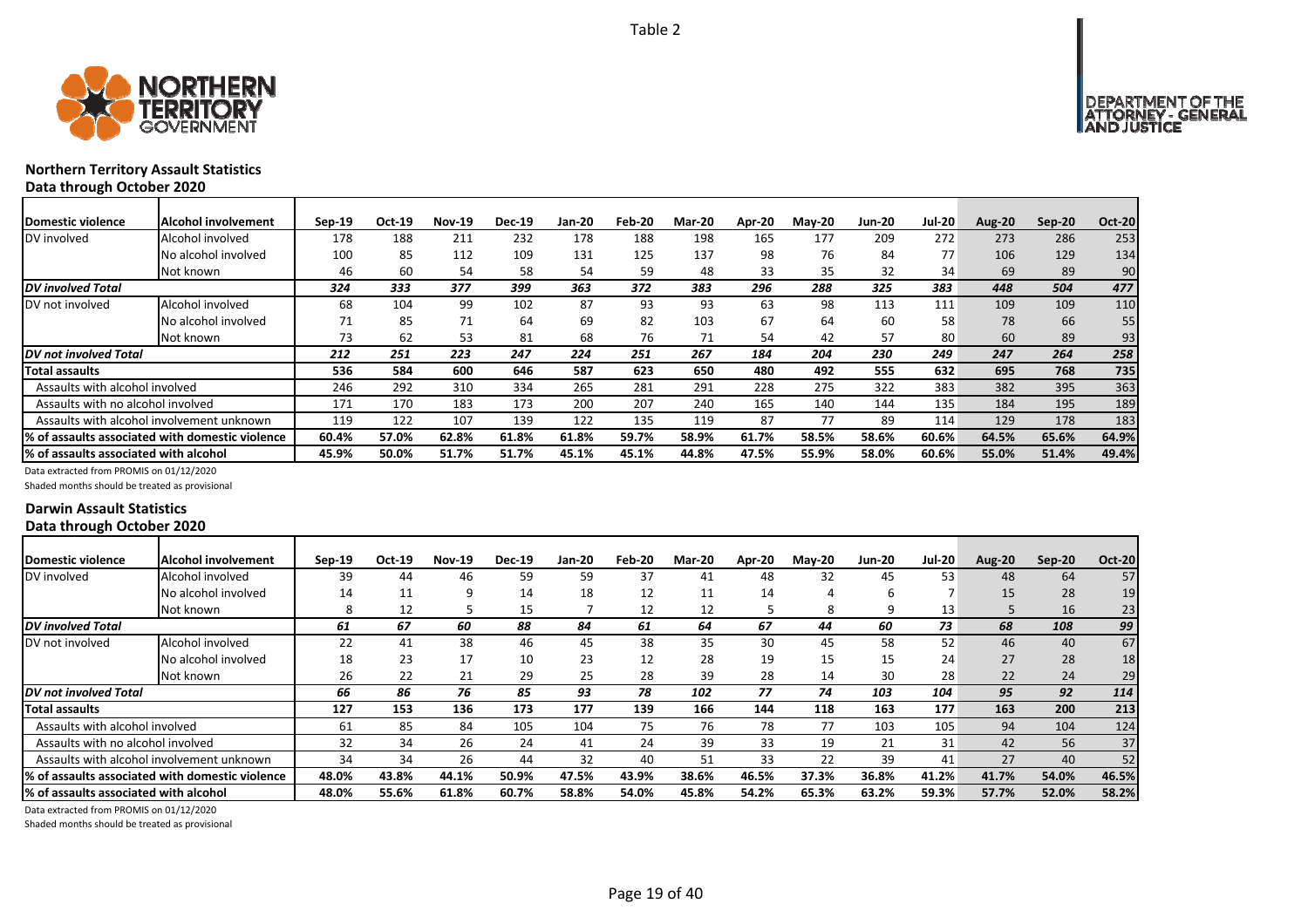Table 2

## Northern Territory Assault Statistics

### Data through October 2020

| Domestic violence | Alcohol involvement | Sep-19 | Oct-19 | Nov-19 | Dec-19 | Jan-20 | Feb-20 | Mar-20 | Apr-20 | May-20 | Jun-20 | Jul-20 | Aug-20 | Sep-20 | Oct-20 |
|---|---|---|---|---|---|---|---|---|---|---|---|---|---|---|---|
| DV involved | Alcohol involved | 178 | 188 | 211 | 232 | 178 | 188 | 198 | 165 | 177 | 209 | 272 | 273 | 286 | 253 |
| | No alcohol involved | 100 | 85 | 112 | 109 | 131 | 125 | 137 | 98 | 76 | 84 | 77 | 106 | 129 | 134 |
| | Not known | 46 | 60 | 54 | 58 | 54 | 59 | 48 | 33 | 35 | 32 | 34 | 69 | 89 | 90 |
| ***DV involved Total*** | | ***324*** | ***333*** | ***377*** | ***399*** | ***363*** | ***372*** | ***383*** | ***296*** | ***288*** | ***325*** | ***383*** | ***448*** | ***504*** | ***477*** |
| DV not involved | Alcohol involved | 68 | 104 | 99 | 102 | 87 | 93 | 93 | 63 | 98 | 113 | 111 | 109 | 109 | 110 |
| | No alcohol involved | 71 | 85 | 71 | 64 | 69 | 82 | 103 | 67 | 64 | 60 | 58 | 78 | 66 | 55 |
| | Not known | 73 | 62 | 53 | 81 | 68 | 76 | 71 | 54 | 42 | 57 | 80 | 60 | 89 | 93 |
| ***DV not involved Total*** | | ***212*** | ***251*** | ***223*** | ***247*** | ***224*** | ***251*** | ***267*** | ***184*** | ***204*** | ***230*** | ***249*** | ***247*** | ***264*** | ***258*** |
| **Total assaults** | | **536** | **584** | **600** | **646** | **587** | **623** | **650** | **480** | **492** | **555** | **632** | **695** | **768** | **735** |
| Assaults with alcohol involved | | 246 | 292 | 310 | 334 | 265 | 281 | 291 | 228 | 275 | 322 | 383 | 382 | 395 | 363 |
| Assaults with no alcohol involved | | 171 | 170 | 183 | 173 | 200 | 207 | 240 | 165 | 140 | 144 | 135 | 184 | 195 | 189 |
| Assaults with alcohol involvement unknown | | 119 | 122 | 107 | 139 | 122 | 135 | 119 | 87 | 77 | 89 | 114 | 129 | 178 | 183 |
| **% of assaults associated with domestic violence** | | **60.4%** | **57.0%** | **62.8%** | **61.8%** | **61.8%** | **59.7%** | **58.9%** | **61.7%** | **58.5%** | **58.6%** | **60.6%** | **64.5%** | **65.6%** | **64.9%** |
| **% of assaults associated with alcohol** | | **45.9%** | **50.0%** | **51.7%** | **51.7%** | **45.1%** | **45.1%** | **44.8%** | **47.5%** | **55.9%** | **58.0%** | **60.6%** | **55.0%** | **51.4%** | **49.4%** |

Data extracted from PROMIS on 01/12/2020

Shaded months should be treated as provisional

## Darwin Assault Statistics

### Data through October 2020

| Domestic violence | Alcohol involvement | Sep-19 | Oct-19 | Nov-19 | Dec-19 | Jan-20 | Feb-20 | Mar-20 | Apr-20 | May-20 | Jun-20 | Jul-20 | Aug-20 | Sep-20 | Oct-20 |
|---|---|---|---|---|---|---|---|---|---|---|---|---|---|---|---|
| DV involved | Alcohol involved | 39 | 44 | 46 | 59 | 59 | 37 | 41 | 48 | 32 | 45 | 53 | 48 | 64 | 57 |
| | No alcohol involved | 14 | 11 | 9 | 14 | 18 | 12 | 11 | 14 | 4 | 6 | 7 | 15 | 28 | 19 |
| | Not known | 8 | 12 | 5 | 15 | 7 | 12 | 12 | 5 | 8 | 9 | 13 | 5 | 16 | 23 |
| ***DV involved Total*** | | ***61*** | ***67*** | ***60*** | ***88*** | ***84*** | ***61*** | ***64*** | ***67*** | ***44*** | ***60*** | ***73*** | ***68*** | ***108*** | ***99*** |
| DV not involved | Alcohol involved | 22 | 41 | 38 | 46 | 45 | 38 | 35 | 30 | 45 | 58 | 52 | 46 | 40 | 67 |
| | No alcohol involved | 18 | 23 | 17 | 10 | 23 | 12 | 28 | 19 | 15 | 15 | 24 | 27 | 28 | 18 |
| | Not known | 26 | 22 | 21 | 29 | 25 | 28 | 39 | 28 | 14 | 30 | 28 | 22 | 24 | 29 |
| ***DV not involved Total*** | | ***66*** | ***86*** | ***76*** | ***85*** | ***93*** | ***78*** | ***102*** | ***77*** | ***74*** | ***103*** | ***104*** | ***95*** | ***92*** | ***114*** |
| **Total assaults** | | **127** | **153** | **136** | **173** | **177** | **139** | **166** | **144** | **118** | **163** | **177** | **163** | **200** | **213** |
| Assaults with alcohol involved | | 61 | 85 | 84 | 105 | 104 | 75 | 76 | 78 | 77 | 103 | 105 | 94 | 104 | 124 |
| Assaults with no alcohol involved | | 32 | 34 | 26 | 24 | 41 | 24 | 39 | 33 | 19 | 21 | 31 | 42 | 56 | 37 |
| Assaults with alcohol involvement unknown | | 34 | 34 | 26 | 44 | 32 | 40 | 51 | 33 | 22 | 39 | 41 | 27 | 40 | 52 |
| **% of assaults associated with domestic violence** | | **48.0%** | **43.8%** | **44.1%** | **50.9%** | **47.5%** | **43.9%** | **38.6%** | **46.5%** | **37.3%** | **36.8%** | **41.2%** | **41.7%** | **54.0%** | **46.5%** |
| **% of assaults associated with alcohol** | | **48.0%** | **55.6%** | **61.8%** | **60.7%** | **58.8%** | **54.0%** | **45.8%** | **54.2%** | **65.3%** | **63.2%** | **59.3%** | **57.7%** | **52.0%** | **58.2%** |

Data extracted from PROMIS on 01/12/2020

Shaded months should be treated as provisional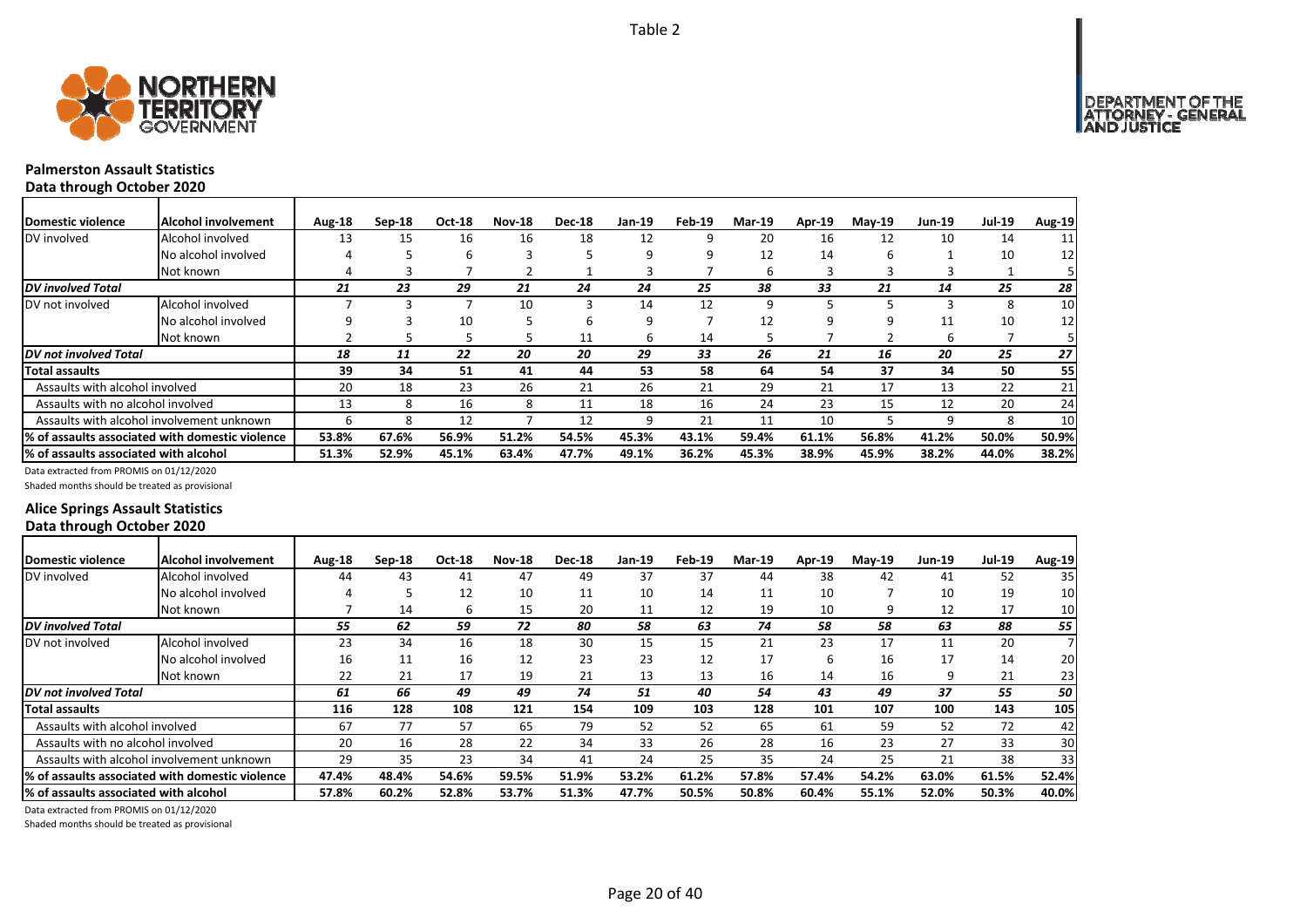Table 2

## Palmerston Assault Statistics

### Data through October 2020

| Domestic violence | Alcohol involvement | Aug-18 | Sep-18 | Oct-18 | Nov-18 | Dec-18 | Jan-19 | Feb-19 | Mar-19 | Apr-19 | May-19 | Jun-19 | Jul-19 | Aug-19 |
|---|---|---|---|---|---|---|---|---|---|---|---|---|---|---|
| DV involved | Alcohol involved | 13 | 15 | 16 | 16 | 18 | 12 | 9 | 20 | 16 | 12 | 10 | 14 | 11 |
| | No alcohol involved | 4 | 5 | 6 | 3 | 5 | 9 | 9 | 12 | 14 | 6 | 1 | 10 | 12 |
| | Not known | 4 | 3 | 7 | 2 | 1 | 3 | 7 | 6 | 3 | 3 | 3 | 1 | 5 |
| ***DV involved Total*** | | ***21*** | ***23*** | ***29*** | ***21*** | ***24*** | ***24*** | ***25*** | ***38*** | ***33*** | ***21*** | ***14*** | ***25*** | ***28*** |
| DV not involved | Alcohol involved | 7 | 3 | 7 | 10 | 3 | 14 | 12 | 9 | 5 | 5 | 3 | 8 | 10 |
| | No alcohol involved | 9 | 3 | 10 | 5 | 6 | 9 | 7 | 12 | 9 | 9 | 11 | 10 | 12 |
| | Not known | 2 | 5 | 5 | 5 | 11 | 6 | 14 | 5 | 7 | 2 | 6 | 7 | 5 |
| ***DV not involved Total*** | | ***18*** | ***11*** | ***22*** | ***20*** | ***20*** | ***29*** | ***33*** | ***26*** | ***21*** | ***16*** | ***20*** | ***25*** | ***27*** |
| **Total assaults** | | **39** | **34** | **51** | **41** | **44** | **53** | **58** | **64** | **54** | **37** | **34** | **50** | **55** |
| Assaults with alcohol involved | | 20 | 18 | 23 | 26 | 21 | 26 | 21 | 29 | 21 | 17 | 13 | 22 | 21 |
| Assaults with no alcohol involved | | 13 | 8 | 16 | 8 | 11 | 18 | 16 | 24 | 23 | 15 | 12 | 20 | 24 |
| Assaults with alcohol involvement unknown | | 6 | 8 | 12 | 7 | 12 | 9 | 21 | 11 | 10 | 5 | 9 | 8 | 10 |
| **% of assaults associated with domestic violence** | | **53.8%** | **67.6%** | **56.9%** | **51.2%** | **54.5%** | **45.3%** | **43.1%** | **59.4%** | **61.1%** | **56.8%** | **41.2%** | **50.0%** | **50.9%** |
| **% of assaults associated with alcohol** | | **51.3%** | **52.9%** | **45.1%** | **63.4%** | **47.7%** | **49.1%** | **36.2%** | **45.3%** | **38.9%** | **45.9%** | **38.2%** | **44.0%** | **38.2%** |

Data extracted from PROMIS on 01/12/2020

Shaded months should be treated as provisional

## Alice Springs Assault Statistics

### Data through October 2020

| Domestic violence | Alcohol involvement | Aug-18 | Sep-18 | Oct-18 | Nov-18 | Dec-18 | Jan-19 | Feb-19 | Mar-19 | Apr-19 | May-19 | Jun-19 | Jul-19 | Aug-19 |
|---|---|---|---|---|---|---|---|---|---|---|---|---|---|---|
| DV involved | Alcohol involved | 44 | 43 | 41 | 47 | 49 | 37 | 37 | 44 | 38 | 42 | 41 | 52 | 35 |
| | No alcohol involved | 4 | 5 | 12 | 10 | 11 | 10 | 14 | 11 | 10 | 7 | 10 | 19 | 10 |
| | Not known | 7 | 14 | 6 | 15 | 20 | 11 | 12 | 19 | 10 | 9 | 12 | 17 | 10 |
| ***DV involved Total*** | | ***55*** | ***62*** | ***59*** | ***72*** | ***80*** | ***58*** | ***63*** | ***74*** | ***58*** | ***58*** | ***63*** | ***88*** | ***55*** |
| DV not involved | Alcohol involved | 23 | 34 | 16 | 18 | 30 | 15 | 15 | 21 | 23 | 17 | 11 | 20 | 7 |
| | No alcohol involved | 16 | 11 | 16 | 12 | 23 | 23 | 12 | 17 | 6 | 16 | 17 | 14 | 20 |
| | Not known | 22 | 21 | 17 | 19 | 21 | 13 | 13 | 16 | 14 | 16 | 9 | 21 | 23 |
| ***DV not involved Total*** | | ***61*** | ***66*** | ***49*** | ***49*** | ***74*** | ***51*** | ***40*** | ***54*** | ***43*** | ***49*** | ***37*** | ***55*** | ***50*** |
| **Total assaults** | | **116** | **128** | **108** | **121** | **154** | **109** | **103** | **128** | **101** | **107** | **100** | **143** | **105** |
| Assaults with alcohol involved | | 67 | 77 | 57 | 65 | 79 | 52 | 52 | 65 | 61 | 59 | 52 | 72 | 42 |
| Assaults with no alcohol involved | | 20 | 16 | 28 | 22 | 34 | 33 | 26 | 28 | 16 | 23 | 27 | 33 | 30 |
| Assaults with alcohol involvement unknown | | 29 | 35 | 23 | 34 | 41 | 24 | 25 | 35 | 24 | 25 | 21 | 38 | 33 |
| **% of assaults associated with domestic violence** | | **47.4%** | **48.4%** | **54.6%** | **59.5%** | **51.9%** | **53.2%** | **61.2%** | **57.8%** | **57.4%** | **54.2%** | **63.0%** | **61.5%** | **52.4%** |
| **% of assaults associated with alcohol** | | **57.8%** | **60.2%** | **52.8%** | **53.7%** | **51.3%** | **47.7%** | **50.5%** | **50.8%** | **60.4%** | **55.1%** | **52.0%** | **50.3%** | **40.0%** |

Data extracted from PROMIS on 01/12/2020

Shaded months should be treated as provisional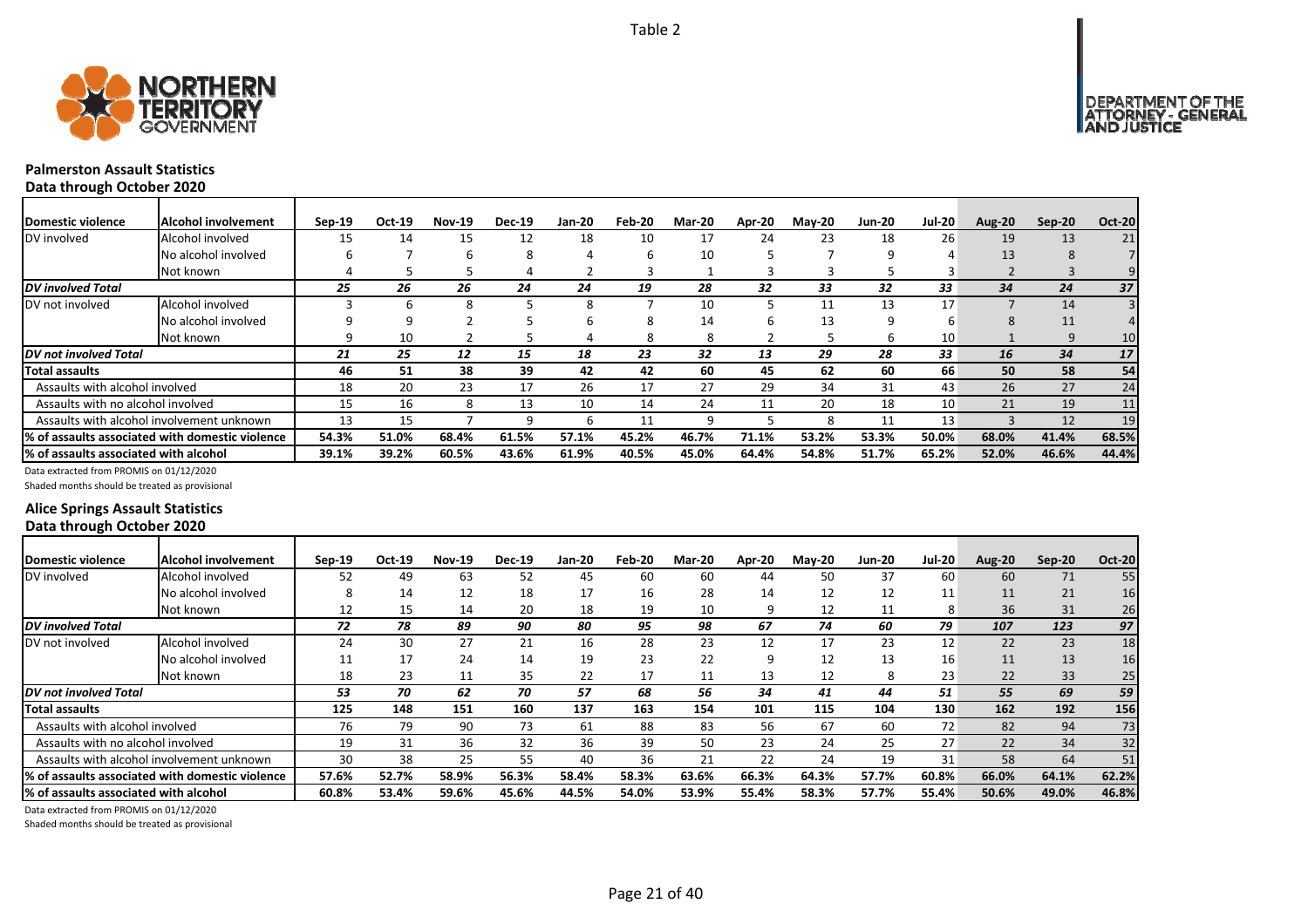Table 2

**Palmerston Assault Statistics**
**Data through October 2020**

| Domestic violence | Alcohol involvement | Sep-19 | Oct-19 | Nov-19 | Dec-19 | Jan-20 | Feb-20 | Mar-20 | Apr-20 | May-20 | Jun-20 | Jul-20 | Aug-20 | Sep-20 | Oct-20 |
|---|---|---|---|---|---|---|---|---|---|---|---|---|---|---|---|
| DV involved | Alcohol involved | 15 | 14 | 15 | 12 | 18 | 10 | 17 | 24 | 23 | 18 | 26 | 19 | 13 | 21 |
| | No alcohol involved | 6 | 7 | 6 | 8 | 4 | 6 | 10 | 5 | 7 | 9 | 4 | 13 | 8 | 7 |
| | Not known | 4 | 5 | 5 | 4 | 2 | 3 | 1 | 3 | 3 | 5 | 3 | 2 | 3 | 9 |
| *DV involved Total* | | *25* | *26* | *26* | *24* | *24* | *19* | *28* | *32* | *33* | *32* | *33* | *34* | *24* | *37* |
| DV not involved | Alcohol involved | 3 | 6 | 8 | 5 | 8 | 7 | 10 | 5 | 11 | 13 | 17 | 7 | 14 | 3 |
| | No alcohol involved | 9 | 9 | 2 | 5 | 6 | 8 | 14 | 6 | 13 | 9 | 6 | 8 | 11 | 4 |
| | Not known | 9 | 10 | 2 | 5 | 4 | 8 | 8 | 2 | 5 | 6 | 10 | 1 | 9 | 10 |
| *DV not involved Total* | | *21* | *25* | *12* | *15* | *18* | *23* | *32* | *13* | *29* | *28* | *33* | *16* | *34* | *17* |
| **Total assaults** | | **46** | **51** | **38** | **39** | **42** | **42** | **60** | **45** | **62** | **60** | **66** | **50** | **58** | **54** |
| Assaults with alcohol involved | | 18 | 20 | 23 | 17 | 26 | 17 | 27 | 29 | 34 | 31 | 43 | 26 | 27 | 24 |
| Assaults with no alcohol involved | | 15 | 16 | 8 | 13 | 10 | 14 | 24 | 11 | 20 | 18 | 10 | 21 | 19 | 11 |
| Assaults with alcohol involvement unknown | | 13 | 15 | 7 | 9 | 6 | 11 | 9 | 5 | 8 | 11 | 13 | 3 | 12 | 19 |
| **% of assaults associated with domestic violence** | | **54.3%** | **51.0%** | **68.4%** | **61.5%** | **57.1%** | **45.2%** | **46.7%** | **71.1%** | **53.2%** | **53.3%** | **50.0%** | **68.0%** | **41.4%** | **68.5%** |
| **% of assaults associated with alcohol** | | **39.1%** | **39.2%** | **60.5%** | **43.6%** | **61.9%** | **40.5%** | **45.0%** | **64.4%** | **54.8%** | **51.7%** | **65.2%** | **52.0%** | **46.6%** | **44.4%** |

Data extracted from PROMIS on 01/12/2020
Shaded months should be treated as provisional

**Alice Springs Assault Statistics**
**Data through October 2020**

| Domestic violence | Alcohol involvement | Sep-19 | Oct-19 | Nov-19 | Dec-19 | Jan-20 | Feb-20 | Mar-20 | Apr-20 | May-20 | Jun-20 | Jul-20 | Aug-20 | Sep-20 | Oct-20 |
|---|---|---|---|---|---|---|---|---|---|---|---|---|---|---|---|
| DV involved | Alcohol involved | 52 | 49 | 63 | 52 | 45 | 60 | 60 | 44 | 50 | 37 | 60 | 60 | 71 | 55 |
| | No alcohol involved | 8 | 14 | 12 | 18 | 17 | 16 | 28 | 14 | 12 | 12 | 11 | 11 | 21 | 16 |
| | Not known | 12 | 15 | 14 | 20 | 18 | 19 | 10 | 9 | 12 | 11 | 8 | 36 | 31 | 26 |
| *DV involved Total* | | *72* | *78* | *89* | *90* | *80* | *95* | *98* | *67* | *74* | *60* | *79* | *107* | *123* | *97* |
| DV not involved | Alcohol involved | 24 | 30 | 27 | 21 | 16 | 28 | 23 | 12 | 17 | 23 | 12 | 22 | 23 | 18 |
| | No alcohol involved | 11 | 17 | 24 | 14 | 19 | 23 | 22 | 9 | 12 | 13 | 16 | 11 | 13 | 16 |
| | Not known | 18 | 23 | 11 | 35 | 22 | 17 | 11 | 13 | 12 | 8 | 23 | 22 | 33 | 25 |
| *DV not involved Total* | | *53* | *70* | *62* | *70* | *57* | *68* | *56* | *34* | *41* | *44* | *51* | *55* | *69* | *59* |
| **Total assaults** | | **125** | **148** | **151** | **160** | **137** | **163** | **154** | **101** | **115** | **104** | **130** | **162** | **192** | **156** |
| Assaults with alcohol involved | | 76 | 79 | 90 | 73 | 61 | 88 | 83 | 56 | 67 | 60 | 72 | 82 | 94 | 73 |
| Assaults with no alcohol involved | | 19 | 31 | 36 | 32 | 36 | 39 | 50 | 23 | 24 | 25 | 27 | 22 | 34 | 32 |
| Assaults with alcohol involvement unknown | | 30 | 38 | 25 | 55 | 40 | 36 | 21 | 22 | 24 | 19 | 31 | 58 | 64 | 51 |
| **% of assaults associated with domestic violence** | | **57.6%** | **52.7%** | **58.9%** | **56.3%** | **58.4%** | **58.3%** | **63.6%** | **66.3%** | **64.3%** | **57.7%** | **60.8%** | **66.0%** | **64.1%** | **62.2%** |
| **% of assaults associated with alcohol** | | **60.8%** | **53.4%** | **59.6%** | **45.6%** | **44.5%** | **54.0%** | **53.9%** | **55.4%** | **58.3%** | **57.7%** | **55.4%** | **50.6%** | **49.0%** | **46.8%** |

Data extracted from PROMIS on 01/12/2020
Shaded months should be treated as provisional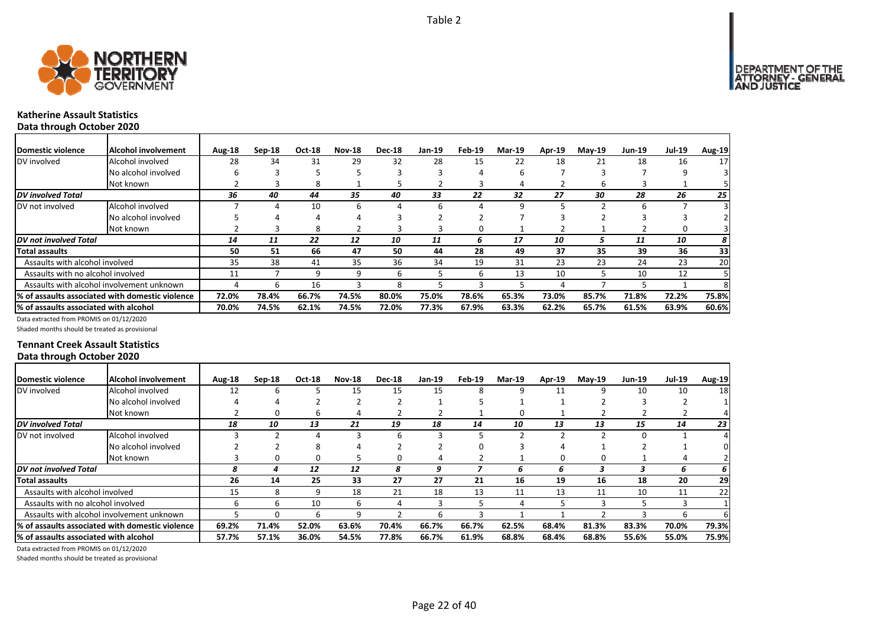Table 2

## Katherine Assault Statistics
### Data through October 2020

| Domestic violence | Alcohol involvement | Aug-18 | Sep-18 | Oct-18 | Nov-18 | Dec-18 | Jan-19 | Feb-19 | Mar-19 | Apr-19 | May-19 | Jun-19 | Jul-19 | Aug-19 |
|---|---|---|---|---|---|---|---|---|---|---|---|---|---|---|
| DV involved | Alcohol involved | 28 | 34 | 31 | 29 | 32 | 28 | 15 | 22 | 18 | 21 | 18 | 16 | 17 |
| | No alcohol involved | 6 | 3 | 5 | 5 | 3 | 3 | 4 | 6 | 7 | 3 | 7 | 9 | 3 |
| | Not known | 2 | 3 | 8 | 1 | 5 | 2 | 3 | 4 | 2 | 6 | 3 | 1 | 5 |
| *DV involved Total* | | *36* | *40* | *44* | *35* | *40* | *33* | *22* | *32* | *27* | *30* | *28* | *26* | *25* |
| DV not involved | Alcohol involved | 7 | 4 | 10 | 6 | 4 | 6 | 4 | 9 | 5 | 2 | 6 | 7 | 3 |
| | No alcohol involved | 5 | 4 | 4 | 4 | 3 | 2 | 2 | 7 | 3 | 2 | 3 | 3 | 2 |
| | Not known | 2 | 3 | 8 | 2 | 3 | 3 | 0 | 1 | 2 | 1 | 2 | 0 | 3 |
| *DV not involved Total* | | *14* | *11* | *22* | *12* | *10* | *11* | *6* | *17* | *10* | *5* | *11* | *10* | *8* |
| **Total assaults** | | **50** | **51** | **66** | **47** | **50** | **44** | **28** | **49** | **37** | **35** | **39** | **36** | **33** |
| Assaults with alcohol involved | | 35 | 38 | 41 | 35 | 36 | 34 | 19 | 31 | 23 | 23 | 24 | 23 | 20 |
| Assaults with no alcohol involved | | 11 | 7 | 9 | 9 | 6 | 5 | 6 | 13 | 10 | 5 | 10 | 12 | 5 |
| Assaults with alcohol involvement unknown | | 4 | 6 | 16 | 3 | 8 | 5 | 3 | 5 | 4 | 7 | 5 | 1 | 8 |
| **% of assaults associated with domestic violence** | | **72.0%** | **78.4%** | **66.7%** | **74.5%** | **80.0%** | **75.0%** | **78.6%** | **65.3%** | **73.0%** | **85.7%** | **71.8%** | **72.2%** | **75.8%** |
| **% of assaults associated with alcohol** | | **70.0%** | **74.5%** | **62.1%** | **74.5%** | **72.0%** | **77.3%** | **67.9%** | **63.3%** | **62.2%** | **65.7%** | **61.5%** | **63.9%** | **60.6%** |

Data extracted from PROMIS on 01/12/2020

Shaded months should be treated as provisional

## Tennant Creek Assault Statistics
### Data through October 2020

| Domestic violence | Alcohol involvement | Aug-18 | Sep-18 | Oct-18 | Nov-18 | Dec-18 | Jan-19 | Feb-19 | Mar-19 | Apr-19 | May-19 | Jun-19 | Jul-19 | Aug-19 |
|---|---|---|---|---|---|---|---|---|---|---|---|---|---|---|
| DV involved | Alcohol involved | 12 | 6 | 5 | 15 | 15 | 15 | 8 | 9 | 11 | 9 | 10 | 10 | 18 |
| | No alcohol involved | 4 | 4 | 2 | 2 | 2 | 1 | 5 | 1 | 1 | 2 | 3 | 2 | 1 |
| | Not known | 2 | 0 | 6 | 4 | 2 | 2 | 1 | 0 | 1 | 2 | 2 | 2 | 4 |
| *DV involved Total* | | *18* | *10* | *13* | *21* | *19* | *18* | *14* | *10* | *13* | *13* | *15* | *14* | *23* |
| DV not involved | Alcohol involved | 3 | 2 | 4 | 3 | 6 | 3 | 5 | 2 | 2 | 2 | 0 | 1 | 4 |
| | No alcohol involved | 2 | 2 | 8 | 4 | 2 | 2 | 0 | 3 | 4 | 1 | 2 | 1 | 0 |
| | Not known | 3 | 0 | 0 | 5 | 0 | 4 | 2 | 1 | 0 | 0 | 1 | 4 | 2 |
| *DV not involved Total* | | *8* | *4* | *12* | *12* | *8* | *9* | *7* | *6* | *6* | *3* | *3* | *6* | *6* |
| **Total assaults** | | **26** | **14** | **25** | **33** | **27** | **27** | **21** | **16** | **19** | **16** | **18** | **20** | **29** |
| Assaults with alcohol involved | | 15 | 8 | 9 | 18 | 21 | 18 | 13 | 11 | 13 | 11 | 10 | 11 | 22 |
| Assaults with no alcohol involved | | 6 | 6 | 10 | 6 | 4 | 3 | 5 | 4 | 5 | 3 | 5 | 3 | 1 |
| Assaults with alcohol involvement unknown | | 5 | 0 | 6 | 9 | 2 | 6 | 3 | 1 | 1 | 2 | 3 | 6 | 6 |
| **% of assaults associated with domestic violence** | | **69.2%** | **71.4%** | **52.0%** | **63.6%** | **70.4%** | **66.7%** | **66.7%** | **62.5%** | **68.4%** | **81.3%** | **83.3%** | **70.0%** | **79.3%** |
| **% of assaults associated with alcohol** | | **57.7%** | **57.1%** | **36.0%** | **54.5%** | **77.8%** | **66.7%** | **61.9%** | **68.8%** | **68.4%** | **68.8%** | **55.6%** | **55.0%** | **75.9%** |

Data extracted from PROMIS on 01/12/2020

Shaded months should be treated as provisional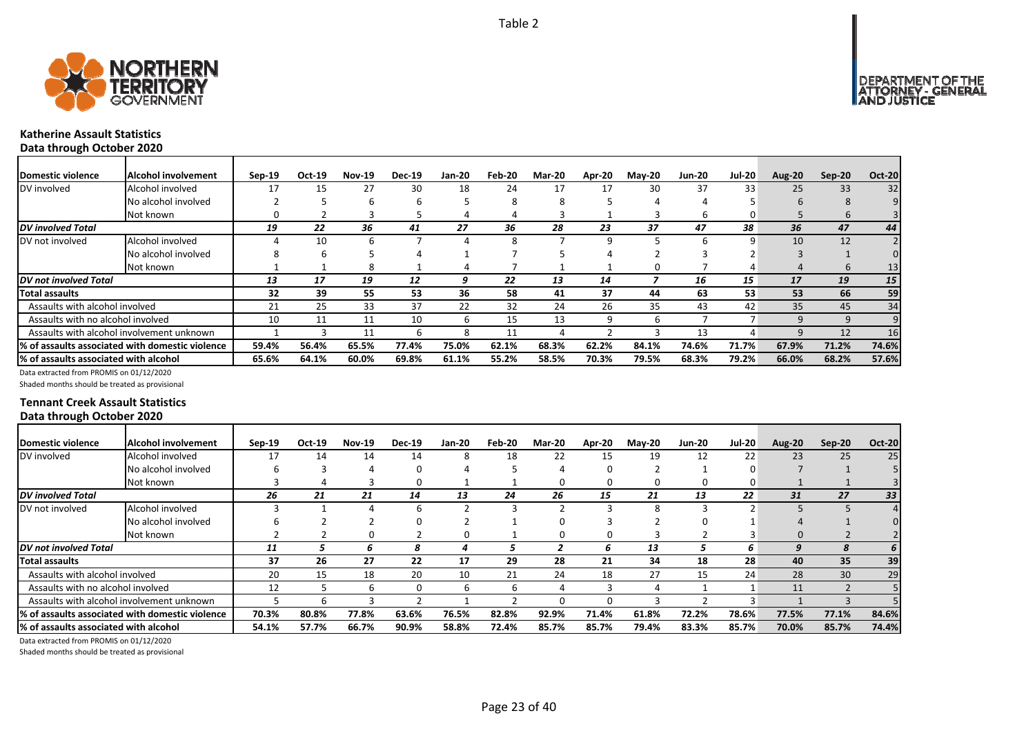Table 2

**Katherine Assault Statistics**
**Data through October 2020**

| Domestic violence | Alcohol involvement | Sep-19 | Oct-19 | Nov-19 | Dec-19 | Jan-20 | Feb-20 | Mar-20 | Apr-20 | May-20 | Jun-20 | Jul-20 | Aug-20 | Sep-20 | Oct-20 |
|---|---|---|---|---|---|---|---|---|---|---|---|---|---|---|---|
| DV involved | Alcohol involved | 17 | 15 | 27 | 30 | 18 | 24 | 17 | 17 | 30 | 37 | 33 | 25 | 33 | 32 |
| | No alcohol involved | 2 | 5 | 6 | 6 | 5 | 8 | 8 | 5 | 4 | 4 | 5 | 6 | 8 | 9 |
| | Not known | 0 | 2 | 3 | 5 | 4 | 4 | 3 | 1 | 3 | 6 | 0 | 5 | 6 | 3 |
| *DV involved Total* | | *19* | *22* | *36* | *41* | *27* | *36* | *28* | *23* | *37* | *47* | *38* | *36* | *47* | *44* |
| DV not involved | Alcohol involved | 4 | 10 | 6 | 7 | 4 | 8 | 7 | 9 | 5 | 6 | 9 | 10 | 12 | 2 |
| | No alcohol involved | 8 | 6 | 5 | 4 | 1 | 7 | 5 | 4 | 2 | 3 | 2 | 3 | 1 | 0 |
| | Not known | 1 | 1 | 8 | 1 | 4 | 7 | 1 | 1 | 0 | 7 | 4 | 4 | 6 | 13 |
| *DV not involved Total* | | *13* | *17* | *19* | *12* | *9* | *22* | *13* | *14* | *7* | *16* | *15* | *17* | *19* | *15* |
| **Total assaults** | | **32** | **39** | **55** | **53** | **36** | **58** | **41** | **37** | **44** | **63** | **53** | **53** | **66** | **59** |
| Assaults with alcohol involved | | 21 | 25 | 33 | 37 | 22 | 32 | 24 | 26 | 35 | 43 | 42 | 35 | 45 | 34 |
| Assaults with no alcohol involved | | 10 | 11 | 11 | 10 | 6 | 15 | 13 | 9 | 6 | 7 | 7 | 9 | 9 | 9 |
| Assaults with alcohol involvement unknown | | 1 | 3 | 11 | 6 | 8 | 11 | 4 | 2 | 3 | 13 | 4 | 9 | 12 | 16 |
| **% of assaults associated with domestic violence** | | **59.4%** | **56.4%** | **65.5%** | **77.4%** | **75.0%** | **62.1%** | **68.3%** | **62.2%** | **84.1%** | **74.6%** | **71.7%** | **67.9%** | **71.2%** | **74.6%** |
| **% of assaults associated with alcohol** | | **65.6%** | **64.1%** | **60.0%** | **69.8%** | **61.1%** | **55.2%** | **58.5%** | **70.3%** | **79.5%** | **68.3%** | **79.2%** | **66.0%** | **68.2%** | **57.6%** |

Data extracted from PROMIS on 01/12/2020
Shaded months should be treated as provisional

**Tennant Creek Assault Statistics**
**Data through October 2020**

| Domestic violence | Alcohol involvement | Sep-19 | Oct-19 | Nov-19 | Dec-19 | Jan-20 | Feb-20 | Mar-20 | Apr-20 | May-20 | Jun-20 | Jul-20 | Aug-20 | Sep-20 | Oct-20 |
|---|---|---|---|---|---|---|---|---|---|---|---|---|---|---|---|
| DV involved | Alcohol involved | 17 | 14 | 14 | 14 | 8 | 18 | 22 | 15 | 19 | 12 | 22 | 23 | 25 | 25 |
| | No alcohol involved | 6 | 3 | 4 | 0 | 4 | 5 | 4 | 0 | 2 | 1 | 0 | 7 | 1 | 5 |
| | Not known | 3 | 4 | 3 | 0 | 1 | 1 | 0 | 0 | 0 | 0 | 0 | 1 | 1 | 3 |
| *DV involved Total* | | *26* | *21* | *21* | *14* | *13* | *24* | *26* | *15* | *21* | *13* | *22* | *31* | *27* | *33* |
| DV not involved | Alcohol involved | 3 | 1 | 4 | 6 | 2 | 3 | 2 | 3 | 8 | 3 | 2 | 5 | 5 | 4 |
| | No alcohol involved | 6 | 2 | 2 | 0 | 2 | 1 | 0 | 3 | 2 | 0 | 1 | 4 | 1 | 0 |
| | Not known | 2 | 2 | 0 | 2 | 0 | 1 | 0 | 0 | 3 | 2 | 3 | 0 | 2 | 2 |
| *DV not involved Total* | | *11* | *5* | *6* | *8* | *4* | *5* | *2* | *6* | *13* | *5* | *6* | *9* | *8* | *6* |
| **Total assaults** | | **37** | **26** | **27** | **22** | **17** | **29** | **28** | **21** | **34** | **18** | **28** | **40** | **35** | **39** |
| Assaults with alcohol involved | | 20 | 15 | 18 | 20 | 10 | 21 | 24 | 18 | 27 | 15 | 24 | 28 | 30 | 29 |
| Assaults with no alcohol involved | | 12 | 5 | 6 | 0 | 6 | 6 | 4 | 3 | 4 | 1 | 1 | 11 | 2 | 5 |
| Assaults with alcohol involvement unknown | | 5 | 6 | 3 | 2 | 1 | 2 | 0 | 0 | 3 | 2 | 3 | 1 | 3 | 5 |
| **% of assaults associated with domestic violence** | | **70.3%** | **80.8%** | **77.8%** | **63.6%** | **76.5%** | **82.8%** | **92.9%** | **71.4%** | **61.8%** | **72.2%** | **78.6%** | **77.5%** | **77.1%** | **84.6%** |
| **% of assaults associated with alcohol** | | **54.1%** | **57.7%** | **66.7%** | **90.9%** | **58.8%** | **72.4%** | **85.7%** | **85.7%** | **79.4%** | **83.3%** | **85.7%** | **70.0%** | **85.7%** | **74.4%** |

Data extracted from PROMIS on 01/12/2020
Shaded months should be treated as provisional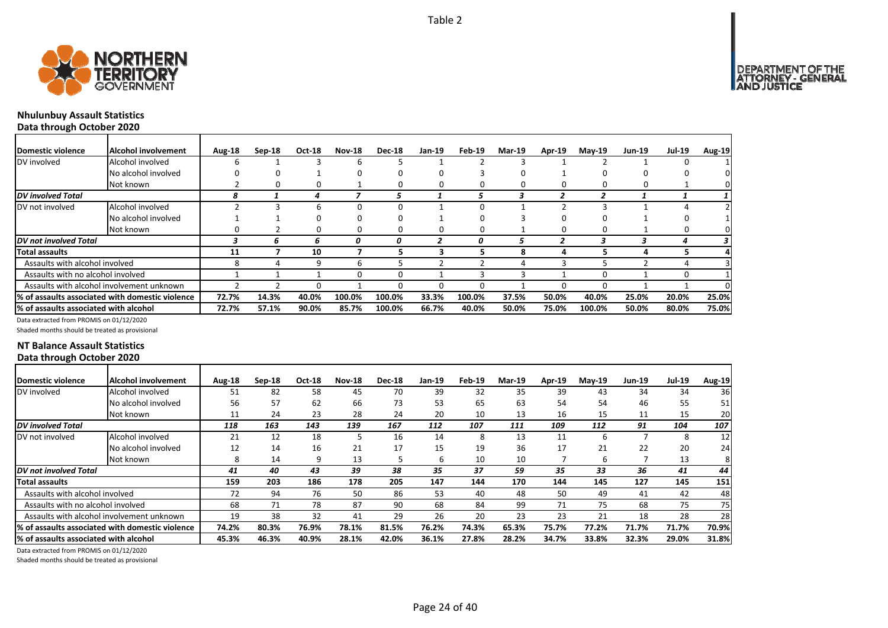Table 2

## Nhulunbuy Assault Statistics
### Data through October 2020

| Domestic violence | Alcohol involvement | Aug-18 | Sep-18 | Oct-18 | Nov-18 | Dec-18 | Jan-19 | Feb-19 | Mar-19 | Apr-19 | May-19 | Jun-19 | Jul-19 | Aug-19 |
|---|---|---|---|---|---|---|---|---|---|---|---|---|---|---|
| DV involved | Alcohol involved | 6 | 1 | 3 | 6 | 5 | 1 | 2 | 3 | 1 | 2 | 1 | 0 | 1 |
| | No alcohol involved | 0 | 0 | 1 | 0 | 0 | 0 | 3 | 0 | 1 | 0 | 0 | 0 | 0 |
| | Not known | 2 | 0 | 0 | 1 | 0 | 0 | 0 | 0 | 0 | 0 | 0 | 1 | 0 |
| *DV involved Total* | | *8* | *1* | *4* | *7* | *5* | *1* | *5* | *3* | *2* | *2* | *1* | *1* | *1* |
| DV not involved | Alcohol involved | 2 | 3 | 6 | 0 | 0 | 1 | 0 | 1 | 2 | 3 | 1 | 4 | 2 |
| | No alcohol involved | 1 | 1 | 0 | 0 | 0 | 1 | 0 | 3 | 0 | 0 | 1 | 0 | 1 |
| | Not known | 0 | 2 | 0 | 0 | 0 | 0 | 0 | 1 | 0 | 0 | 1 | 0 | 0 |
| *DV not involved Total* | | *3* | *6* | *6* | *0* | *0* | *2* | *0* | *5* | *2* | *3* | *3* | *4* | *3* |
| **Total assaults** | | **11** | **7** | **10** | **7** | **5** | **3** | **5** | **8** | **4** | **5** | **4** | **5** | **4** |
| Assaults with alcohol involved | | 8 | 4 | 9 | 6 | 5 | 2 | 2 | 4 | 3 | 5 | 2 | 4 | 3 |
| Assaults with no alcohol involved | | 1 | 1 | 1 | 0 | 0 | 1 | 3 | 3 | 1 | 0 | 1 | 0 | 1 |
| Assaults with alcohol involvement unknown | | 2 | 2 | 0 | 1 | 0 | 0 | 0 | 1 | 0 | 0 | 1 | 1 | 0 |
| **% of assaults associated with domestic violence** | | **72.7%** | **14.3%** | **40.0%** | **100.0%** | **100.0%** | **33.3%** | **100.0%** | **37.5%** | **50.0%** | **40.0%** | **25.0%** | **20.0%** | **25.0%** |
| **% of assaults associated with alcohol** | | **72.7%** | **57.1%** | **90.0%** | **85.7%** | **100.0%** | **66.7%** | **40.0%** | **50.0%** | **75.0%** | **100.0%** | **50.0%** | **80.0%** | **75.0%** |

Data extracted from PROMIS on 01/12/2020

Shaded months should be treated as provisional

## NT Balance Assault Statistics
### Data through October 2020

| Domestic violence | Alcohol involvement | Aug-18 | Sep-18 | Oct-18 | Nov-18 | Dec-18 | Jan-19 | Feb-19 | Mar-19 | Apr-19 | May-19 | Jun-19 | Jul-19 | Aug-19 |
|---|---|---|---|---|---|---|---|---|---|---|---|---|---|---|
| DV involved | Alcohol involved | 51 | 82 | 58 | 45 | 70 | 39 | 32 | 35 | 39 | 43 | 34 | 34 | 36 |
| | No alcohol involved | 56 | 57 | 62 | 66 | 73 | 53 | 65 | 63 | 54 | 54 | 46 | 55 | 51 |
| | Not known | 11 | 24 | 23 | 28 | 24 | 20 | 10 | 13 | 16 | 15 | 11 | 15 | 20 |
| *DV involved Total* | | *118* | *163* | *143* | *139* | *167* | *112* | *107* | *111* | *109* | *112* | *91* | *104* | *107* |
| DV not involved | Alcohol involved | 21 | 12 | 18 | 5 | 16 | 14 | 8 | 13 | 11 | 6 | 7 | 8 | 12 |
| | No alcohol involved | 12 | 14 | 16 | 21 | 17 | 15 | 19 | 36 | 17 | 21 | 22 | 20 | 24 |
| | Not known | 8 | 14 | 9 | 13 | 5 | 6 | 10 | 10 | 7 | 6 | 7 | 13 | 8 |
| *DV not involved Total* | | *41* | *40* | *43* | *39* | *38* | *35* | *37* | *59* | *35* | *33* | *36* | *41* | *44* |
| **Total assaults** | | **159** | **203** | **186** | **178** | **205** | **147** | **144** | **170** | **144** | **145** | **127** | **145** | **151** |
| Assaults with alcohol involved | | 72 | 94 | 76 | 50 | 86 | 53 | 40 | 48 | 50 | 49 | 41 | 42 | 48 |
| Assaults with no alcohol involved | | 68 | 71 | 78 | 87 | 90 | 68 | 84 | 99 | 71 | 75 | 68 | 75 | 75 |
| Assaults with alcohol involvement unknown | | 19 | 38 | 32 | 41 | 29 | 26 | 20 | 23 | 23 | 21 | 18 | 28 | 28 |
| **% of assaults associated with domestic violence** | | **74.2%** | **80.3%** | **76.9%** | **78.1%** | **81.5%** | **76.2%** | **74.3%** | **65.3%** | **75.7%** | **77.2%** | **71.7%** | **71.7%** | **70.9%** |
| **% of assaults associated with alcohol** | | **45.3%** | **46.3%** | **40.9%** | **28.1%** | **42.0%** | **36.1%** | **27.8%** | **28.2%** | **34.7%** | **33.8%** | **32.3%** | **29.0%** | **31.8%** |

Data extracted from PROMIS on 01/12/2020

Shaded months should be treated as provisional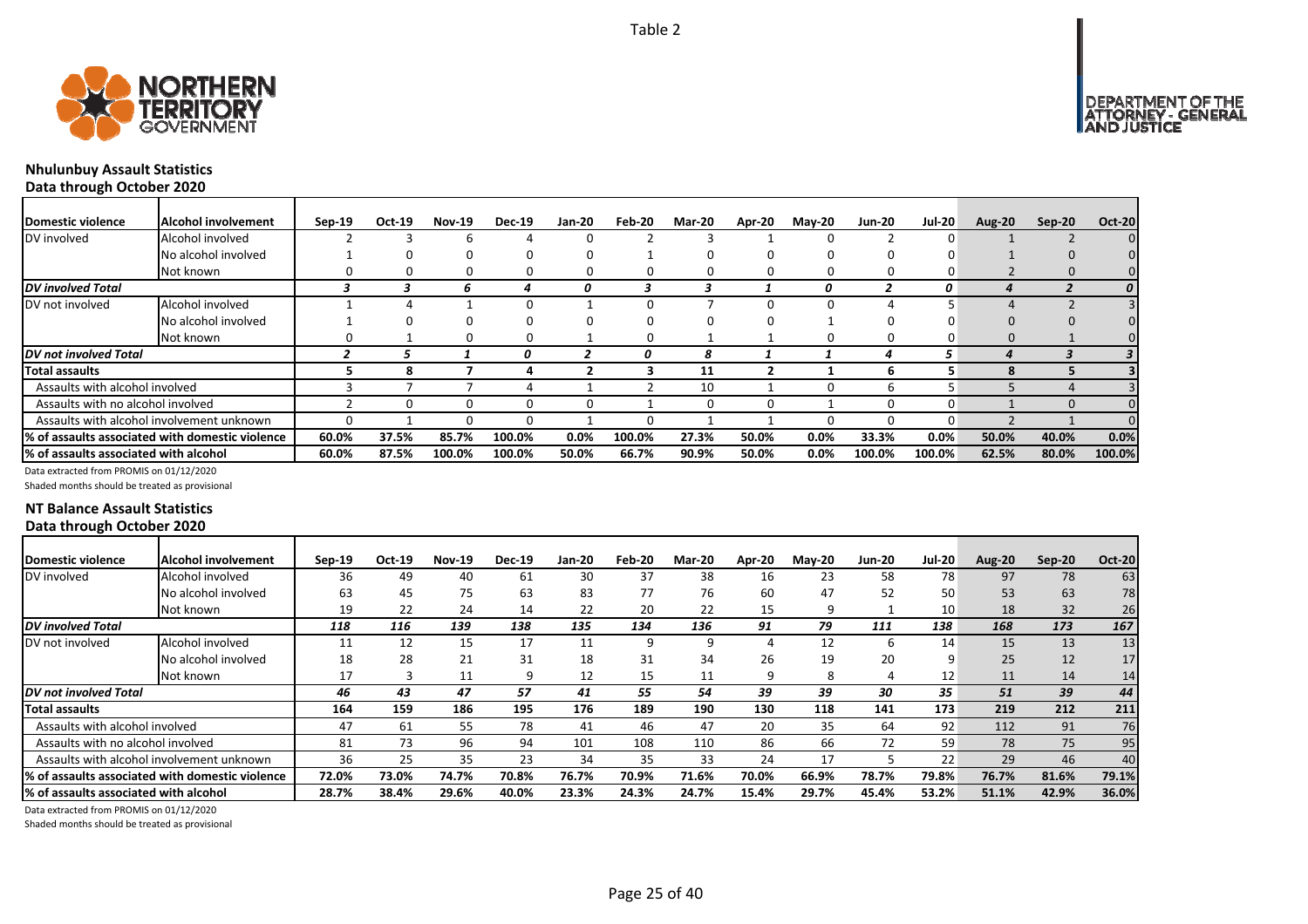Table 2

## Nhulunbuy Assault Statistics
### Data through October 2020

| Domestic violence | Alcohol involvement | Sep-19 | Oct-19 | Nov-19 | Dec-19 | Jan-20 | Feb-20 | Mar-20 | Apr-20 | May-20 | Jun-20 | Jul-20 | Aug-20 | Sep-20 | Oct-20 |
|---|---|---|---|---|---|---|---|---|---|---|---|---|---|---|---|
| DV involved | Alcohol involved | 2 | 3 | 6 | 4 | 0 | 2 | 3 | 1 | 0 | 2 | 0 | 1 | 2 | 0 |
| | No alcohol involved | 1 | 0 | 0 | 0 | 0 | 1 | 0 | 0 | 0 | 0 | 0 | 1 | 0 | 0 |
| | Not known | 0 | 0 | 0 | 0 | 0 | 0 | 0 | 0 | 0 | 0 | 0 | 2 | 0 | 0 |
| *DV involved Total* | | *3* | *3* | *6* | *4* | *0* | *3* | *3* | *1* | *0* | *2* | *0* | *4* | *2* | *0* |
| DV not involved | Alcohol involved | 1 | 4 | 1 | 0 | 1 | 0 | 7 | 0 | 0 | 4 | 5 | 4 | 2 | 3 |
| | No alcohol involved | 1 | 0 | 0 | 0 | 0 | 0 | 0 | 0 | 1 | 0 | 0 | 0 | 0 | 0 |
| | Not known | 0 | 1 | 0 | 0 | 1 | 0 | 1 | 1 | 0 | 0 | 0 | 0 | 1 | 0 |
| *DV not involved Total* | | *2* | *5* | *1* | *0* | *2* | *0* | *8* | *1* | *1* | *4* | *5* | *4* | *3* | *3* |
| **Total assaults** | | **5** | **8** | **7** | **4** | **2** | **3** | **11** | **2** | **1** | **6** | **5** | **8** | **5** | **3** |
| Assaults with alcohol involved | | 3 | 7 | 7 | 4 | 1 | 2 | 10 | 1 | 0 | 6 | 5 | 5 | 4 | 3 |
| Assaults with no alcohol involved | | 2 | 0 | 0 | 0 | 0 | 1 | 0 | 0 | 1 | 0 | 0 | 1 | 0 | 0 |
| Assaults with alcohol involvement unknown | | 0 | 1 | 0 | 0 | 1 | 0 | 1 | 1 | 0 | 0 | 0 | 2 | 1 | 0 |
| **% of assaults associated with domestic violence** | | **60.0%** | **37.5%** | **85.7%** | **100.0%** | **0.0%** | **100.0%** | **27.3%** | **50.0%** | **0.0%** | **33.3%** | **0.0%** | **50.0%** | **40.0%** | **0.0%** |
| **% of assaults associated with alcohol** | | **60.0%** | **87.5%** | **100.0%** | **100.0%** | **50.0%** | **66.7%** | **90.9%** | **50.0%** | **0.0%** | **100.0%** | **100.0%** | **62.5%** | **80.0%** | **100.0%** |

Data extracted from PROMIS on 01/12/2020

Shaded months should be treated as provisional

## NT Balance Assault Statistics
### Data through October 2020

| Domestic violence | Alcohol involvement | Sep-19 | Oct-19 | Nov-19 | Dec-19 | Jan-20 | Feb-20 | Mar-20 | Apr-20 | May-20 | Jun-20 | Jul-20 | Aug-20 | Sep-20 | Oct-20 |
|---|---|---|---|---|---|---|---|---|---|---|---|---|---|---|---|
| DV involved | Alcohol involved | 36 | 49 | 40 | 61 | 30 | 37 | 38 | 16 | 23 | 58 | 78 | 97 | 78 | 63 |
| | No alcohol involved | 63 | 45 | 75 | 63 | 83 | 77 | 76 | 60 | 47 | 52 | 50 | 53 | 63 | 78 |
| | Not known | 19 | 22 | 24 | 14 | 22 | 20 | 22 | 15 | 9 | 1 | 10 | 18 | 32 | 26 |
| *DV involved Total* | | *118* | *116* | *139* | *138* | *135* | *134* | *136* | *91* | *79* | *111* | *138* | *168* | *173* | *167* |
| DV not involved | Alcohol involved | 11 | 12 | 15 | 17 | 11 | 9 | 9 | 4 | 12 | 6 | 14 | 15 | 13 | 13 |
| | No alcohol involved | 18 | 28 | 21 | 31 | 18 | 31 | 34 | 26 | 19 | 20 | 9 | 25 | 12 | 17 |
| | Not known | 17 | 3 | 11 | 9 | 12 | 15 | 11 | 9 | 8 | 4 | 12 | 11 | 14 | 14 |
| *DV not involved Total* | | *46* | *43* | *47* | *57* | *41* | *55* | *54* | *39* | *39* | *30* | *35* | *51* | *39* | *44* |
| **Total assaults** | | **164** | **159** | **186** | **195** | **176** | **189** | **190** | **130** | **118** | **141** | **173** | **219** | **212** | **211** |
| Assaults with alcohol involved | | 47 | 61 | 55 | 78 | 41 | 46 | 47 | 20 | 35 | 64 | 92 | 112 | 91 | 76 |
| Assaults with no alcohol involved | | 81 | 73 | 96 | 94 | 101 | 108 | 110 | 86 | 66 | 72 | 59 | 78 | 75 | 95 |
| Assaults with alcohol involvement unknown | | 36 | 25 | 35 | 23 | 34 | 35 | 33 | 24 | 17 | 5 | 22 | 29 | 46 | 40 |
| **% of assaults associated with domestic violence** | | **72.0%** | **73.0%** | **74.7%** | **70.8%** | **76.7%** | **70.9%** | **71.6%** | **70.0%** | **66.9%** | **78.7%** | **79.8%** | **76.7%** | **81.6%** | **79.1%** |
| **% of assaults associated with alcohol** | | **28.7%** | **38.4%** | **29.6%** | **40.0%** | **23.3%** | **24.3%** | **24.7%** | **15.4%** | **29.7%** | **45.4%** | **53.2%** | **51.1%** | **42.9%** | **36.0%** |

Data extracted from PROMIS on 01/12/2020

Shaded months should be treated as provisional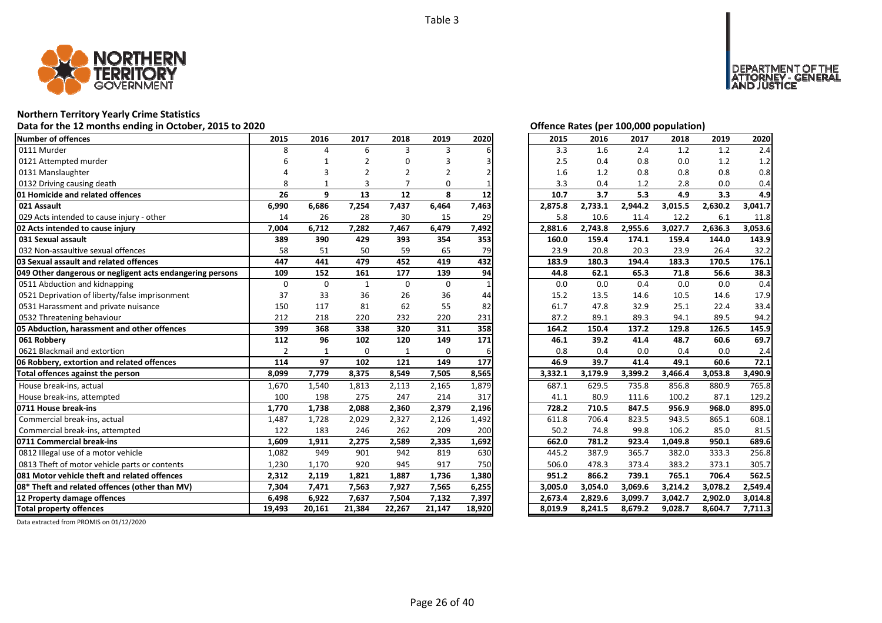Table 3

# Northern Territory Yearly Crime Statistics

## Data for the 12 months ending in October, 2015 to 2020

| Number of offences | 2015 | 2016 | 2017 | 2018 | 2019 | 2020 |
|---|---|---|---|---|---|---|
| 0111 Murder | 8 | 4 | 6 | 3 | 3 | 6 |
| 0121 Attempted murder | 6 | 1 | 2 | 0 | 3 | 3 |
| 0131 Manslaughter | 4 | 3 | 2 | 2 | 2 | 2 |
| 0132 Driving causing death | 8 | 1 | 3 | 7 | 0 | 1 |
| **01 Homicide and related offences** | **26** | **9** | **13** | **12** | **8** | **12** |
| **021 Assault** | **6,990** | **6,686** | **7,254** | **7,437** | **6,464** | **7,463** |
| 029 Acts intended to cause injury - other | 14 | 26 | 28 | 30 | 15 | 29 |
| **02 Acts intended to cause injury** | **7,004** | **6,712** | **7,282** | **7,467** | **6,479** | **7,492** |
| **031 Sexual assault** | **389** | **390** | **429** | **393** | **354** | **353** |
| 032 Non-assaultive sexual offences | 58 | 51 | 50 | 59 | 65 | 79 |
| **03 Sexual assault and related offences** | **447** | **441** | **479** | **452** | **419** | **432** |
| **049 Other dangerous or negligent acts endangering persons** | **109** | **152** | **161** | **177** | **139** | **94** |
| 0511 Abduction and kidnapping | 0 | 0 | 1 | 0 | 0 | 1 |
| 0521 Deprivation of liberty/false imprisonment | 37 | 33 | 36 | 26 | 36 | 44 |
| 0531 Harassment and private nuisance | 150 | 117 | 81 | 62 | 55 | 82 |
| 0532 Threatening behaviour | 212 | 218 | 220 | 232 | 220 | 231 |
| **05 Abduction, harassment and other offences** | **399** | **368** | **338** | **320** | **311** | **358** |
| **061 Robbery** | **112** | **96** | **102** | **120** | **149** | **171** |
| 0621 Blackmail and extortion | 2 | 1 | 0 | 1 | 0 | 6 |
| **06 Robbery, extortion and related offences** | **114** | **97** | **102** | **121** | **149** | **177** |
| **Total offences against the person** | **8,099** | **7,779** | **8,375** | **8,549** | **7,505** | **8,565** |
| House break-ins, actual | 1,670 | 1,540 | 1,813 | 2,113 | 2,165 | 1,879 |
| House break-ins, attempted | 100 | 198 | 275 | 247 | 214 | 317 |
| **0711 House break-ins** | **1,770** | **1,738** | **2,088** | **2,360** | **2,379** | **2,196** |
| Commercial break-ins, actual | 1,487 | 1,728 | 2,029 | 2,327 | 2,126 | 1,492 |
| Commercial break-ins, attempted | 122 | 183 | 246 | 262 | 209 | 200 |
| **0711 Commercial break-ins** | **1,609** | **1,911** | **2,275** | **2,589** | **2,335** | **1,692** |
| 0812 Illegal use of a motor vehicle | 1,082 | 949 | 901 | 942 | 819 | 630 |
| 0813 Theft of motor vehicle parts or contents | 1,230 | 1,170 | 920 | 945 | 917 | 750 |
| **081 Motor vehicle theft and related offences** | **2,312** | **2,119** | **1,821** | **1,887** | **1,736** | **1,380** |
| **08* Theft and related offences (other than MV)** | **7,304** | **7,471** | **7,563** | **7,927** | **7,565** | **6,255** |
| **12 Property damage offences** | **6,498** | **6,922** | **7,637** | **7,504** | **7,132** | **7,397** |
| **Total property offences** | **19,493** | **20,161** | **21,384** | **22,267** | **21,147** | **18,920** |

## Offence Rates (per 100,000 population)

| Number of offences | 2015 | 2016 | 2017 | 2018 | 2019 | 2020 |
|---|---|---|---|---|---|---|
| 0111 Murder | 3.3 | 1.6 | 2.4 | 1.2 | 1.2 | 2.4 |
| 0121 Attempted murder | 2.5 | 0.4 | 0.8 | 0.0 | 1.2 | 1.2 |
| 0131 Manslaughter | 1.6 | 1.2 | 0.8 | 0.8 | 0.8 | 0.8 |
| 0132 Driving causing death | 3.3 | 0.4 | 1.2 | 2.8 | 0.0 | 0.4 |
| **01 Homicide and related offences** | **10.7** | **3.7** | **5.3** | **4.9** | **3.3** | **4.9** |
| **021 Assault** | **2,875.8** | **2,733.1** | **2,944.2** | **3,015.5** | **2,630.2** | **3,041.7** |
| 029 Acts intended to cause injury - other | 5.8 | 10.6 | 11.4 | 12.2 | 6.1 | 11.8 |
| **02 Acts intended to cause injury** | **2,881.6** | **2,743.8** | **2,955.6** | **3,027.7** | **2,636.3** | **3,053.6** |
| **031 Sexual assault** | **160.0** | **159.4** | **174.1** | **159.4** | **144.0** | **143.9** |
| 032 Non-assaultive sexual offences | 23.9 | 20.8 | 20.3 | 23.9 | 26.4 | 32.2 |
| **03 Sexual assault and related offences** | **183.9** | **180.3** | **194.4** | **183.3** | **170.5** | **176.1** |
| **049 Other dangerous or negligent acts endangering persons** | **44.8** | **62.1** | **65.3** | **71.8** | **56.6** | **38.3** |
| 0511 Abduction and kidnapping | 0.0 | 0.0 | 0.4 | 0.0 | 0.0 | 0.4 |
| 0521 Deprivation of liberty/false imprisonment | 15.2 | 13.5 | 14.6 | 10.5 | 14.6 | 17.9 |
| 0531 Harassment and private nuisance | 61.7 | 47.8 | 32.9 | 25.1 | 22.4 | 33.4 |
| 0532 Threatening behaviour | 87.2 | 89.1 | 89.3 | 94.1 | 89.5 | 94.2 |
| **05 Abduction, harassment and other offences** | **164.2** | **150.4** | **137.2** | **129.8** | **126.5** | **145.9** |
| **061 Robbery** | **46.1** | **39.2** | **41.4** | **48.7** | **60.6** | **69.7** |
| 0621 Blackmail and extortion | 0.8 | 0.4 | 0.0 | 0.4 | 0.0 | 2.4 |
| **06 Robbery, extortion and related offences** | **46.9** | **39.7** | **41.4** | **49.1** | **60.6** | **72.1** |
| **Total offences against the person** | **3,332.1** | **3,179.9** | **3,399.2** | **3,466.4** | **3,053.8** | **3,490.9** |
| House break-ins, actual | 687.1 | 629.5 | 735.8 | 856.8 | 880.9 | 765.8 |
| House break-ins, attempted | 41.1 | 80.9 | 111.6 | 100.2 | 87.1 | 129.2 |
| **0711 House break-ins** | **728.2** | **710.5** | **847.5** | **956.9** | **968.0** | **895.0** |
| Commercial break-ins, actual | 611.8 | 706.4 | 823.5 | 943.5 | 865.1 | 608.1 |
| Commercial break-ins, attempted | 50.2 | 74.8 | 99.8 | 106.2 | 85.0 | 81.5 |
| **0711 Commercial break-ins** | **662.0** | **781.2** | **923.4** | **1,049.8** | **950.1** | **689.6** |
| 0812 Illegal use of a motor vehicle | 445.2 | 387.9 | 365.7 | 382.0 | 333.3 | 256.8 |
| 0813 Theft of motor vehicle parts or contents | 506.0 | 478.3 | 373.4 | 383.2 | 373.1 | 305.7 |
| **081 Motor vehicle theft and related offences** | **951.2** | **866.2** | **739.1** | **765.1** | **706.4** | **562.5** |
| **08* Theft and related offences (other than MV)** | **3,005.0** | **3,054.0** | **3,069.6** | **3,214.2** | **3,078.2** | **2,549.4** |
| **12 Property damage offences** | **2,673.4** | **2,829.6** | **3,099.7** | **3,042.7** | **2,902.0** | **3,014.8** |
| **Total property offences** | **8,019.9** | **8,241.5** | **8,679.2** | **9,028.7** | **8,604.7** | **7,711.3** |

Data extracted from PROMIS on 01/12/2020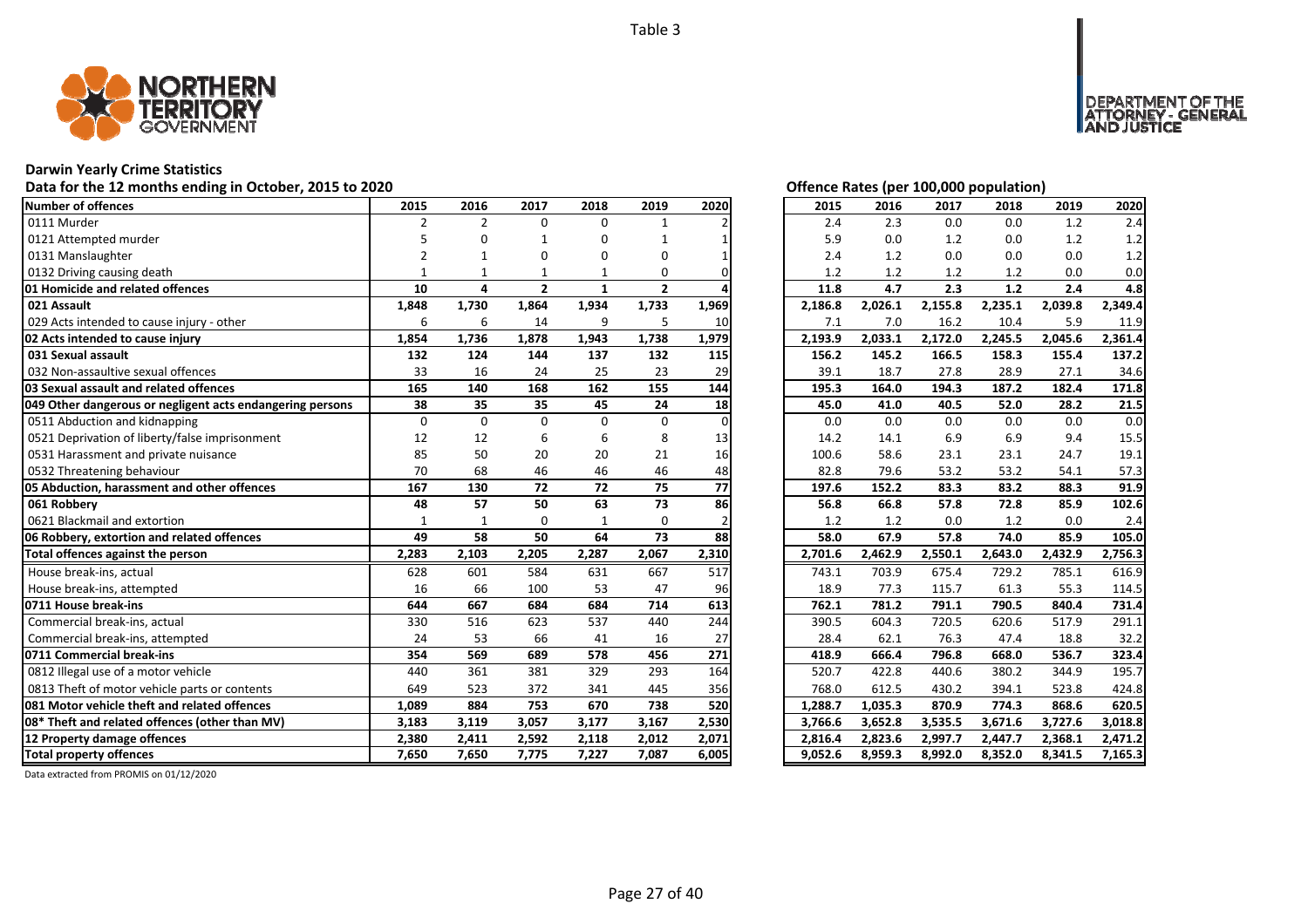Table 3

## Darwin Yearly Crime Statistics

**Data for the 12 months ending in October, 2015 to 2020**

**Offence Rates (per 100,000 population)**

| Number of offences | 2015 | 2016 | 2017 | 2018 | 2019 | 2020 | 2015 | 2016 | 2017 | 2018 | 2019 | 2020 |
|---|---|---|---|---|---|---|---|---|---|---|---|---|
| 0111 Murder | 2 | 2 | 0 | 0 | 1 | 2 | 2.4 | 2.3 | 0.0 | 0.0 | 1.2 | 2.4 |
| 0121 Attempted murder | 5 | 0 | 1 | 0 | 1 | 1 | 5.9 | 0.0 | 1.2 | 0.0 | 1.2 | 1.2 |
| 0131 Manslaughter | 2 | 1 | 0 | 0 | 0 | 1 | 2.4 | 1.2 | 0.0 | 0.0 | 0.0 | 1.2 |
| 0132 Driving causing death | 1 | 1 | 1 | 1 | 0 | 0 | 1.2 | 1.2 | 1.2 | 1.2 | 0.0 | 0.0 |
| **01 Homicide and related offences** | **10** | **4** | **2** | **1** | **2** | **4** | **11.8** | **4.7** | **2.3** | **1.2** | **2.4** | **4.8** |
| **021 Assault** | **1,848** | **1,730** | **1,864** | **1,934** | **1,733** | **1,969** | **2,186.8** | **2,026.1** | **2,155.8** | **2,235.1** | **2,039.8** | **2,349.4** |
| 029 Acts intended to cause injury - other | 6 | 6 | 14 | 9 | 5 | 10 | 7.1 | 7.0 | 16.2 | 10.4 | 5.9 | 11.9 |
| **02 Acts intended to cause injury** | **1,854** | **1,736** | **1,878** | **1,943** | **1,738** | **1,979** | **2,193.9** | **2,033.1** | **2,172.0** | **2,245.5** | **2,045.6** | **2,361.4** |
| **031 Sexual assault** | **132** | **124** | **144** | **137** | **132** | **115** | **156.2** | **145.2** | **166.5** | **158.3** | **155.4** | **137.2** |
| 032 Non-assaultive sexual offences | 33 | 16 | 24 | 25 | 23 | 29 | 39.1 | 18.7 | 27.8 | 28.9 | 27.1 | 34.6 |
| **03 Sexual assault and related offences** | **165** | **140** | **168** | **162** | **155** | **144** | **195.3** | **164.0** | **194.3** | **187.2** | **182.4** | **171.8** |
| **049 Other dangerous or negligent acts endangering persons** | **38** | **35** | **35** | **45** | **24** | **18** | **45.0** | **41.0** | **40.5** | **52.0** | **28.2** | **21.5** |
| 0511 Abduction and kidnapping | 0 | 0 | 0 | 0 | 0 | 0 | 0.0 | 0.0 | 0.0 | 0.0 | 0.0 | 0.0 |
| 0521 Deprivation of liberty/false imprisonment | 12 | 12 | 6 | 6 | 8 | 13 | 14.2 | 14.1 | 6.9 | 6.9 | 9.4 | 15.5 |
| 0531 Harassment and private nuisance | 85 | 50 | 20 | 20 | 21 | 16 | 100.6 | 58.6 | 23.1 | 23.1 | 24.7 | 19.1 |
| 0532 Threatening behaviour | 70 | 68 | 46 | 46 | 46 | 48 | 82.8 | 79.6 | 53.2 | 53.2 | 54.1 | 57.3 |
| **05 Abduction, harassment and other offences** | **167** | **130** | **72** | **72** | **75** | **77** | **197.6** | **152.2** | **83.3** | **83.2** | **88.3** | **91.9** |
| **061 Robbery** | **48** | **57** | **50** | **63** | **73** | **86** | **56.8** | **66.8** | **57.8** | **72.8** | **85.9** | **102.6** |
| 0621 Blackmail and extortion | 1 | 1 | 0 | 1 | 0 | 2 | 1.2 | 1.2 | 0.0 | 1.2 | 0.0 | 2.4 |
| **06 Robbery, extortion and related offences** | **49** | **58** | **50** | **64** | **73** | **88** | **58.0** | **67.9** | **57.8** | **74.0** | **85.9** | **105.0** |
| **Total offences against the person** | **2,283** | **2,103** | **2,205** | **2,287** | **2,067** | **2,310** | **2,701.6** | **2,462.9** | **2,550.1** | **2,643.0** | **2,432.9** | **2,756.3** |
| House break-ins, actual | 628 | 601 | 584 | 631 | 667 | 517 | 743.1 | 703.9 | 675.4 | 729.2 | 785.1 | 616.9 |
| House break-ins, attempted | 16 | 66 | 100 | 53 | 47 | 96 | 18.9 | 77.3 | 115.7 | 61.3 | 55.3 | 114.5 |
| **0711 House break-ins** | **644** | **667** | **684** | **684** | **714** | **613** | **762.1** | **781.2** | **791.1** | **790.5** | **840.4** | **731.4** |
| Commercial break-ins, actual | 330 | 516 | 623 | 537 | 440 | 244 | 390.5 | 604.3 | 720.5 | 620.6 | 517.9 | 291.1 |
| Commercial break-ins, attempted | 24 | 53 | 66 | 41 | 16 | 27 | 28.4 | 62.1 | 76.3 | 47.4 | 18.8 | 32.2 |
| **0711 Commercial break-ins** | **354** | **569** | **689** | **578** | **456** | **271** | **418.9** | **666.4** | **796.8** | **668.0** | **536.7** | **323.4** |
| 0812 Illegal use of a motor vehicle | 440 | 361 | 381 | 329 | 293 | 164 | 520.7 | 422.8 | 440.6 | 380.2 | 344.9 | 195.7 |
| 0813 Theft of motor vehicle parts or contents | 649 | 523 | 372 | 341 | 445 | 356 | 768.0 | 612.5 | 430.2 | 394.1 | 523.8 | 424.8 |
| **081 Motor vehicle theft and related offences** | **1,089** | **884** | **753** | **670** | **738** | **520** | **1,288.7** | **1,035.3** | **870.9** | **774.3** | **868.6** | **620.5** |
| **08* Theft and related offences (other than MV)** | **3,183** | **3,119** | **3,057** | **3,177** | **3,167** | **2,530** | **3,766.6** | **3,652.8** | **3,535.5** | **3,671.6** | **3,727.6** | **3,018.8** |
| **12 Property damage offences** | **2,380** | **2,411** | **2,592** | **2,118** | **2,012** | **2,071** | **2,816.4** | **2,823.6** | **2,997.7** | **2,447.7** | **2,368.1** | **2,471.2** |
| **Total property offences** | **7,650** | **7,650** | **7,775** | **7,227** | **7,087** | **6,005** | **9,052.6** | **8,959.3** | **8,992.0** | **8,352.0** | **8,341.5** | **7,165.3** |

Data extracted from PROMIS on 01/12/2020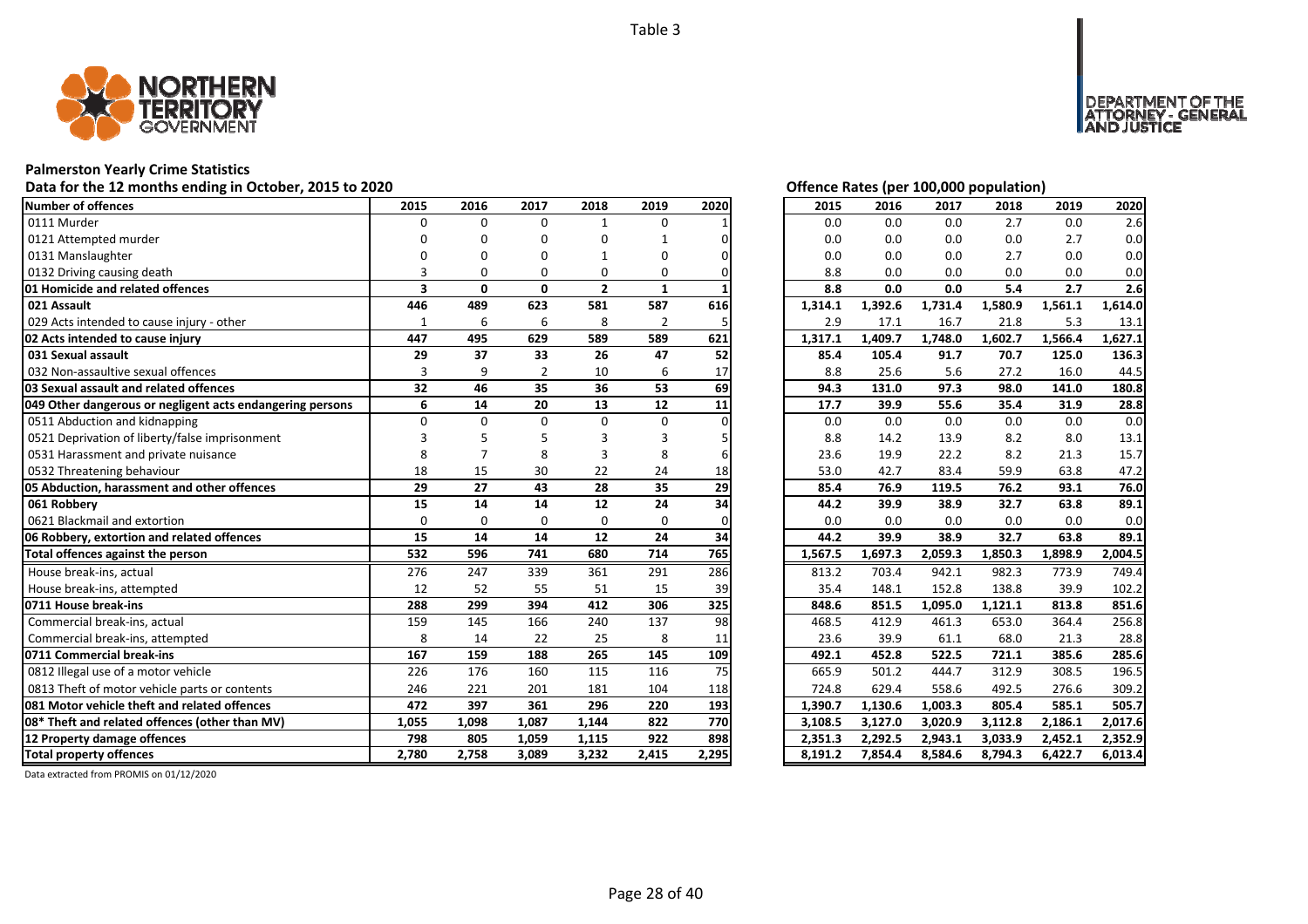Table 3

## Palmerston Yearly Crime Statistics

**Data for the 12 months ending in October, 2015 to 2020**

**Offence Rates (per 100,000 population)**

| Number of offences | 2015 | 2016 | 2017 | 2018 | 2019 | 2020 | 2015 | 2016 | 2017 | 2018 | 2019 | 2020 |
|---|---|---|---|---|---|---|---|---|---|---|---|---|
| 0111 Murder | 0 | 0 | 0 | 1 | 0 | 1 | 0.0 | 0.0 | 0.0 | 2.7 | 0.0 | 2.6 |
| 0121 Attempted murder | 0 | 0 | 0 | 0 | 1 | 0 | 0.0 | 0.0 | 0.0 | 0.0 | 2.7 | 0.0 |
| 0131 Manslaughter | 0 | 0 | 0 | 1 | 0 | 0 | 0.0 | 0.0 | 0.0 | 2.7 | 0.0 | 0.0 |
| 0132 Driving causing death | 3 | 0 | 0 | 0 | 0 | 0 | 8.8 | 0.0 | 0.0 | 0.0 | 0.0 | 0.0 |
| **01 Homicide and related offences** | **3** | **0** | **0** | **2** | **1** | **1** | **8.8** | **0.0** | **0.0** | **5.4** | **2.7** | **2.6** |
| **021 Assault** | **446** | **489** | **623** | **581** | **587** | **616** | **1,314.1** | **1,392.6** | **1,731.4** | **1,580.9** | **1,561.1** | **1,614.0** |
| 029 Acts intended to cause injury - other | 1 | 6 | 6 | 8 | 2 | 5 | 2.9 | 17.1 | 16.7 | 21.8 | 5.3 | 13.1 |
| **02 Acts intended to cause injury** | **447** | **495** | **629** | **589** | **589** | **621** | **1,317.1** | **1,409.7** | **1,748.0** | **1,602.7** | **1,566.4** | **1,627.1** |
| **031 Sexual assault** | **29** | **37** | **33** | **26** | **47** | **52** | **85.4** | **105.4** | **91.7** | **70.7** | **125.0** | **136.3** |
| 032 Non-assaultive sexual offences | 3 | 9 | 2 | 10 | 6 | 17 | 8.8 | 25.6 | 5.6 | 27.2 | 16.0 | 44.5 |
| **03 Sexual assault and related offences** | **32** | **46** | **35** | **36** | **53** | **69** | **94.3** | **131.0** | **97.3** | **98.0** | **141.0** | **180.8** |
| **049 Other dangerous or negligent acts endangering persons** | **6** | **14** | **20** | **13** | **12** | **11** | **17.7** | **39.9** | **55.6** | **35.4** | **31.9** | **28.8** |
| 0511 Abduction and kidnapping | 0 | 0 | 0 | 0 | 0 | 0 | 0.0 | 0.0 | 0.0 | 0.0 | 0.0 | 0.0 |
| 0521 Deprivation of liberty/false imprisonment | 3 | 5 | 5 | 3 | 3 | 5 | 8.8 | 14.2 | 13.9 | 8.2 | 8.0 | 13.1 |
| 0531 Harassment and private nuisance | 8 | 7 | 8 | 3 | 8 | 6 | 23.6 | 19.9 | 22.2 | 8.2 | 21.3 | 15.7 |
| 0532 Threatening behaviour | 18 | 15 | 30 | 22 | 24 | 18 | 53.0 | 42.7 | 83.4 | 59.9 | 63.8 | 47.2 |
| **05 Abduction, harassment and other offences** | **29** | **27** | **43** | **28** | **35** | **29** | **85.4** | **76.9** | **119.5** | **76.2** | **93.1** | **76.0** |
| **061 Robbery** | **15** | **14** | **14** | **12** | **24** | **34** | **44.2** | **39.9** | **38.9** | **32.7** | **63.8** | **89.1** |
| 0621 Blackmail and extortion | 0 | 0 | 0 | 0 | 0 | 0 | 0.0 | 0.0 | 0.0 | 0.0 | 0.0 | 0.0 |
| **06 Robbery, extortion and related offences** | **15** | **14** | **14** | **12** | **24** | **34** | **44.2** | **39.9** | **38.9** | **32.7** | **63.8** | **89.1** |
| **Total offences against the person** | **532** | **596** | **741** | **680** | **714** | **765** | **1,567.5** | **1,697.3** | **2,059.3** | **1,850.3** | **1,898.9** | **2,004.5** |
| House break-ins, actual | 276 | 247 | 339 | 361 | 291 | 286 | 813.2 | 703.4 | 942.1 | 982.3 | 773.9 | 749.4 |
| House break-ins, attempted | 12 | 52 | 55 | 51 | 15 | 39 | 35.4 | 148.1 | 152.8 | 138.8 | 39.9 | 102.2 |
| **0711 House break-ins** | **288** | **299** | **394** | **412** | **306** | **325** | **848.6** | **851.5** | **1,095.0** | **1,121.1** | **813.8** | **851.6** |
| Commercial break-ins, actual | 159 | 145 | 166 | 240 | 137 | 98 | 468.5 | 412.9 | 461.3 | 653.0 | 364.4 | 256.8 |
| Commercial break-ins, attempted | 8 | 14 | 22 | 25 | 8 | 11 | 23.6 | 39.9 | 61.1 | 68.0 | 21.3 | 28.8 |
| **0711 Commercial break-ins** | **167** | **159** | **188** | **265** | **145** | **109** | **492.1** | **452.8** | **522.5** | **721.1** | **385.6** | **285.6** |
| 0812 Illegal use of a motor vehicle | 226 | 176 | 160 | 115 | 116 | 75 | 665.9 | 501.2 | 444.7 | 312.9 | 308.5 | 196.5 |
| 0813 Theft of motor vehicle parts or contents | 246 | 221 | 201 | 181 | 104 | 118 | 724.8 | 629.4 | 558.6 | 492.5 | 276.6 | 309.2 |
| **081 Motor vehicle theft and related offences** | **472** | **397** | **361** | **296** | **220** | **193** | **1,390.7** | **1,130.6** | **1,003.3** | **805.4** | **585.1** | **505.7** |
| **08* Theft and related offences (other than MV)** | **1,055** | **1,098** | **1,087** | **1,144** | **822** | **770** | **3,108.5** | **3,127.0** | **3,020.9** | **3,112.8** | **2,186.1** | **2,017.6** |
| **12 Property damage offences** | **798** | **805** | **1,059** | **1,115** | **922** | **898** | **2,351.3** | **2,292.5** | **2,943.1** | **3,033.9** | **2,452.1** | **2,352.9** |
| **Total property offences** | **2,780** | **2,758** | **3,089** | **3,232** | **2,415** | **2,295** | **8,191.2** | **7,854.4** | **8,584.6** | **8,794.3** | **6,422.7** | **6,013.4** |

Data extracted from PROMIS on 01/12/2020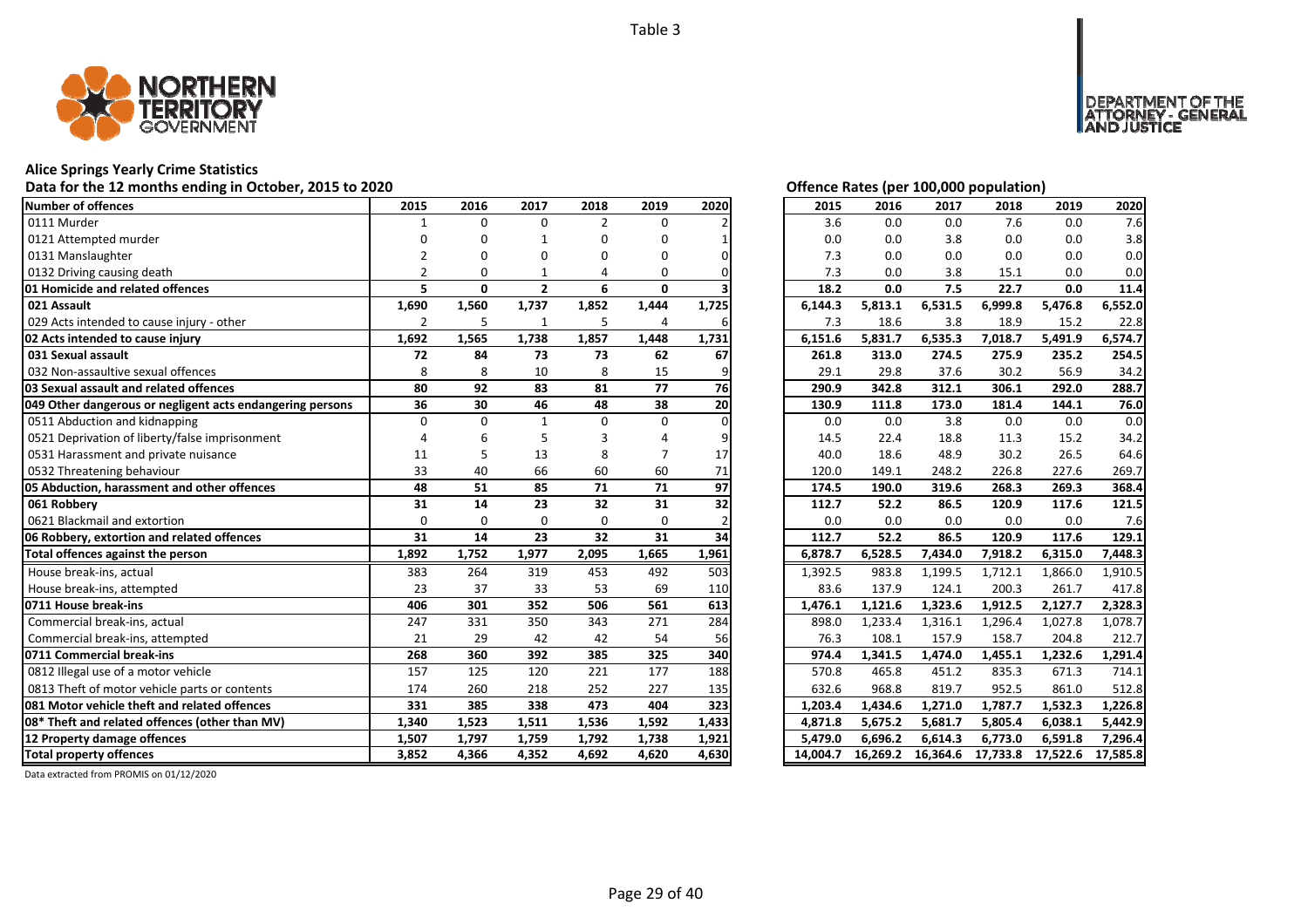Table 3

## Alice Springs Yearly Crime Statistics

**Data for the 12 months ending in October, 2015 to 2020**

| Number of offences | 2015 | 2016 | 2017 | 2018 | 2019 | 2020 |
|---|---|---|---|---|---|---|
| 0111 Murder | 1 | 0 | 0 | 2 | 0 | 2 |
| 0121 Attempted murder | 0 | 0 | 1 | 0 | 0 | 1 |
| 0131 Manslaughter | 2 | 0 | 0 | 0 | 0 | 0 |
| 0132 Driving causing death | 2 | 0 | 1 | 4 | 0 | 0 |
| **01 Homicide and related offences** | **5** | **0** | **2** | **6** | **0** | **3** |
| **021 Assault** | **1,690** | **1,560** | **1,737** | **1,852** | **1,444** | **1,725** |
| 029 Acts intended to cause injury - other | 2 | 5 | 1 | 5 | 4 | 6 |
| **02 Acts intended to cause injury** | **1,692** | **1,565** | **1,738** | **1,857** | **1,448** | **1,731** |
| **031 Sexual assault** | **72** | **84** | **73** | **73** | **62** | **67** |
| 032 Non-assaultive sexual offences | 8 | 8 | 10 | 8 | 15 | 9 |
| **03 Sexual assault and related offences** | **80** | **92** | **83** | **81** | **77** | **76** |
| **049 Other dangerous or negligent acts endangering persons** | **36** | **30** | **46** | **48** | **38** | **20** |
| 0511 Abduction and kidnapping | 0 | 0 | 1 | 0 | 0 | 0 |
| 0521 Deprivation of liberty/false imprisonment | 4 | 6 | 5 | 3 | 4 | 9 |
| 0531 Harassment and private nuisance | 11 | 5 | 13 | 8 | 7 | 17 |
| 0532 Threatening behaviour | 33 | 40 | 66 | 60 | 60 | 71 |
| **05 Abduction, harassment and other offences** | **48** | **51** | **85** | **71** | **71** | **97** |
| **061 Robbery** | **31** | **14** | **23** | **32** | **31** | **32** |
| 0621 Blackmail and extortion | 0 | 0 | 0 | 0 | 0 | 2 |
| **06 Robbery, extortion and related offences** | **31** | **14** | **23** | **32** | **31** | **34** |
| **Total offences against the person** | **1,892** | **1,752** | **1,977** | **2,095** | **1,665** | **1,961** |
| House break-ins, actual | 383 | 264 | 319 | 453 | 492 | 503 |
| House break-ins, attempted | 23 | 37 | 33 | 53 | 69 | 110 |
| **0711 House break-ins** | **406** | **301** | **352** | **506** | **561** | **613** |
| Commercial break-ins, actual | 247 | 331 | 350 | 343 | 271 | 284 |
| Commercial break-ins, attempted | 21 | 29 | 42 | 42 | 54 | 56 |
| **0711 Commercial break-ins** | **268** | **360** | **392** | **385** | **325** | **340** |
| 0812 Illegal use of a motor vehicle | 157 | 125 | 120 | 221 | 177 | 188 |
| 0813 Theft of motor vehicle parts or contents | 174 | 260 | 218 | 252 | 227 | 135 |
| **081 Motor vehicle theft and related offences** | **331** | **385** | **338** | **473** | **404** | **323** |
| **08* Theft and related offences (other than MV)** | **1,340** | **1,523** | **1,511** | **1,536** | **1,592** | **1,433** |
| **12 Property damage offences** | **1,507** | **1,797** | **1,759** | **1,792** | **1,738** | **1,921** |
| **Total property offences** | **3,852** | **4,366** | **4,352** | **4,692** | **4,620** | **4,630** |

**Offence Rates (per 100,000 population)**

| Number of offences | 2015 | 2016 | 2017 | 2018 | 2019 | 2020 |
|---|---|---|---|---|---|---|
| 0111 Murder | 3.6 | 0.0 | 0.0 | 7.6 | 0.0 | 7.6 |
| 0121 Attempted murder | 0.0 | 0.0 | 3.8 | 0.0 | 0.0 | 3.8 |
| 0131 Manslaughter | 7.3 | 0.0 | 0.0 | 0.0 | 0.0 | 0.0 |
| 0132 Driving causing death | 7.3 | 0.0 | 3.8 | 15.1 | 0.0 | 0.0 |
| **01 Homicide and related offences** | **18.2** | **0.0** | **7.5** | **22.7** | **0.0** | **11.4** |
| **021 Assault** | **6,144.3** | **5,813.1** | **6,531.5** | **6,999.8** | **5,476.8** | **6,552.0** |
| 029 Acts intended to cause injury - other | 7.3 | 18.6 | 3.8 | 18.9 | 15.2 | 22.8 |
| **02 Acts intended to cause injury** | **6,151.6** | **5,831.7** | **6,535.3** | **7,018.7** | **5,491.9** | **6,574.7** |
| **031 Sexual assault** | **261.8** | **313.0** | **274.5** | **275.9** | **235.2** | **254.5** |
| 032 Non-assaultive sexual offences | 29.1 | 29.8 | 37.6 | 30.2 | 56.9 | 34.2 |
| **03 Sexual assault and related offences** | **290.9** | **342.8** | **312.1** | **306.1** | **292.0** | **288.7** |
| **049 Other dangerous or negligent acts endangering persons** | **130.9** | **111.8** | **173.0** | **181.4** | **144.1** | **76.0** |
| 0511 Abduction and kidnapping | 0.0 | 0.0 | 3.8 | 0.0 | 0.0 | 0.0 |
| 0521 Deprivation of liberty/false imprisonment | 14.5 | 22.4 | 18.8 | 11.3 | 15.2 | 34.2 |
| 0531 Harassment and private nuisance | 40.0 | 18.6 | 48.9 | 30.2 | 26.5 | 64.6 |
| 0532 Threatening behaviour | 120.0 | 149.1 | 248.2 | 226.8 | 227.6 | 269.7 |
| **05 Abduction, harassment and other offences** | **174.5** | **190.0** | **319.6** | **268.3** | **269.3** | **368.4** |
| **061 Robbery** | **112.7** | **52.2** | **86.5** | **120.9** | **117.6** | **121.5** |
| 0621 Blackmail and extortion | 0.0 | 0.0 | 0.0 | 0.0 | 0.0 | 7.6 |
| **06 Robbery, extortion and related offences** | **112.7** | **52.2** | **86.5** | **120.9** | **117.6** | **129.1** |
| **Total offences against the person** | **6,878.7** | **6,528.5** | **7,434.0** | **7,918.2** | **6,315.0** | **7,448.3** |
| House break-ins, actual | 1,392.5 | 983.8 | 1,199.5 | 1,712.1 | 1,866.0 | 1,910.5 |
| House break-ins, attempted | 83.6 | 137.9 | 124.1 | 200.3 | 261.7 | 417.8 |
| **0711 House break-ins** | **1,476.1** | **1,121.6** | **1,323.6** | **1,912.5** | **2,127.7** | **2,328.3** |
| Commercial break-ins, actual | 898.0 | 1,233.4 | 1,316.1 | 1,296.4 | 1,027.8 | 1,078.7 |
| Commercial break-ins, attempted | 76.3 | 108.1 | 157.9 | 158.7 | 204.8 | 212.7 |
| **0711 Commercial break-ins** | **974.4** | **1,341.5** | **1,474.0** | **1,455.1** | **1,232.6** | **1,291.4** |
| 0812 Illegal use of a motor vehicle | 570.8 | 465.8 | 451.2 | 835.3 | 671.3 | 714.1 |
| 0813 Theft of motor vehicle parts or contents | 632.6 | 968.8 | 819.7 | 952.5 | 861.0 | 512.8 |
| **081 Motor vehicle theft and related offences** | **1,203.4** | **1,434.6** | **1,271.0** | **1,787.7** | **1,532.3** | **1,226.8** |
| **08* Theft and related offences (other than MV)** | **4,871.8** | **5,675.2** | **5,681.7** | **5,805.4** | **6,038.1** | **5,442.9** |
| **12 Property damage offences** | **5,479.0** | **6,696.2** | **6,614.3** | **6,773.0** | **6,591.8** | **7,296.4** |
| **Total property offences** | **14,004.7** | **16,269.2** | **16,364.6** | **17,733.8** | **17,522.6** | **17,585.8** |

Data extracted from PROMIS on 01/12/2020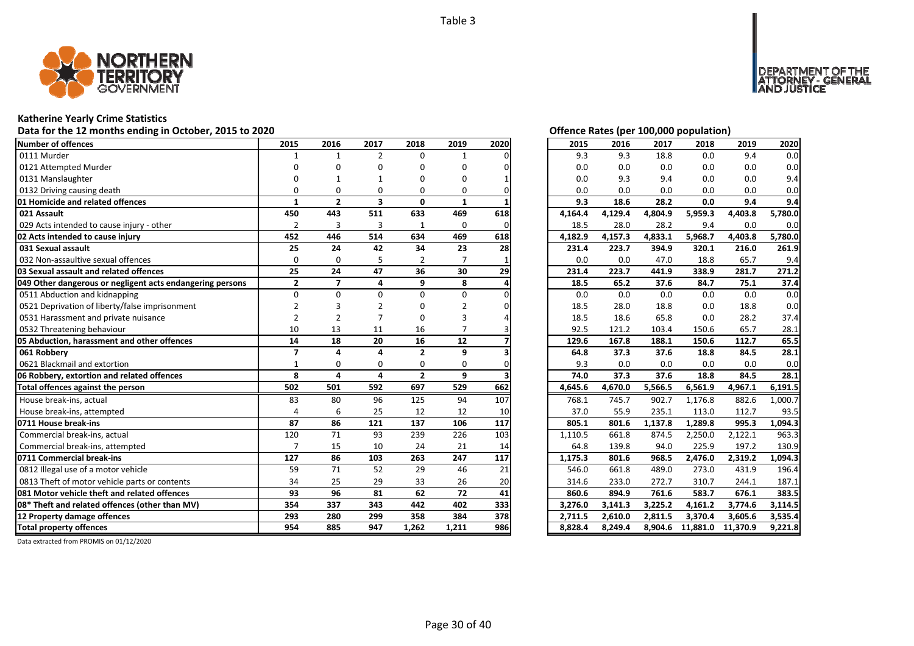Table 3

# Katherine Yearly Crime Statistics

## Data for the 12 months ending in October, 2015 to 2020

Offence Rates (per 100,000 population)

| Number of offences | 2015 | 2016 | 2017 | 2018 | 2019 | 2020 | 2015 | 2016 | 2017 | 2018 | 2019 | 2020 |
|---|---|---|---|---|---|---|---|---|---|---|---|---|
| 0111 Murder | 1 | 1 | 2 | 0 | 1 | 0 | 9.3 | 9.3 | 18.8 | 0.0 | 9.4 | 0.0 |
| 0121 Attempted Murder | 0 | 0 | 0 | 0 | 0 | 0 | 0.0 | 0.0 | 0.0 | 0.0 | 0.0 | 0.0 |
| 0131 Manslaughter | 0 | 1 | 1 | 0 | 0 | 1 | 0.0 | 9.3 | 9.4 | 0.0 | 0.0 | 9.4 |
| 0132 Driving causing death | 0 | 0 | 0 | 0 | 0 | 0 | 0.0 | 0.0 | 0.0 | 0.0 | 0.0 | 0.0 |
| **01 Homicide and related offences** | **1** | **2** | **3** | **0** | **1** | **1** | **9.3** | **18.6** | **28.2** | **0.0** | **9.4** | **9.4** |
| **021 Assault** | **450** | **443** | **511** | **633** | **469** | **618** | **4,164.4** | **4,129.4** | **4,804.9** | **5,959.3** | **4,403.8** | **5,780.0** |
| 029 Acts intended to cause injury - other | 2 | 3 | 3 | 1 | 0 | 0 | 18.5 | 28.0 | 28.2 | 9.4 | 0.0 | 0.0 |
| **02 Acts intended to cause injury** | **452** | **446** | **514** | **634** | **469** | **618** | **4,182.9** | **4,157.3** | **4,833.1** | **5,968.7** | **4,403.8** | **5,780.0** |
| **031 Sexual assault** | **25** | **24** | **42** | **34** | **23** | **28** | **231.4** | **223.7** | **394.9** | **320.1** | **216.0** | **261.9** |
| 032 Non-assaultive sexual offences | 0 | 0 | 5 | 2 | 7 | 1 | 0.0 | 0.0 | 47.0 | 18.8 | 65.7 | 9.4 |
| **03 Sexual assault and related offences** | **25** | **24** | **47** | **36** | **30** | **29** | **231.4** | **223.7** | **441.9** | **338.9** | **281.7** | **271.2** |
| **049 Other dangerous or negligent acts endangering persons** | **2** | **7** | **4** | **9** | **8** | **4** | **18.5** | **65.2** | **37.6** | **84.7** | **75.1** | **37.4** |
| 0511 Abduction and kidnapping | 0 | 0 | 0 | 0 | 0 | 0 | 0.0 | 0.0 | 0.0 | 0.0 | 0.0 | 0.0 |
| 0521 Deprivation of liberty/false imprisonment | 2 | 3 | 2 | 0 | 2 | 0 | 18.5 | 28.0 | 18.8 | 0.0 | 18.8 | 0.0 |
| 0531 Harassment and private nuisance | 2 | 2 | 7 | 0 | 3 | 4 | 18.5 | 18.6 | 65.8 | 0.0 | 28.2 | 37.4 |
| 0532 Threatening behaviour | 10 | 13 | 11 | 16 | 7 | 3 | 92.5 | 121.2 | 103.4 | 150.6 | 65.7 | 28.1 |
| **05 Abduction, harassment and other offences** | **14** | **18** | **20** | **16** | **12** | **7** | **129.6** | **167.8** | **188.1** | **150.6** | **112.7** | **65.5** |
| **061 Robbery** | **7** | **4** | **4** | **2** | **9** | **3** | **64.8** | **37.3** | **37.6** | **18.8** | **84.5** | **28.1** |
| 0621 Blackmail and extortion | 1 | 0 | 0 | 0 | 0 | 0 | 9.3 | 0.0 | 0.0 | 0.0 | 0.0 | 0.0 |
| **06 Robbery, extortion and related offences** | **8** | **4** | **4** | **2** | **9** | **3** | **74.0** | **37.3** | **37.6** | **18.8** | **84.5** | **28.1** |
| **Total offences against the person** | **502** | **501** | **592** | **697** | **529** | **662** | **4,645.6** | **4,670.0** | **5,566.5** | **6,561.9** | **4,967.1** | **6,191.5** |
| House break-ins, actual | 83 | 80 | 96 | 125 | 94 | 107 | 768.1 | 745.7 | 902.7 | 1,176.8 | 882.6 | 1,000.7 |
| House break-ins, attempted | 4 | 6 | 25 | 12 | 12 | 10 | 37.0 | 55.9 | 235.1 | 113.0 | 112.7 | 93.5 |
| **0711 House break-ins** | **87** | **86** | **121** | **137** | **106** | **117** | **805.1** | **801.6** | **1,137.8** | **1,289.8** | **995.3** | **1,094.3** |
| Commercial break-ins, actual | 120 | 71 | 93 | 239 | 226 | 103 | 1,110.5 | 661.8 | 874.5 | 2,250.0 | 2,122.1 | 963.3 |
| Commercial break-ins, attempted | 7 | 15 | 10 | 24 | 21 | 14 | 64.8 | 139.8 | 94.0 | 225.9 | 197.2 | 130.9 |
| **0711 Commercial break-ins** | **127** | **86** | **103** | **263** | **247** | **117** | **1,175.3** | **801.6** | **968.5** | **2,476.0** | **2,319.2** | **1,094.3** |
| 0812 Illegal use of a motor vehicle | 59 | 71 | 52 | 29 | 46 | 21 | 546.0 | 661.8 | 489.0 | 273.0 | 431.9 | 196.4 |
| 0813 Theft of motor vehicle parts or contents | 34 | 25 | 29 | 33 | 26 | 20 | 314.6 | 233.0 | 272.7 | 310.7 | 244.1 | 187.1 |
| **081 Motor vehicle theft and related offences** | **93** | **96** | **81** | **62** | **72** | **41** | **860.6** | **894.9** | **761.6** | **583.7** | **676.1** | **383.5** |
| **08* Theft and related offences (other than MV)** | **354** | **337** | **343** | **442** | **402** | **333** | **3,276.0** | **3,141.3** | **3,225.2** | **4,161.2** | **3,774.6** | **3,114.5** |
| **12 Property damage offences** | **293** | **280** | **299** | **358** | **384** | **378** | **2,711.5** | **2,610.0** | **2,811.5** | **3,370.4** | **3,605.6** | **3,535.4** |
| **Total property offences** | **954** | **885** | **947** | **1,262** | **1,211** | **986** | **8,828.4** | **8,249.4** | **8,904.6** | **11,881.0** | **11,370.9** | **9,221.8** |

Data extracted from PROMIS on 01/12/2020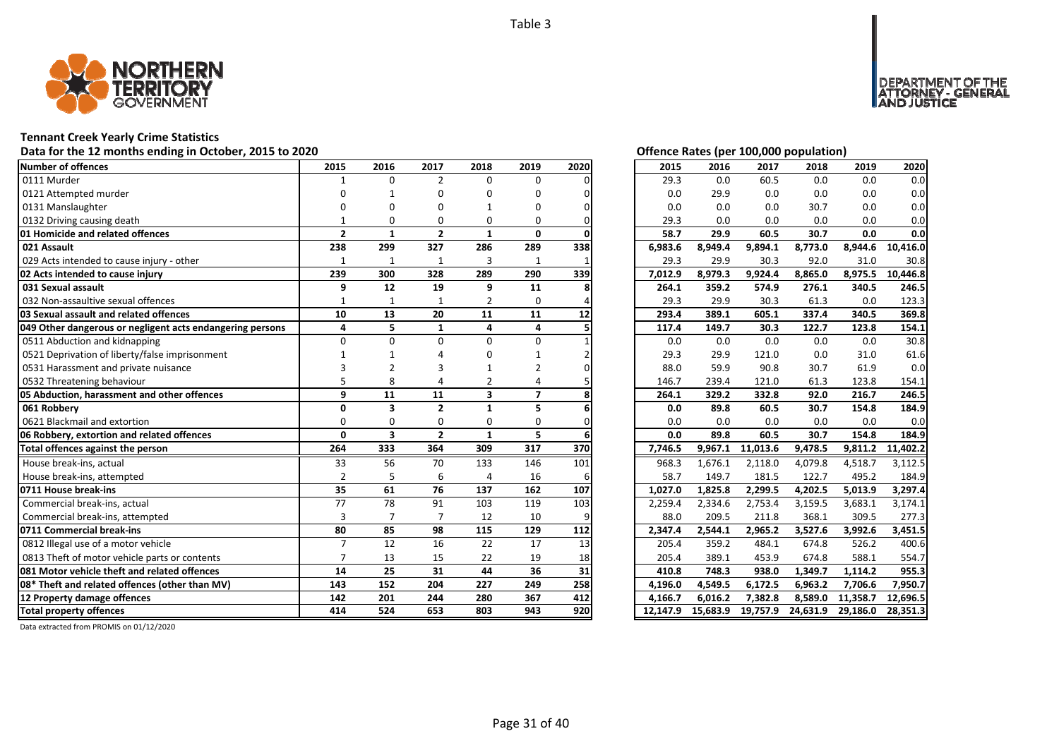Table 3

# Tennant Creek Yearly Crime Statistics

## Data for the 12 months ending in October, 2015 to 2020

| Number of offences | 2015 | 2016 | 2017 | 2018 | 2019 | 2020 |
|---|---|---|---|---|---|---|
| 0111 Murder | 1 | 0 | 2 | 0 | 0 | 0 |
| 0121 Attempted murder | 0 | 1 | 0 | 0 | 0 | 0 |
| 0131 Manslaughter | 0 | 0 | 0 | 1 | 0 | 0 |
| 0132 Driving causing death | 1 | 0 | 0 | 0 | 0 | 0 |
| **01 Homicide and related offences** | **2** | **1** | **2** | **1** | **0** | **0** |
| **021 Assault** | **238** | **299** | **327** | **286** | **289** | **338** |
| 029 Acts intended to cause injury - other | 1 | 1 | 1 | 3 | 1 | 1 |
| **02 Acts intended to cause injury** | **239** | **300** | **328** | **289** | **290** | **339** |
| **031 Sexual assault** | **9** | **12** | **19** | **9** | **11** | **8** |
| 032 Non-assaultive sexual offences | 1 | 1 | 1 | 2 | 0 | 4 |
| **03 Sexual assault and related offences** | **10** | **13** | **20** | **11** | **11** | **12** |
| **049 Other dangerous or negligent acts endangering persons** | **4** | **5** | **1** | **4** | **4** | **5** |
| 0511 Abduction and kidnapping | 0 | 0 | 0 | 0 | 0 | 1 |
| 0521 Deprivation of liberty/false imprisonment | 1 | 1 | 4 | 0 | 1 | 2 |
| 0531 Harassment and private nuisance | 3 | 2 | 3 | 1 | 2 | 0 |
| 0532 Threatening behaviour | 5 | 8 | 4 | 2 | 4 | 5 |
| **05 Abduction, harassment and other offences** | **9** | **11** | **11** | **3** | **7** | **8** |
| **061 Robbery** | **0** | **3** | **2** | **1** | **5** | **6** |
| 0621 Blackmail and extortion | 0 | 0 | 0 | 0 | 0 | 0 |
| **06 Robbery, extortion and related offences** | **0** | **3** | **2** | **1** | **5** | **6** |
| **Total offences against the person** | **264** | **333** | **364** | **309** | **317** | **370** |
| House break-ins, actual | 33 | 56 | 70 | 133 | 146 | 101 |
| House break-ins, attempted | 2 | 5 | 6 | 4 | 16 | 6 |
| **0711 House break-ins** | **35** | **61** | **76** | **137** | **162** | **107** |
| Commercial break-ins, actual | 77 | 78 | 91 | 103 | 119 | 103 |
| Commercial break-ins, attempted | 3 | 7 | 7 | 12 | 10 | 9 |
| **0711 Commercial break-ins** | **80** | **85** | **98** | **115** | **129** | **112** |
| 0812 Illegal use of a motor vehicle | 7 | 12 | 16 | 22 | 17 | 13 |
| 0813 Theft of motor vehicle parts or contents | 7 | 13 | 15 | 22 | 19 | 18 |
| **081 Motor vehicle theft and related offences** | **14** | **25** | **31** | **44** | **36** | **31** |
| **08* Theft and related offences (other than MV)** | **143** | **152** | **204** | **227** | **249** | **258** |
| **12 Property damage offences** | **142** | **201** | **244** | **280** | **367** | **412** |
| **Total property offences** | **414** | **524** | **653** | **803** | **943** | **920** |

## Offence Rates (per 100,000 population)

| Number of offences | 2015 | 2016 | 2017 | 2018 | 2019 | 2020 |
|---|---|---|---|---|---|---|
| 0111 Murder | 29.3 | 0.0 | 60.5 | 0.0 | 0.0 | 0.0 |
| 0121 Attempted murder | 0.0 | 29.9 | 0.0 | 0.0 | 0.0 | 0.0 |
| 0131 Manslaughter | 0.0 | 0.0 | 0.0 | 30.7 | 0.0 | 0.0 |
| 0132 Driving causing death | 29.3 | 0.0 | 0.0 | 0.0 | 0.0 | 0.0 |
| **01 Homicide and related offences** | **58.7** | **29.9** | **60.5** | **30.7** | **0.0** | **0.0** |
| **021 Assault** | **6,983.6** | **8,949.4** | **9,894.1** | **8,773.0** | **8,944.6** | **10,416.0** |
| 029 Acts intended to cause injury - other | 29.3 | 29.9 | 30.3 | 92.0 | 31.0 | 30.8 |
| **02 Acts intended to cause injury** | **7,012.9** | **8,979.3** | **9,924.4** | **8,865.0** | **8,975.5** | **10,446.8** |
| **031 Sexual assault** | **264.1** | **359.2** | **574.9** | **276.1** | **340.5** | **246.5** |
| 032 Non-assaultive sexual offences | 29.3 | 29.9 | 30.3 | 61.3 | 0.0 | 123.3 |
| **03 Sexual assault and related offences** | **293.4** | **389.1** | **605.1** | **337.4** | **340.5** | **369.8** |
| **049 Other dangerous or negligent acts endangering persons** | **117.4** | **149.7** | **30.3** | **122.7** | **123.8** | **154.1** |
| 0511 Abduction and kidnapping | 0.0 | 0.0 | 0.0 | 0.0 | 0.0 | 30.8 |
| 0521 Deprivation of liberty/false imprisonment | 29.3 | 29.9 | 121.0 | 0.0 | 31.0 | 61.6 |
| 0531 Harassment and private nuisance | 88.0 | 59.9 | 90.8 | 30.7 | 61.9 | 0.0 |
| 0532 Threatening behaviour | 146.7 | 239.4 | 121.0 | 61.3 | 123.8 | 154.1 |
| **05 Abduction, harassment and other offences** | **264.1** | **329.2** | **332.8** | **92.0** | **216.7** | **246.5** |
| **061 Robbery** | **0.0** | **89.8** | **60.5** | **30.7** | **154.8** | **184.9** |
| 0621 Blackmail and extortion | 0.0 | 0.0 | 0.0 | 0.0 | 0.0 | 0.0 |
| **06 Robbery, extortion and related offences** | **0.0** | **89.8** | **60.5** | **30.7** | **154.8** | **184.9** |
| **Total offences against the person** | **7,746.5** | **9,967.1** | **11,013.6** | **9,478.5** | **9,811.2** | **11,402.2** |
| House break-ins, actual | 968.3 | 1,676.1 | 2,118.0 | 4,079.8 | 4,518.7 | 3,112.5 |
| House break-ins, attempted | 58.7 | 149.7 | 181.5 | 122.7 | 495.2 | 184.9 |
| **0711 House break-ins** | **1,027.0** | **1,825.8** | **2,299.5** | **4,202.5** | **5,013.9** | **3,297.4** |
| Commercial break-ins, actual | 2,259.4 | 2,334.6 | 2,753.4 | 3,159.5 | 3,683.1 | 3,174.1 |
| Commercial break-ins, attempted | 88.0 | 209.5 | 211.8 | 368.1 | 309.5 | 277.3 |
| **0711 Commercial break-ins** | **2,347.4** | **2,544.1** | **2,965.2** | **3,527.6** | **3,992.6** | **3,451.5** |
| 0812 Illegal use of a motor vehicle | 205.4 | 359.2 | 484.1 | 674.8 | 526.2 | 400.6 |
| 0813 Theft of motor vehicle parts or contents | 205.4 | 389.1 | 453.9 | 674.8 | 588.1 | 554.7 |
| **081 Motor vehicle theft and related offences** | **410.8** | **748.3** | **938.0** | **1,349.7** | **1,114.2** | **955.3** |
| **08* Theft and related offences (other than MV)** | **4,196.0** | **4,549.5** | **6,172.5** | **6,963.2** | **7,706.6** | **7,950.7** |
| **12 Property damage offences** | **4,166.7** | **6,016.2** | **7,382.8** | **8,589.0** | **11,358.7** | **12,696.5** |
| **Total property offences** | **12,147.9** | **15,683.9** | **19,757.9** | **24,631.9** | **29,186.0** | **28,351.3** |

Data extracted from PROMIS on 01/12/2020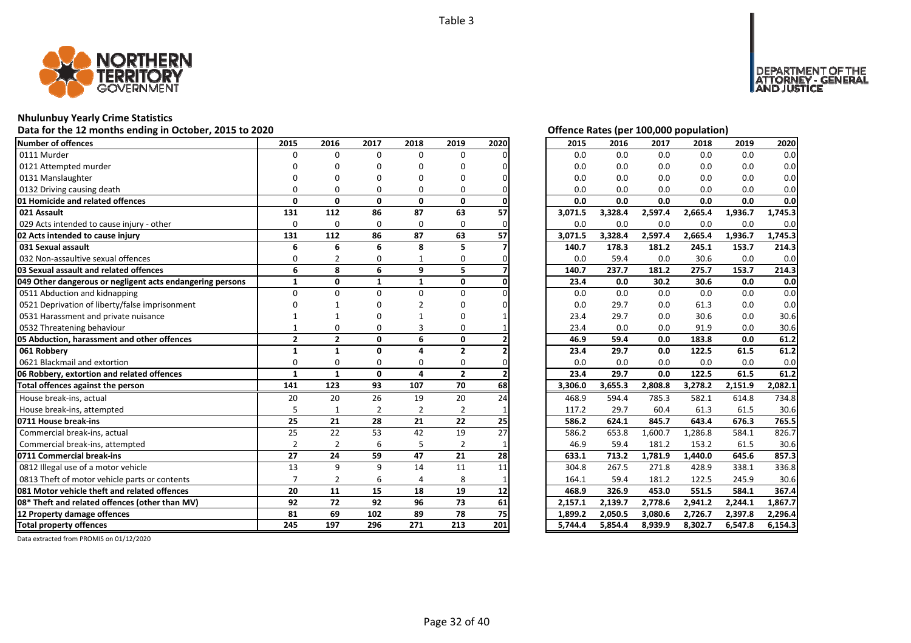Table 3

## Nhulunbuy Yearly Crime Statistics

### Data for the 12 months ending in October, 2015 to 2020

| Number of offences | 2015 | 2016 | 2017 | 2018 | 2019 | 2020 |
|---|---|---|---|---|---|---|
| 0111 Murder | 0 | 0 | 0 | 0 | 0 | 0 |
| 0121 Attempted murder | 0 | 0 | 0 | 0 | 0 | 0 |
| 0131 Manslaughter | 0 | 0 | 0 | 0 | 0 | 0 |
| 0132 Driving causing death | 0 | 0 | 0 | 0 | 0 | 0 |
| **01 Homicide and related offences** | **0** | **0** | **0** | **0** | **0** | **0** |
| **021 Assault** | **131** | **112** | **86** | **87** | **63** | **57** |
| 029 Acts intended to cause injury - other | 0 | 0 | 0 | 0 | 0 | 0 |
| **02 Acts intended to cause injury** | **131** | **112** | **86** | **87** | **63** | **57** |
| **031 Sexual assault** | **6** | **6** | **6** | **8** | **5** | **7** |
| 032 Non-assaultive sexual offences | 0 | 2 | 0 | 1 | 0 | 0 |
| **03 Sexual assault and related offences** | **6** | **8** | **6** | **9** | **5** | **7** |
| **049 Other dangerous or negligent acts endangering persons** | **1** | **0** | **1** | **1** | **0** | **0** |
| 0511 Abduction and kidnapping | 0 | 0 | 0 | 0 | 0 | 0 |
| 0521 Deprivation of liberty/false imprisonment | 0 | 1 | 0 | 2 | 0 | 0 |
| 0531 Harassment and private nuisance | 1 | 1 | 0 | 1 | 0 | 1 |
| 0532 Threatening behaviour | 1 | 0 | 0 | 3 | 0 | 1 |
| **05 Abduction, harassment and other offences** | **2** | **2** | **0** | **6** | **0** | **2** |
| **061 Robbery** | **1** | **1** | **0** | **4** | **2** | **2** |
| 0621 Blackmail and extortion | 0 | 0 | 0 | 0 | 0 | 0 |
| **06 Robbery, extortion and related offences** | **1** | **1** | **0** | **4** | **2** | **2** |
| **Total offences against the person** | **141** | **123** | **93** | **107** | **70** | **68** |
| House break-ins, actual | 20 | 20 | 26 | 19 | 20 | 24 |
| House break-ins, attempted | 5 | 1 | 2 | 2 | 2 | 1 |
| **0711 House break-ins** | **25** | **21** | **28** | **21** | **22** | **25** |
| Commercial break-ins, actual | 25 | 22 | 53 | 42 | 19 | 27 |
| Commercial break-ins, attempted | 2 | 2 | 6 | 5 | 2 | 1 |
| **0711 Commercial break-ins** | **27** | **24** | **59** | **47** | **21** | **28** |
| 0812 Illegal use of a motor vehicle | 13 | 9 | 9 | 14 | 11 | 11 |
| 0813 Theft of motor vehicle parts or contents | 7 | 2 | 6 | 4 | 8 | 1 |
| **081 Motor vehicle theft and related offences** | **20** | **11** | **15** | **18** | **19** | **12** |
| **08* Theft and related offences (other than MV)** | **92** | **72** | **92** | **96** | **73** | **61** |
| **12 Property damage offences** | **81** | **69** | **102** | **89** | **78** | **75** |
| **Total property offences** | **245** | **197** | **296** | **271** | **213** | **201** |

### Offence Rates (per 100,000 population)

| Number of offences | 2015 | 2016 | 2017 | 2018 | 2019 | 2020 |
|---|---|---|---|---|---|---|
| 0111 Murder | 0.0 | 0.0 | 0.0 | 0.0 | 0.0 | 0.0 |
| 0121 Attempted murder | 0.0 | 0.0 | 0.0 | 0.0 | 0.0 | 0.0 |
| 0131 Manslaughter | 0.0 | 0.0 | 0.0 | 0.0 | 0.0 | 0.0 |
| 0132 Driving causing death | 0.0 | 0.0 | 0.0 | 0.0 | 0.0 | 0.0 |
| **01 Homicide and related offences** | **0.0** | **0.0** | **0.0** | **0.0** | **0.0** | **0.0** |
| **021 Assault** | **3,071.5** | **3,328.4** | **2,597.4** | **2,665.4** | **1,936.7** | **1,745.3** |
| 029 Acts intended to cause injury - other | 0.0 | 0.0 | 0.0 | 0.0 | 0.0 | 0.0 |
| **02 Acts intended to cause injury** | **3,071.5** | **3,328.4** | **2,597.4** | **2,665.4** | **1,936.7** | **1,745.3** |
| **031 Sexual assault** | **140.7** | **178.3** | **181.2** | **245.1** | **153.7** | **214.3** |
| 032 Non-assaultive sexual offences | 0.0 | 59.4 | 0.0 | 30.6 | 0.0 | 0.0 |
| **03 Sexual assault and related offences** | **140.7** | **237.7** | **181.2** | **275.7** | **153.7** | **214.3** |
| **049 Other dangerous or negligent acts endangering persons** | **23.4** | **0.0** | **30.2** | **30.6** | **0.0** | **0.0** |
| 0511 Abduction and kidnapping | 0.0 | 0.0 | 0.0 | 0.0 | 0.0 | 0.0 |
| 0521 Deprivation of liberty/false imprisonment | 0.0 | 29.7 | 0.0 | 61.3 | 0.0 | 0.0 |
| 0531 Harassment and private nuisance | 23.4 | 29.7 | 0.0 | 30.6 | 0.0 | 30.6 |
| 0532 Threatening behaviour | 23.4 | 0.0 | 0.0 | 91.9 | 0.0 | 30.6 |
| **05 Abduction, harassment and other offences** | **46.9** | **59.4** | **0.0** | **183.8** | **0.0** | **61.2** |
| **061 Robbery** | **23.4** | **29.7** | **0.0** | **122.5** | **61.5** | **61.2** |
| 0621 Blackmail and extortion | 0.0 | 0.0 | 0.0 | 0.0 | 0.0 | 0.0 |
| **06 Robbery, extortion and related offences** | **23.4** | **29.7** | **0.0** | **122.5** | **61.5** | **61.2** |
| **Total offences against the person** | **3,306.0** | **3,655.3** | **2,808.8** | **3,278.2** | **2,151.9** | **2,082.1** |
| House break-ins, actual | 468.9 | 594.4 | 785.3 | 582.1 | 614.8 | 734.8 |
| House break-ins, attempted | 117.2 | 29.7 | 60.4 | 61.3 | 61.5 | 30.6 |
| **0711 House break-ins** | **586.2** | **624.1** | **845.7** | **643.4** | **676.3** | **765.5** |
| Commercial break-ins, actual | 586.2 | 653.8 | 1,600.7 | 1,286.8 | 584.1 | 826.7 |
| Commercial break-ins, attempted | 46.9 | 59.4 | 181.2 | 153.2 | 61.5 | 30.6 |
| **0711 Commercial break-ins** | **633.1** | **713.2** | **1,781.9** | **1,440.0** | **645.6** | **857.3** |
| 0812 Illegal use of a motor vehicle | 304.8 | 267.5 | 271.8 | 428.9 | 338.1 | 336.8 |
| 0813 Theft of motor vehicle parts or contents | 164.1 | 59.4 | 181.2 | 122.5 | 245.9 | 30.6 |
| **081 Motor vehicle theft and related offences** | **468.9** | **326.9** | **453.0** | **551.5** | **584.1** | **367.4** |
| **08* Theft and related offences (other than MV)** | **2,157.1** | **2,139.7** | **2,778.6** | **2,941.2** | **2,244.1** | **1,867.7** |
| **12 Property damage offences** | **1,899.2** | **2,050.5** | **3,080.6** | **2,726.7** | **2,397.8** | **2,296.4** |
| **Total property offences** | **5,744.4** | **5,854.4** | **8,939.9** | **8,302.7** | **6,547.8** | **6,154.3** |

Data extracted from PROMIS on 01/12/2020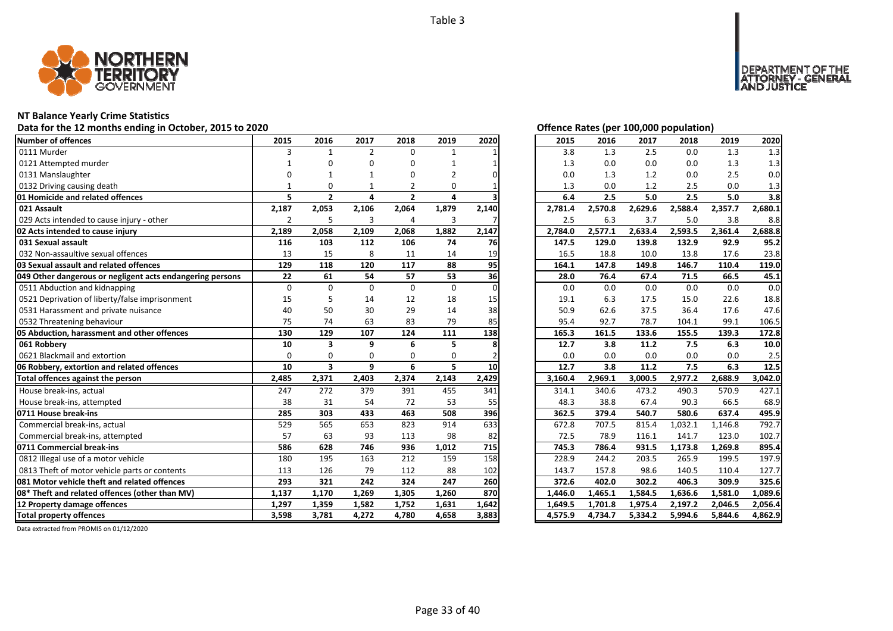Table 3

# NT Balance Yearly Crime Statistics

## Data for the 12 months ending in October, 2015 to 2020

| Number of offences | 2015 | 2016 | 2017 | 2018 | 2019 | 2020 |
|---|---|---|---|---|---|---|
| 0111 Murder | 3 | 1 | 2 | 0 | 1 | 1 |
| 0121 Attempted murder | 1 | 0 | 0 | 0 | 1 | 1 |
| 0131 Manslaughter | 0 | 1 | 1 | 0 | 2 | 0 |
| 0132 Driving causing death | 1 | 0 | 1 | 2 | 0 | 1 |
| **01 Homicide and related offences** | **5** | **2** | **4** | **2** | **4** | **3** |
| **021 Assault** | **2,187** | **2,053** | **2,106** | **2,064** | **1,879** | **2,140** |
| 029 Acts intended to cause injury - other | 2 | 5 | 3 | 4 | 3 | 7 |
| **02 Acts intended to cause injury** | **2,189** | **2,058** | **2,109** | **2,068** | **1,882** | **2,147** |
| **031 Sexual assault** | **116** | **103** | **112** | **106** | **74** | **76** |
| 032 Non-assaultive sexual offences | 13 | 15 | 8 | 11 | 14 | 19 |
| **03 Sexual assault and related offences** | **129** | **118** | **120** | **117** | **88** | **95** |
| **049 Other dangerous or negligent acts endangering persons** | **22** | **61** | **54** | **57** | **53** | **36** |
| 0511 Abduction and kidnapping | 0 | 0 | 0 | 0 | 0 | 0 |
| 0521 Deprivation of liberty/false imprisonment | 15 | 5 | 14 | 12 | 18 | 15 |
| 0531 Harassment and private nuisance | 40 | 50 | 30 | 29 | 14 | 38 |
| 0532 Threatening behaviour | 75 | 74 | 63 | 83 | 79 | 85 |
| **05 Abduction, harassment and other offences** | **130** | **129** | **107** | **124** | **111** | **138** |
| **061 Robbery** | **10** | **3** | **9** | **6** | **5** | **8** |
| 0621 Blackmail and extortion | 0 | 0 | 0 | 0 | 0 | 2 |
| **06 Robbery, extortion and related offences** | **10** | **3** | **9** | **6** | **5** | **10** |
| **Total offences against the person** | **2,485** | **2,371** | **2,403** | **2,374** | **2,143** | **2,429** |
| House break-ins, actual | 247 | 272 | 379 | 391 | 455 | 341 |
| House break-ins, attempted | 38 | 31 | 54 | 72 | 53 | 55 |
| **0711 House break-ins** | **285** | **303** | **433** | **463** | **508** | **396** |
| Commercial break-ins, actual | 529 | 565 | 653 | 823 | 914 | 633 |
| Commercial break-ins, attempted | 57 | 63 | 93 | 113 | 98 | 82 |
| **0711 Commercial break-ins** | **586** | **628** | **746** | **936** | **1,012** | **715** |
| 0812 Illegal use of a motor vehicle | 180 | 195 | 163 | 212 | 159 | 158 |
| 0813 Theft of motor vehicle parts or contents | 113 | 126 | 79 | 112 | 88 | 102 |
| **081 Motor vehicle theft and related offences** | **293** | **321** | **242** | **324** | **247** | **260** |
| **08* Theft and related offences (other than MV)** | **1,137** | **1,170** | **1,269** | **1,305** | **1,260** | **870** |
| **12 Property damage offences** | **1,297** | **1,359** | **1,582** | **1,752** | **1,631** | **1,642** |
| **Total property offences** | **3,598** | **3,781** | **4,272** | **4,780** | **4,658** | **3,883** |

## Offence Rates (per 100,000 population)

| Number of offences | 2015 | 2016 | 2017 | 2018 | 2019 | 2020 |
|---|---|---|---|---|---|---|
| 0111 Murder | 3.8 | 1.3 | 2.5 | 0.0 | 1.3 | 1.3 |
| 0121 Attempted murder | 1.3 | 0.0 | 0.0 | 0.0 | 1.3 | 1.3 |
| 0131 Manslaughter | 0.0 | 1.3 | 1.2 | 0.0 | 2.5 | 0.0 |
| 0132 Driving causing death | 1.3 | 0.0 | 1.2 | 2.5 | 0.0 | 1.3 |
| **01 Homicide and related offences** | **6.4** | **2.5** | **5.0** | **2.5** | **5.0** | **3.8** |
| **021 Assault** | **2,781.4** | **2,570.8** | **2,629.6** | **2,588.4** | **2,357.7** | **2,680.1** |
| 029 Acts intended to cause injury - other | 2.5 | 6.3 | 3.7 | 5.0 | 3.8 | 8.8 |
| **02 Acts intended to cause injury** | **2,784.0** | **2,577.1** | **2,633.4** | **2,593.5** | **2,361.4** | **2,688.8** |
| **031 Sexual assault** | **147.5** | **129.0** | **139.8** | **132.9** | **92.9** | **95.2** |
| 032 Non-assaultive sexual offences | 16.5 | 18.8 | 10.0 | 13.8 | 17.6 | 23.8 |
| **03 Sexual assault and related offences** | **164.1** | **147.8** | **149.8** | **146.7** | **110.4** | **119.0** |
| **049 Other dangerous or negligent acts endangering persons** | **28.0** | **76.4** | **67.4** | **71.5** | **66.5** | **45.1** |
| 0511 Abduction and kidnapping | 0.0 | 0.0 | 0.0 | 0.0 | 0.0 | 0.0 |
| 0521 Deprivation of liberty/false imprisonment | 19.1 | 6.3 | 17.5 | 15.0 | 22.6 | 18.8 |
| 0531 Harassment and private nuisance | 50.9 | 62.6 | 37.5 | 36.4 | 17.6 | 47.6 |
| 0532 Threatening behaviour | 95.4 | 92.7 | 78.7 | 104.1 | 99.1 | 106.5 |
| **05 Abduction, harassment and other offences** | **165.3** | **161.5** | **133.6** | **155.5** | **139.3** | **172.8** |
| **061 Robbery** | **12.7** | **3.8** | **11.2** | **7.5** | **6.3** | **10.0** |
| 0621 Blackmail and extortion | 0.0 | 0.0 | 0.0 | 0.0 | 0.0 | 2.5 |
| **06 Robbery, extortion and related offences** | **12.7** | **3.8** | **11.2** | **7.5** | **6.3** | **12.5** |
| **Total offences against the person** | **3,160.4** | **2,969.1** | **3,000.5** | **2,977.2** | **2,688.9** | **3,042.0** |
| House break-ins, actual | 314.1 | 340.6 | 473.2 | 490.3 | 570.9 | 427.1 |
| House break-ins, attempted | 48.3 | 38.8 | 67.4 | 90.3 | 66.5 | 68.9 |
| **0711 House break-ins** | **362.5** | **379.4** | **540.7** | **580.6** | **637.4** | **495.9** |
| Commercial break-ins, actual | 672.8 | 707.5 | 815.4 | 1,032.1 | 1,146.8 | 792.7 |
| Commercial break-ins, attempted | 72.5 | 78.9 | 116.1 | 141.7 | 123.0 | 102.7 |
| **0711 Commercial break-ins** | **745.3** | **786.4** | **931.5** | **1,173.8** | **1,269.8** | **895.4** |
| 0812 Illegal use of a motor vehicle | 228.9 | 244.2 | 203.5 | 265.9 | 199.5 | 197.9 |
| 0813 Theft of motor vehicle parts or contents | 143.7 | 157.8 | 98.6 | 140.5 | 110.4 | 127.7 |
| **081 Motor vehicle theft and related offences** | **372.6** | **402.0** | **302.2** | **406.3** | **309.9** | **325.6** |
| **08* Theft and related offences (other than MV)** | **1,446.0** | **1,465.1** | **1,584.5** | **1,636.6** | **1,581.0** | **1,089.6** |
| **12 Property damage offences** | **1,649.5** | **1,701.8** | **1,975.4** | **2,197.2** | **2,046.5** | **2,056.4** |
| **Total property offences** | **4,575.9** | **4,734.7** | **5,334.2** | **5,994.6** | **5,844.6** | **4,862.9** |

Data extracted from PROMIS on 01/12/2020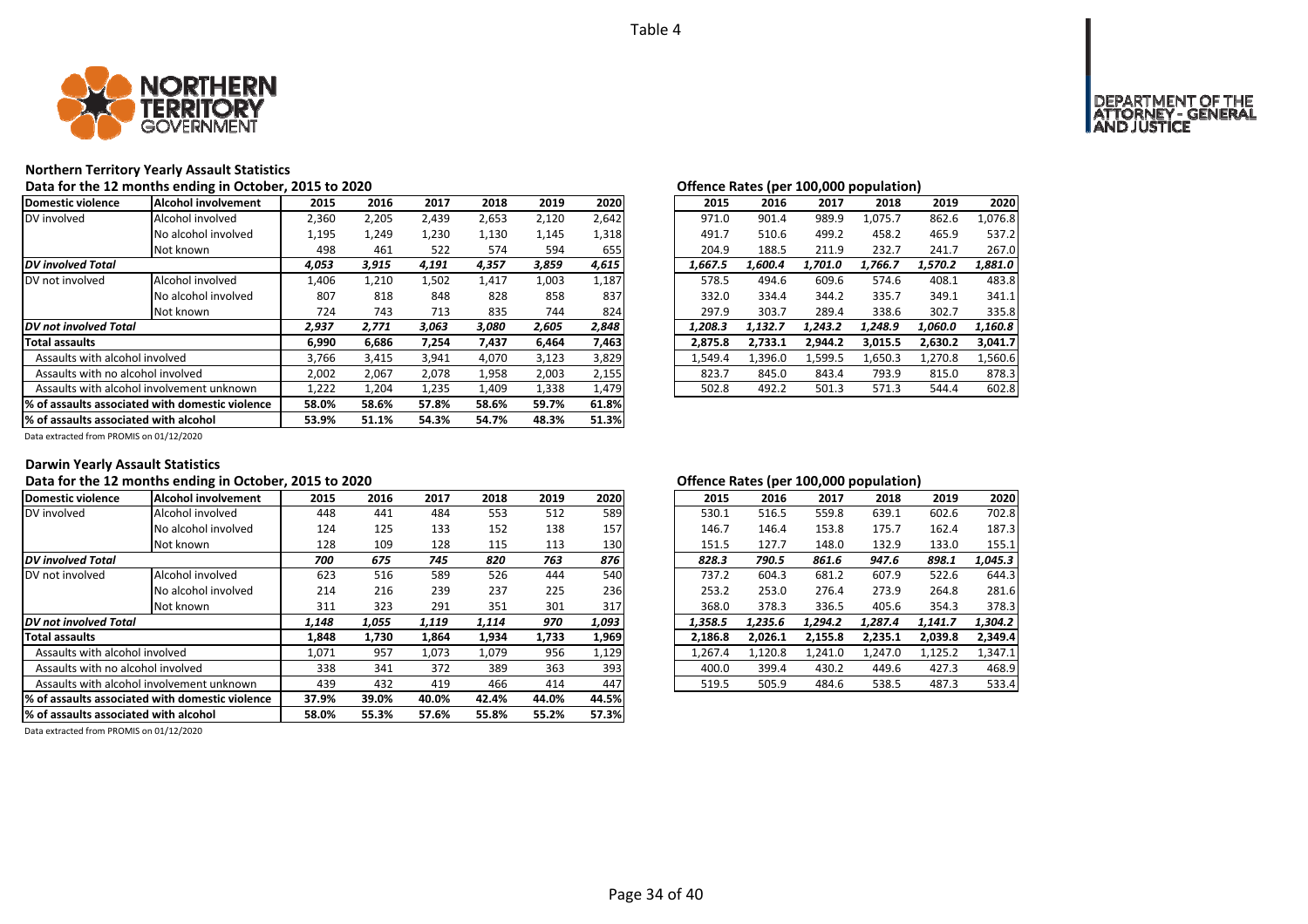Table 4

## Northern Territory Yearly Assault Statistics

### Data for the 12 months ending in October, 2015 to 2020

| Domestic violence | Alcohol involvement | 2015 | 2016 | 2017 | 2018 | 2019 | 2020 |
|---|---|---|---|---|---|---|---|
| DV involved | Alcohol involved | 2,360 | 2,205 | 2,439 | 2,653 | 2,120 | 2,642 |
| | No alcohol involved | 1,195 | 1,249 | 1,230 | 1,130 | 1,145 | 1,318 |
| | Not known | 498 | 461 | 522 | 574 | 594 | 655 |
| ***DV involved Total*** | | *4,053* | *3,915* | *4,191* | *4,357* | *3,859* | *4,615* |
| DV not involved | Alcohol involved | 1,406 | 1,210 | 1,502 | 1,417 | 1,003 | 1,187 |
| | No alcohol involved | 807 | 818 | 848 | 828 | 858 | 837 |
| | Not known | 724 | 743 | 713 | 835 | 744 | 824 |
| ***DV not involved Total*** | | *2,937* | *2,771* | *3,063* | *3,080* | *2,605* | *2,848* |
| **Total assaults** | | **6,990** | **6,686** | **7,254** | **7,437** | **6,464** | **7,463** |
| Assaults with alcohol involved | | 3,766 | 3,415 | 3,941 | 4,070 | 3,123 | 3,829 |
| Assaults with no alcohol involved | | 2,002 | 2,067 | 2,078 | 1,958 | 2,003 | 2,155 |
| Assaults with alcohol involvement unknown | | 1,222 | 1,204 | 1,235 | 1,409 | 1,338 | 1,479 |
| **% of assaults associated with domestic violence** | | **58.0%** | **58.6%** | **57.8%** | **58.6%** | **59.7%** | **61.8%** |
| **% of assaults associated with alcohol** | | **53.9%** | **51.1%** | **54.3%** | **54.7%** | **48.3%** | **51.3%** |

Data extracted from PROMIS on 01/12/2020

### Offence Rates (per 100,000 population)

| Domestic violence | Alcohol involvement | 2015 | 2016 | 2017 | 2018 | 2019 | 2020 |
|---|---|---|---|---|---|---|---|
| DV involved | Alcohol involved | 971.0 | 901.4 | 989.9 | 1,075.7 | 862.6 | 1,076.8 |
| | No alcohol involved | 491.7 | 510.6 | 499.2 | 458.2 | 465.9 | 537.2 |
| | Not known | 204.9 | 188.5 | 211.9 | 232.7 | 241.7 | 267.0 |
| ***DV involved Total*** | | *1,667.5* | *1,600.4* | *1,701.0* | *1,766.7* | *1,570.2* | *1,881.0* |
| DV not involved | Alcohol involved | 578.5 | 494.6 | 609.6 | 574.6 | 408.1 | 483.8 |
| | No alcohol involved | 332.0 | 334.4 | 344.2 | 335.7 | 349.1 | 341.1 |
| | Not known | 297.9 | 303.7 | 289.4 | 338.6 | 302.7 | 335.8 |
| ***DV not involved Total*** | | *1,208.3* | *1,132.7* | *1,243.2* | *1,248.9* | *1,060.0* | *1,160.8* |
| **Total assaults** | | **2,875.8** | **2,733.1** | **2,944.2** | **3,015.5** | **2,630.2** | **3,041.7** |
| Assaults with alcohol involved | | 1,549.4 | 1,396.0 | 1,599.5 | 1,650.3 | 1,270.8 | 1,560.6 |
| Assaults with no alcohol involved | | 823.7 | 845.0 | 843.4 | 793.9 | 815.0 | 878.3 |
| Assaults with alcohol involvement unknown | | 502.8 | 492.2 | 501.3 | 571.3 | 544.4 | 602.8 |

## Darwin Yearly Assault Statistics

### Data for the 12 months ending in October, 2015 to 2020

| Domestic violence | Alcohol involvement | 2015 | 2016 | 2017 | 2018 | 2019 | 2020 |
|---|---|---|---|---|---|---|---|
| DV involved | Alcohol involved | 448 | 441 | 484 | 553 | 512 | 589 |
| | No alcohol involved | 124 | 125 | 133 | 152 | 138 | 157 |
| | Not known | 128 | 109 | 128 | 115 | 113 | 130 |
| ***DV involved Total*** | | *700* | *675* | *745* | *820* | *763* | *876* |
| DV not involved | Alcohol involved | 623 | 516 | 589 | 526 | 444 | 540 |
| | No alcohol involved | 214 | 216 | 239 | 237 | 225 | 236 |
| | Not known | 311 | 323 | 291 | 351 | 301 | 317 |
| ***DV not involved Total*** | | *1,148* | *1,055* | *1,119* | *1,114* | *970* | *1,093* |
| **Total assaults** | | **1,848** | **1,730** | **1,864** | **1,934** | **1,733** | **1,969** |
| Assaults with alcohol involved | | 1,071 | 957 | 1,073 | 1,079 | 956 | 1,129 |
| Assaults with no alcohol involved | | 338 | 341 | 372 | 389 | 363 | 393 |
| Assaults with alcohol involvement unknown | | 439 | 432 | 419 | 466 | 414 | 447 |
| **% of assaults associated with domestic violence** | | **37.9%** | **39.0%** | **40.0%** | **42.4%** | **44.0%** | **44.5%** |
| **% of assaults associated with alcohol** | | **58.0%** | **55.3%** | **57.6%** | **55.8%** | **55.2%** | **57.3%** |

Data extracted from PROMIS on 01/12/2020

### Offence Rates (per 100,000 population)

| Domestic violence | Alcohol involvement | 2015 | 2016 | 2017 | 2018 | 2019 | 2020 |
|---|---|---|---|---|---|---|---|
| DV involved | Alcohol involved | 530.1 | 516.5 | 559.8 | 639.1 | 602.6 | 702.8 |
| | No alcohol involved | 146.7 | 146.4 | 153.8 | 175.7 | 162.4 | 187.3 |
| | Not known | 151.5 | 127.7 | 148.0 | 132.9 | 133.0 | 155.1 |
| ***DV involved Total*** | | *828.3* | *790.5* | *861.6* | *947.6* | *898.1* | *1,045.3* |
| DV not involved | Alcohol involved | 737.2 | 604.3 | 681.2 | 607.9 | 522.6 | 644.3 |
| | No alcohol involved | 253.2 | 253.0 | 276.4 | 273.9 | 264.8 | 281.6 |
| | Not known | 368.0 | 378.3 | 336.5 | 405.6 | 354.3 | 378.3 |
| ***DV not involved Total*** | | *1,358.5* | *1,235.6* | *1,294.2* | *1,287.4* | *1,141.7* | *1,304.2* |
| **Total assaults** | | **2,186.8** | **2,026.1** | **2,155.8** | **2,235.1** | **2,039.8** | **2,349.4** |
| Assaults with alcohol involved | | 1,267.4 | 1,120.8 | 1,241.0 | 1,247.0 | 1,125.2 | 1,347.1 |
| Assaults with no alcohol involved | | 400.0 | 399.4 | 430.2 | 449.6 | 427.3 | 468.9 |
| Assaults with alcohol involvement unknown | | 519.5 | 505.9 | 484.6 | 538.5 | 487.3 | 533.4 |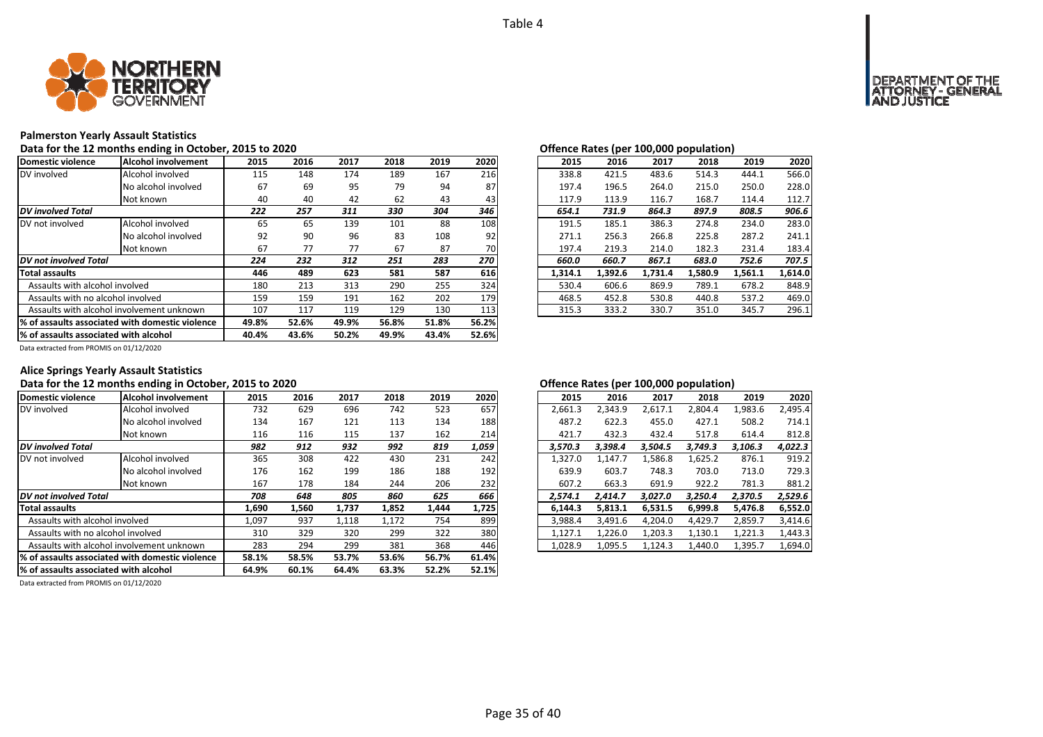Table 4

## Palmerston Yearly Assault Statistics

### Data for the 12 months ending in October, 2015 to 2020

| Domestic violence | Alcohol involvement | 2015 | 2016 | 2017 | 2018 | 2019 | 2020 |
|---|---|---|---|---|---|---|---|
| DV involved | Alcohol involved | 115 | 148 | 174 | 189 | 167 | 216 |
| | No alcohol involved | 67 | 69 | 95 | 79 | 94 | 87 |
| | Not known | 40 | 40 | 42 | 62 | 43 | 43 |
| ***DV involved Total*** | | ***222*** | ***257*** | ***311*** | ***330*** | ***304*** | ***346*** |
| DV not involved | Alcohol involved | 65 | 65 | 139 | 101 | 88 | 108 |
| | No alcohol involved | 92 | 90 | 96 | 83 | 108 | 92 |
| | Not known | 67 | 77 | 77 | 67 | 87 | 70 |
| ***DV not involved Total*** | | ***224*** | ***232*** | ***312*** | ***251*** | ***283*** | ***270*** |
| **Total assaults** | | **446** | **489** | **623** | **581** | **587** | **616** |
| Assaults with alcohol involved | | 180 | 213 | 313 | 290 | 255 | 324 |
| Assaults with no alcohol involved | | 159 | 159 | 191 | 162 | 202 | 179 |
| Assaults with alcohol involvement unknown | | 107 | 117 | 119 | 129 | 130 | 113 |
| **% of assaults associated with domestic violence** | | **49.8%** | **52.6%** | **49.9%** | **56.8%** | **51.8%** | **56.2%** |
| **% of assaults associated with alcohol** | | **40.4%** | **43.6%** | **50.2%** | **49.9%** | **43.4%** | **52.6%** |

Data extracted from PROMIS on 01/12/2020

### Offence Rates (per 100,000 population)

| Domestic violence | Alcohol involvement | 2015 | 2016 | 2017 | 2018 | 2019 | 2020 |
|---|---|---|---|---|---|---|---|
| DV involved | Alcohol involved | 338.8 | 421.5 | 483.6 | 514.3 | 444.1 | 566.0 |
| | No alcohol involved | 197.4 | 196.5 | 264.0 | 215.0 | 250.0 | 228.0 |
| | Not known | 117.9 | 113.9 | 116.7 | 168.7 | 114.4 | 112.7 |
| ***DV involved Total*** | | ***654.1*** | ***731.9*** | ***864.3*** | ***897.9*** | ***808.5*** | ***906.6*** |
| DV not involved | Alcohol involved | 191.5 | 185.1 | 386.3 | 274.8 | 234.0 | 283.0 |
| | No alcohol involved | 271.1 | 256.3 | 266.8 | 225.8 | 287.2 | 241.1 |
| | Not known | 197.4 | 219.3 | 214.0 | 182.3 | 231.4 | 183.4 |
| ***DV not involved Total*** | | ***660.0*** | ***660.7*** | ***867.1*** | ***683.0*** | ***752.6*** | ***707.5*** |
| **Total assaults** | | **1,314.1** | **1,392.6** | **1,731.4** | **1,580.9** | **1,561.1** | **1,614.0** |
| Assaults with alcohol involved | | 530.4 | 606.6 | 869.9 | 789.1 | 678.2 | 848.9 |
| Assaults with no alcohol involved | | 468.5 | 452.8 | 530.8 | 440.8 | 537.2 | 469.0 |
| Assaults with alcohol involvement unknown | | 315.3 | 333.2 | 330.7 | 351.0 | 345.7 | 296.1 |

## Alice Springs Yearly Assault Statistics

### Data for the 12 months ending in October, 2015 to 2020

| Domestic violence | Alcohol involvement | 2015 | 2016 | 2017 | 2018 | 2019 | 2020 |
|---|---|---|---|---|---|---|---|
| DV involved | Alcohol involved | 732 | 629 | 696 | 742 | 523 | 657 |
| | No alcohol involved | 134 | 167 | 121 | 113 | 134 | 188 |
| | Not known | 116 | 116 | 115 | 137 | 162 | 214 |
| ***DV involved Total*** | | ***982*** | ***912*** | ***932*** | ***992*** | ***819*** | ***1,059*** |
| DV not involved | Alcohol involved | 365 | 308 | 422 | 430 | 231 | 242 |
| | No alcohol involved | 176 | 162 | 199 | 186 | 188 | 192 |
| | Not known | 167 | 178 | 184 | 244 | 206 | 232 |
| ***DV not involved Total*** | | ***708*** | ***648*** | ***805*** | ***860*** | ***625*** | ***666*** |
| **Total assaults** | | **1,690** | **1,560** | **1,737** | **1,852** | **1,444** | **1,725** |
| Assaults with alcohol involved | | 1,097 | 937 | 1,118 | 1,172 | 754 | 899 |
| Assaults with no alcohol involved | | 310 | 329 | 320 | 299 | 322 | 380 |
| Assaults with alcohol involvement unknown | | 283 | 294 | 299 | 381 | 368 | 446 |
| **% of assaults associated with domestic violence** | | **58.1%** | **58.5%** | **53.7%** | **53.6%** | **56.7%** | **61.4%** |
| **% of assaults associated with alcohol** | | **64.9%** | **60.1%** | **64.4%** | **63.3%** | **52.2%** | **52.1%** |

Data extracted from PROMIS on 01/12/2020

### Offence Rates (per 100,000 population)

| Domestic violence | Alcohol involvement | 2015 | 2016 | 2017 | 2018 | 2019 | 2020 |
|---|---|---|---|---|---|---|---|
| DV involved | Alcohol involved | 2,661.3 | 2,343.9 | 2,617.1 | 2,804.4 | 1,983.6 | 2,495.4 |
| | No alcohol involved | 487.2 | 622.3 | 455.0 | 427.1 | 508.2 | 714.1 |
| | Not known | 421.7 | 432.3 | 432.4 | 517.8 | 614.4 | 812.8 |
| ***DV involved Total*** | | ***3,570.3*** | ***3,398.4*** | ***3,504.5*** | ***3,749.3*** | ***3,106.3*** | ***4,022.3*** |
| DV not involved | Alcohol involved | 1,327.0 | 1,147.7 | 1,586.8 | 1,625.2 | 876.1 | 919.2 |
| | No alcohol involved | 639.9 | 603.7 | 748.3 | 703.0 | 713.0 | 729.3 |
| | Not known | 607.2 | 663.3 | 691.9 | 922.2 | 781.3 | 881.2 |
| ***DV not involved Total*** | | ***2,574.1*** | ***2,414.7*** | ***3,027.0*** | ***3,250.4*** | ***2,370.5*** | ***2,529.6*** |
| **Total assaults** | | **6,144.3** | **5,813.1** | **6,531.5** | **6,999.8** | **5,476.8** | **6,552.0** |
| Assaults with alcohol involved | | 3,988.4 | 3,491.6 | 4,204.0 | 4,429.7 | 2,859.7 | 3,414.6 |
| Assaults with no alcohol involved | | 1,127.1 | 1,226.0 | 1,203.3 | 1,130.1 | 1,221.3 | 1,443.3 |
| Assaults with alcohol involvement unknown | | 1,028.9 | 1,095.5 | 1,124.3 | 1,440.0 | 1,395.7 | 1,694.0 |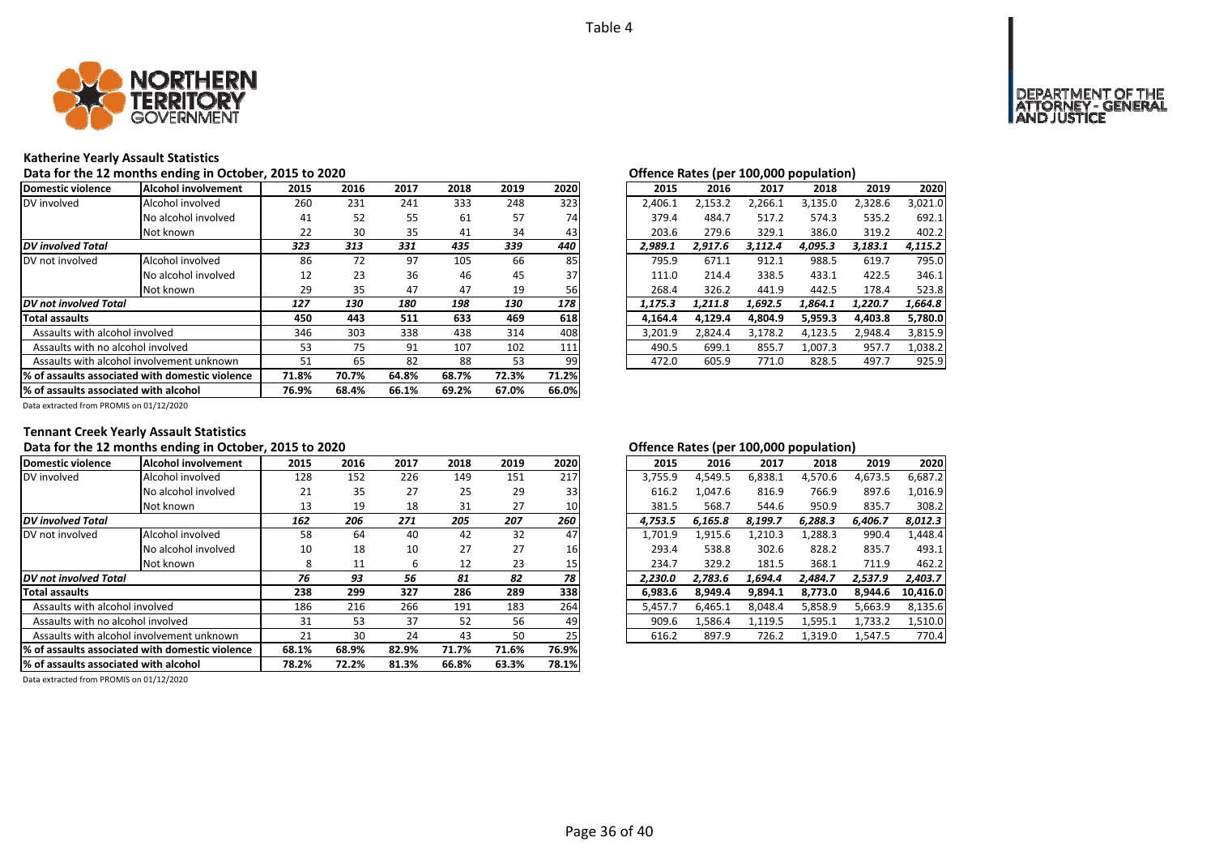Table 4

### Katherine Yearly Assault Statistics

Data for the 12 months ending in October, 2015 to 2020

| Domestic violence | Alcohol involvement | 2015 | 2016 | 2017 | 2018 | 2019 | 2020 |
|---|---|---|---|---|---|---|---|
| DV involved | Alcohol involved | 260 | 231 | 241 | 333 | 248 | 323 |
| | No alcohol involved | 41 | 52 | 55 | 61 | 57 | 74 |
| | Not known | 22 | 30 | 35 | 41 | 34 | 43 |
| *DV involved Total* | | *323* | *313* | *331* | *435* | *339* | *440* |
| DV not involved | Alcohol involved | 86 | 72 | 97 | 105 | 66 | 85 |
| | No alcohol involved | 12 | 23 | 36 | 46 | 45 | 37 |
| | Not known | 29 | 35 | 47 | 47 | 19 | 56 |
| *DV not involved Total* | | *127* | *130* | *180* | *198* | *130* | *178* |
| **Total assaults** | | 450 | 443 | 511 | 633 | 469 | 618 |
| Assaults with alcohol involved | | 346 | 303 | 338 | 438 | 314 | 408 |
| Assaults with no alcohol involved | | 53 | 75 | 91 | 107 | 102 | 111 |
| Assaults with alcohol involvement unknown | | 51 | 65 | 82 | 88 | 53 | 99 |
| **% of assaults associated with domestic violence** | | 71.8% | 70.7% | 64.8% | 68.7% | 72.3% | 71.2% |
| **% of assaults associated with alcohol** | | 76.9% | 68.4% | 66.1% | 69.2% | 67.0% | 66.0% |

Data extracted from PROMIS on 01/12/2020

Offence Rates (per 100,000 population)

| 2015 | 2016 | 2017 | 2018 | 2019 | 2020 |
|---|---|---|---|---|---|
| 2,406.1 | 2,153.2 | 2,266.1 | 3,135.0 | 2,328.6 | 3,021.0 |
| 379.4 | 484.7 | 517.2 | 574.3 | 535.2 | 692.1 |
| 203.6 | 279.6 | 329.1 | 386.0 | 319.2 | 402.2 |
| *2,989.1* | *2,917.6* | *3,112.4* | *4,095.3* | *3,183.1* | *4,115.2* |
| 795.9 | 671.1 | 912.1 | 988.5 | 619.7 | 795.0 |
| 111.0 | 214.4 | 338.5 | 433.1 | 422.5 | 346.1 |
| 268.4 | 326.2 | 441.9 | 442.5 | 178.4 | 523.8 |
| *1,175.3* | *1,211.8* | *1,692.5* | *1,864.1* | *1,220.7* | *1,664.8* |
| 4,164.4 | 4,129.4 | 4,804.9 | 5,959.3 | 4,403.8 | 5,780.0 |
| 3,201.9 | 2,824.4 | 3,178.2 | 4,123.5 | 2,948.4 | 3,815.9 |
| 490.5 | 699.1 | 855.7 | 1,007.3 | 957.7 | 1,038.2 |
| 472.0 | 605.9 | 771.0 | 828.5 | 497.7 | 925.9 |

### Tennant Creek Yearly Assault Statistics

Data for the 12 months ending in October, 2015 to 2020

| Domestic violence | Alcohol involvement | 2015 | 2016 | 2017 | 2018 | 2019 | 2020 |
|---|---|---|---|---|---|---|---|
| DV involved | Alcohol involved | 128 | 152 | 226 | 149 | 151 | 217 |
| | No alcohol involved | 21 | 35 | 27 | 25 | 29 | 33 |
| | Not known | 13 | 19 | 18 | 31 | 27 | 10 |
| *DV involved Total* | | *162* | *206* | *271* | *205* | *207* | *260* |
| DV not involved | Alcohol involved | 58 | 64 | 40 | 42 | 32 | 47 |
| | No alcohol involved | 10 | 18 | 10 | 27 | 27 | 16 |
| | Not known | 8 | 11 | 6 | 12 | 23 | 15 |
| *DV not involved Total* | | *76* | *93* | *56* | *81* | *82* | *78* |
| **Total assaults** | | 238 | 299 | 327 | 286 | 289 | 338 |
| Assaults with alcohol involved | | 186 | 216 | 266 | 191 | 183 | 264 |
| Assaults with no alcohol involved | | 31 | 53 | 37 | 52 | 56 | 49 |
| Assaults with alcohol involvement unknown | | 21 | 30 | 24 | 43 | 50 | 25 |
| **% of assaults associated with domestic violence** | | 68.1% | 68.9% | 82.9% | 71.7% | 71.6% | 76.9% |
| **% of assaults associated with alcohol** | | 78.2% | 72.2% | 81.3% | 66.8% | 63.3% | 78.1% |

Data extracted from PROMIS on 01/12/2020

Offence Rates (per 100,000 population)

| 2015 | 2016 | 2017 | 2018 | 2019 | 2020 |
|---|---|---|---|---|---|
| 3,755.9 | 4,549.5 | 6,838.1 | 4,570.6 | 4,673.5 | 6,687.2 |
| 616.2 | 1,047.6 | 816.9 | 766.9 | 897.6 | 1,016.9 |
| 381.5 | 568.7 | 544.6 | 950.9 | 835.7 | 308.2 |
| *4,753.5* | *6,165.8* | *8,199.7* | *6,288.3* | *6,406.7* | *8,012.3* |
| 1,701.9 | 1,915.6 | 1,210.3 | 1,288.3 | 990.4 | 1,448.4 |
| 293.4 | 538.8 | 302.6 | 828.2 | 835.7 | 493.1 |
| 234.7 | 329.2 | 181.5 | 368.1 | 711.9 | 462.2 |
| *2,230.0* | *2,783.6* | *1,694.4* | *2,484.7* | *2,537.9* | *2,403.7* |
| 6,983.6 | 8,949.4 | 9,894.1 | 8,773.0 | 8,944.6 | 10,416.0 |
| 5,457.7 | 6,465.1 | 8,048.4 | 5,858.9 | 5,663.9 | 8,135.6 |
| 909.6 | 1,586.4 | 1,119.5 | 1,595.1 | 1,733.2 | 1,510.0 |
| 616.2 | 897.9 | 726.2 | 1,319.0 | 1,547.5 | 770.4 |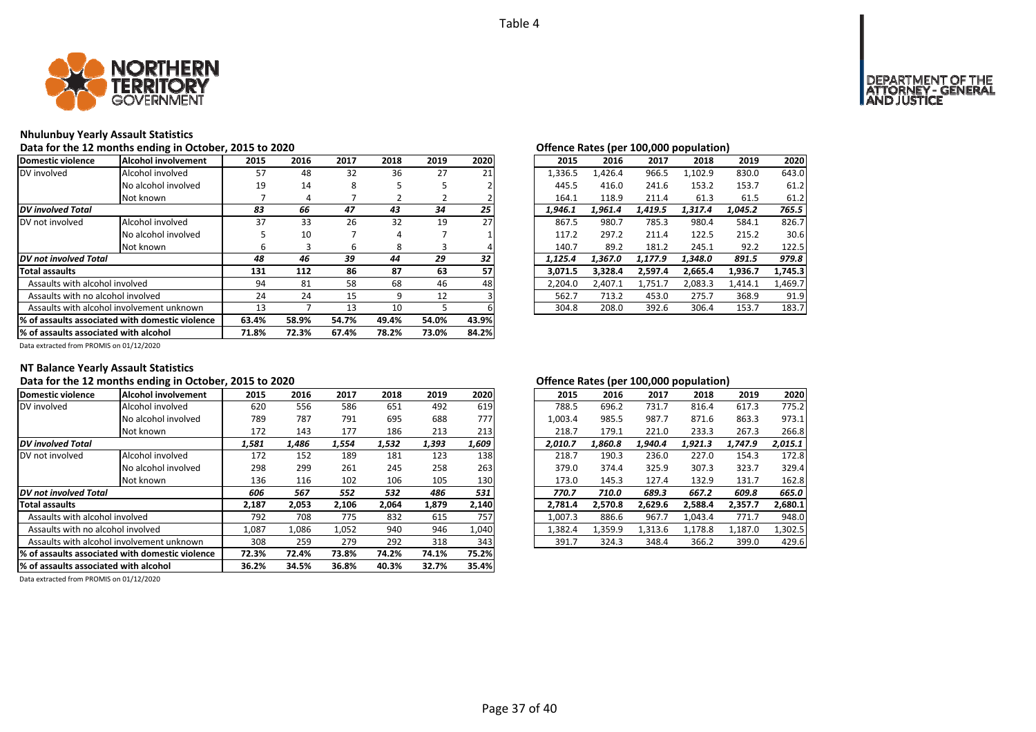Table 4

## Nhulunbuy Yearly Assault Statistics

Data for the 12 months ending in October, 2015 to 2020

| Domestic violence | Alcohol involvement | 2015 | 2016 | 2017 | 2018 | 2019 | 2020 |
|---|---|---|---|---|---|---|---|
| DV involved | Alcohol involved | 57 | 48 | 32 | 36 | 27 | 21 |
| | No alcohol involved | 19 | 14 | 8 | 5 | 5 | 2 |
| | Not known | 7 | 4 | 7 | 2 | 2 | 2 |
| ***DV involved Total*** | | ***83*** | ***66*** | ***47*** | ***43*** | ***34*** | ***25*** |
| DV not involved | Alcohol involved | 37 | 33 | 26 | 32 | 19 | 27 |
| | No alcohol involved | 5 | 10 | 7 | 4 | 7 | 1 |
| | Not known | 6 | 3 | 6 | 8 | 3 | 4 |
| ***DV not involved Total*** | | ***48*** | ***46*** | ***39*** | ***44*** | ***29*** | ***32*** |
| **Total assaults** | | **131** | **112** | **86** | **87** | **63** | **57** |
| Assaults with alcohol involved | | 94 | 81 | 58 | 68 | 46 | 48 |
| Assaults with no alcohol involved | | 24 | 24 | 15 | 9 | 12 | 3 |
| Assaults with alcohol involvement unknown | | 13 | 7 | 13 | 10 | 5 | 6 |
| **% of assaults associated with domestic violence** | | **63.4%** | **58.9%** | **54.7%** | **49.4%** | **54.0%** | **43.9%** |
| **% of assaults associated with alcohol** | | **71.8%** | **72.3%** | **67.4%** | **78.2%** | **73.0%** | **84.2%** |

Data extracted from PROMIS on 01/12/2020

Offence Rates (per 100,000 population)

| Domestic violence | Alcohol involvement | 2015 | 2016 | 2017 | 2018 | 2019 | 2020 |
|---|---|---|---|---|---|---|---|
| DV involved | Alcohol involved | 1,336.5 | 1,426.4 | 966.5 | 1,102.9 | 830.0 | 643.0 |
| | No alcohol involved | 445.5 | 416.0 | 241.6 | 153.2 | 153.7 | 61.2 |
| | Not known | 164.1 | 118.9 | 211.4 | 61.3 | 61.5 | 61.2 |
| ***DV involved Total*** | | ***1,946.1*** | ***1,961.4*** | ***1,419.5*** | ***1,317.4*** | ***1,045.2*** | ***765.5*** |
| DV not involved | Alcohol involved | 867.5 | 980.7 | 785.3 | 980.4 | 584.1 | 826.7 |
| | No alcohol involved | 117.2 | 297.2 | 211.4 | 122.5 | 215.2 | 30.6 |
| | Not known | 140.7 | 89.2 | 181.2 | 245.1 | 92.2 | 122.5 |
| ***DV not involved Total*** | | ***1,125.4*** | ***1,367.0*** | ***1,177.9*** | ***1,348.0*** | ***891.5*** | ***979.8*** |
| **Total assaults** | | **3,071.5** | **3,328.4** | **2,597.4** | **2,665.4** | **1,936.7** | **1,745.3** |
| Assaults with alcohol involved | | 2,204.0 | 2,407.1 | 1,751.7 | 2,083.3 | 1,414.1 | 1,469.7 |
| Assaults with no alcohol involved | | 562.7 | 713.2 | 453.0 | 275.7 | 368.9 | 91.9 |
| Assaults with alcohol involvement unknown | | 304.8 | 208.0 | 392.6 | 306.4 | 153.7 | 183.7 |

## NT Balance Yearly Assault Statistics

Data for the 12 months ending in October, 2015 to 2020

| Domestic violence | Alcohol involvement | 2015 | 2016 | 2017 | 2018 | 2019 | 2020 |
|---|---|---|---|---|---|---|---|
| DV involved | Alcohol involved | 620 | 556 | 586 | 651 | 492 | 619 |
| | No alcohol involved | 789 | 787 | 791 | 695 | 688 | 777 |
| | Not known | 172 | 143 | 177 | 186 | 213 | 213 |
| ***DV involved Total*** | | ***1,581*** | ***1,486*** | ***1,554*** | ***1,532*** | ***1,393*** | ***1,609*** |
| DV not involved | Alcohol involved | 172 | 152 | 189 | 181 | 123 | 138 |
| | No alcohol involved | 298 | 299 | 261 | 245 | 258 | 263 |
| | Not known | 136 | 116 | 102 | 106 | 105 | 130 |
| ***DV not involved Total*** | | ***606*** | ***567*** | ***552*** | ***532*** | ***486*** | ***531*** |
| **Total assaults** | | **2,187** | **2,053** | **2,106** | **2,064** | **1,879** | **2,140** |
| Assaults with alcohol involved | | 792 | 708 | 775 | 832 | 615 | 757 |
| Assaults with no alcohol involved | | 1,087 | 1,086 | 1,052 | 940 | 946 | 1,040 |
| Assaults with alcohol involvement unknown | | 308 | 259 | 279 | 292 | 318 | 343 |
| **% of assaults associated with domestic violence** | | **72.3%** | **72.4%** | **73.8%** | **74.2%** | **74.1%** | **75.2%** |
| **% of assaults associated with alcohol** | | **36.2%** | **34.5%** | **36.8%** | **40.3%** | **32.7%** | **35.4%** |

Data extracted from PROMIS on 01/12/2020

Offence Rates (per 100,000 population)

| Domestic violence | Alcohol involvement | 2015 | 2016 | 2017 | 2018 | 2019 | 2020 |
|---|---|---|---|---|---|---|---|
| DV involved | Alcohol involved | 788.5 | 696.2 | 731.7 | 816.4 | 617.3 | 775.2 |
| | No alcohol involved | 1,003.4 | 985.5 | 987.7 | 871.6 | 863.3 | 973.1 |
| | Not known | 218.7 | 179.1 | 221.0 | 233.3 | 267.3 | 266.8 |
| ***DV involved Total*** | | ***2,010.7*** | ***1,860.8*** | ***1,940.4*** | ***1,921.3*** | ***1,747.9*** | ***2,015.1*** |
| DV not involved | Alcohol involved | 218.7 | 190.3 | 236.0 | 227.0 | 154.3 | 172.8 |
| | No alcohol involved | 379.0 | 374.4 | 325.9 | 307.3 | 323.7 | 329.4 |
| | Not known | 173.0 | 145.3 | 127.4 | 132.9 | 131.7 | 162.8 |
| ***DV not involved Total*** | | ***770.7*** | ***710.0*** | ***689.3*** | ***667.2*** | ***609.8*** | ***665.0*** |
| **Total assaults** | | **2,781.4** | **2,570.8** | **2,629.6** | **2,588.4** | **2,357.7** | **2,680.1** |
| Assaults with alcohol involved | | 1,007.3 | 886.6 | 967.7 | 1,043.4 | 771.7 | 948.0 |
| Assaults with no alcohol involved | | 1,382.4 | 1,359.9 | 1,313.6 | 1,178.8 | 1,187.0 | 1,302.5 |
| Assaults with alcohol involvement unknown | | 391.7 | 324.3 | 348.4 | 366.2 | 399.0 | 429.6 |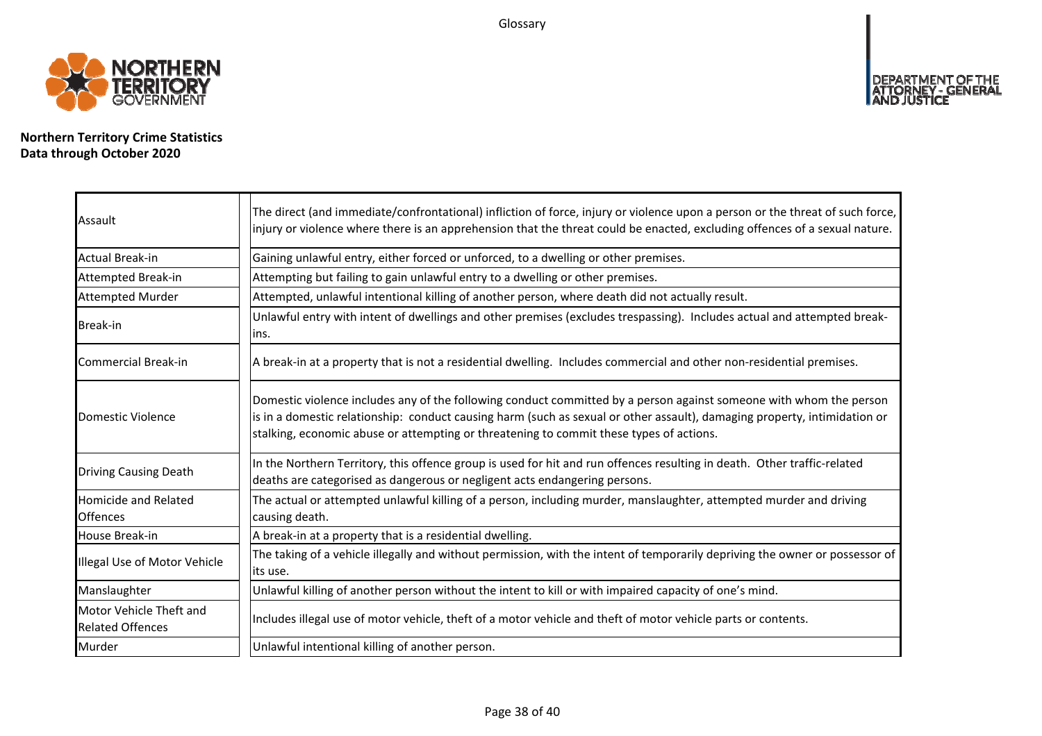# Glossary

**Northern Territory Crime Statistics**
**Data through October 2020**

| Term | Definition |
|---|---|
| Assault | The direct (and immediate/confrontational) infliction of force, injury or violence upon a person or the threat of such force, injury or violence where there is an apprehension that the threat could be enacted, excluding offences of a sexual nature. |
| Actual Break-in | Gaining unlawful entry, either forced or unforced, to a dwelling or other premises. |
| Attempted Break-in | Attempting but failing to gain unlawful entry to a dwelling or other premises. |
| Attempted Murder | Attempted, unlawful intentional killing of another person, where death did not actually result. |
| Break-in | Unlawful entry with intent of dwellings and other premises (excludes trespassing). Includes actual and attempted break-ins. |
| Commercial Break-in | A break-in at a property that is not a residential dwelling. Includes commercial and other non-residential premises. |
| Domestic Violence | Domestic violence includes any of the following conduct committed by a person against someone with whom the person is in a domestic relationship: conduct causing harm (such as sexual or other assault), damaging property, intimidation or stalking, economic abuse or attempting or threatening to commit these types of actions. |
| Driving Causing Death | In the Northern Territory, this offence group is used for hit and run offences resulting in death. Other traffic-related deaths are categorised as dangerous or negligent acts endangering persons. |
| Homicide and Related Offences | The actual or attempted unlawful killing of a person, including murder, manslaughter, attempted murder and driving causing death. |
| House Break-in | A break-in at a property that is a residential dwelling. |
| Illegal Use of Motor Vehicle | The taking of a vehicle illegally and without permission, with the intent of temporarily depriving the owner or possessor of its use. |
| Manslaughter | Unlawful killing of another person without the intent to kill or with impaired capacity of one's mind. |
| Motor Vehicle Theft and Related Offences | Includes illegal use of motor vehicle, theft of a motor vehicle and theft of motor vehicle parts or contents. |
| Murder | Unlawful intentional killing of another person. |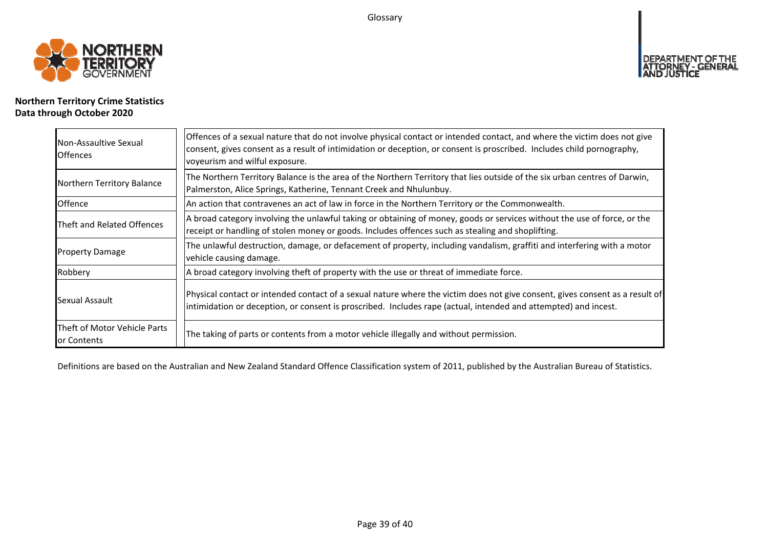Glossary

**Northern Territory Crime Statistics**
**Data through October 2020**

| | |
|---|---|
| Non-Assaultive Sexual Offences | Offences of a sexual nature that do not involve physical contact or intended contact, and where the victim does not give consent, gives consent as a result of intimidation or deception, or consent is proscribed. Includes child pornography, voyeurism and wilful exposure. |
| Northern Territory Balance | The Northern Territory Balance is the area of the Northern Territory that lies outside of the six urban centres of Darwin, Palmerston, Alice Springs, Katherine, Tennant Creek and Nhulunbuy. |
| Offence | An action that contravenes an act of law in force in the Northern Territory or the Commonwealth. |
| Theft and Related Offences | A broad category involving the unlawful taking or obtaining of money, goods or services without the use of force, or the receipt or handling of stolen money or goods. Includes offences such as stealing and shoplifting. |
| Property Damage | The unlawful destruction, damage, or defacement of property, including vandalism, graffiti and interfering with a motor vehicle causing damage. |
| Robbery | A broad category involving theft of property with the use or threat of immediate force. |
| Sexual Assault | Physical contact or intended contact of a sexual nature where the victim does not give consent, gives consent as a result of intimidation or deception, or consent is proscribed. Includes rape (actual, intended and attempted) and incest. |
| Theft of Motor Vehicle Parts or Contents | The taking of parts or contents from a motor vehicle illegally and without permission. |

Definitions are based on the Australian and New Zealand Standard Offence Classification system of 2011, published by the Australian Bureau of Statistics.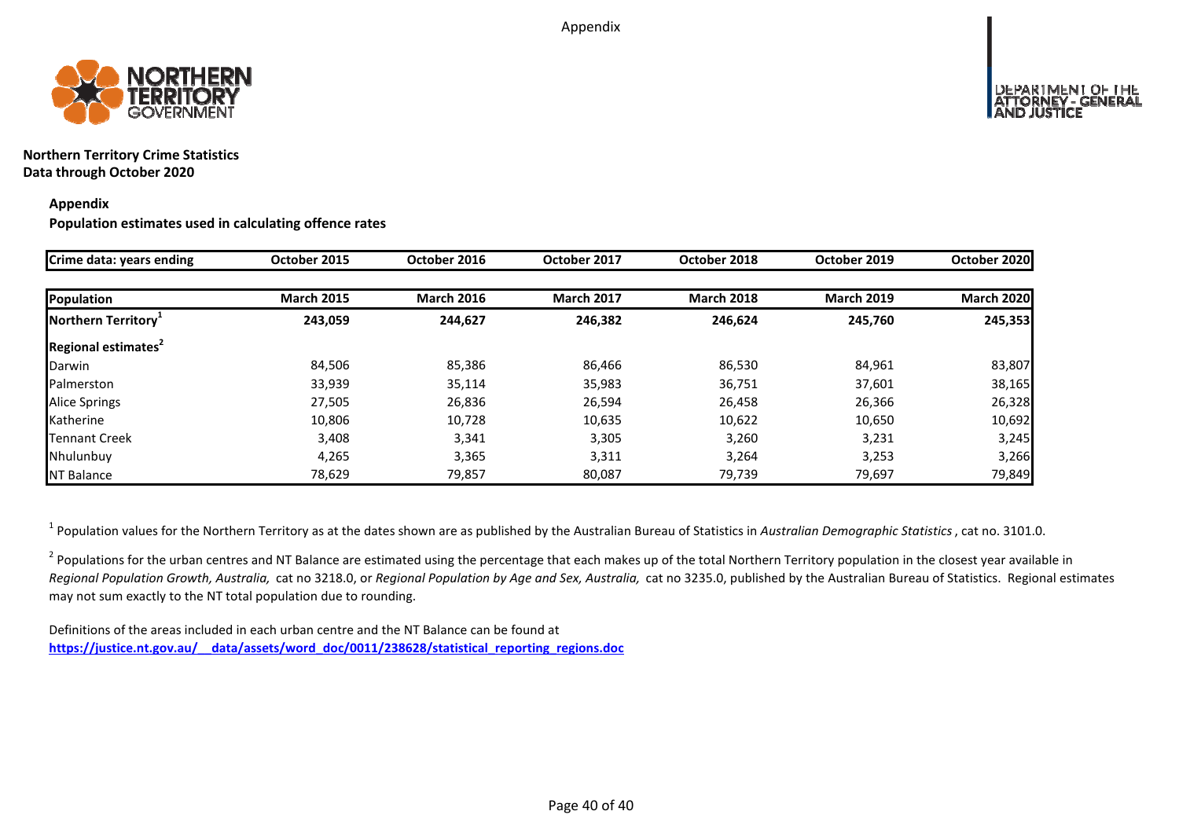**Northern Territory Crime Statistics**
**Data through October 2020**

### Appendix

**Population estimates used in calculating offence rates**

| Crime data: years ending | October 2015 | October 2016 | October 2017 | October 2018 | October 2019 | October 2020 |
|---|---|---|---|---|---|---|
| **Population** | **March 2015** | **March 2016** | **March 2017** | **March 2018** | **March 2019** | **March 2020** |
| **Northern Territory**[1] | **243,059** | **244,627** | **246,382** | **246,624** | **245,760** | **245,353** |
| **Regional estimates**[2] | | | | | | |
| Darwin | 84,506 | 85,386 | 86,466 | 86,530 | 84,961 | 83,807 |
| Palmerston | 33,939 | 35,114 | 35,983 | 36,751 | 37,601 | 38,165 |
| Alice Springs | 27,505 | 26,836 | 26,594 | 26,458 | 26,366 | 26,328 |
| Katherine | 10,806 | 10,728 | 10,635 | 10,622 | 10,650 | 10,692 |
| Tennant Creek | 3,408 | 3,341 | 3,305 | 3,260 | 3,231 | 3,245 |
| Nhulunbuy | 4,265 | 3,365 | 3,311 | 3,264 | 3,253 | 3,266 |
| NT Balance | 78,629 | 79,857 | 80,087 | 79,739 | 79,697 | 79,849 |

[1] Population values for the Northern Territory as at the dates shown are as published by the Australian Bureau of Statistics in *Australian Demographic Statistics* , cat no. 3101.0.

[2] Populations for the urban centres and NT Balance are estimated using the percentage that each makes up of the total Northern Territory population in the closest year available in *Regional Population Growth, Australia,* cat no 3218.0, or *Regional Population by Age and Sex, Australia,* cat no 3235.0, published by the Australian Bureau of Statistics. Regional estimates may not sum exactly to the NT total population due to rounding.

Definitions of the areas included in each urban centre and the NT Balance can be found at
**https://justice.nt.gov.au/__data/assets/word_doc/0011/238628/statistical_reporting_regions.doc**